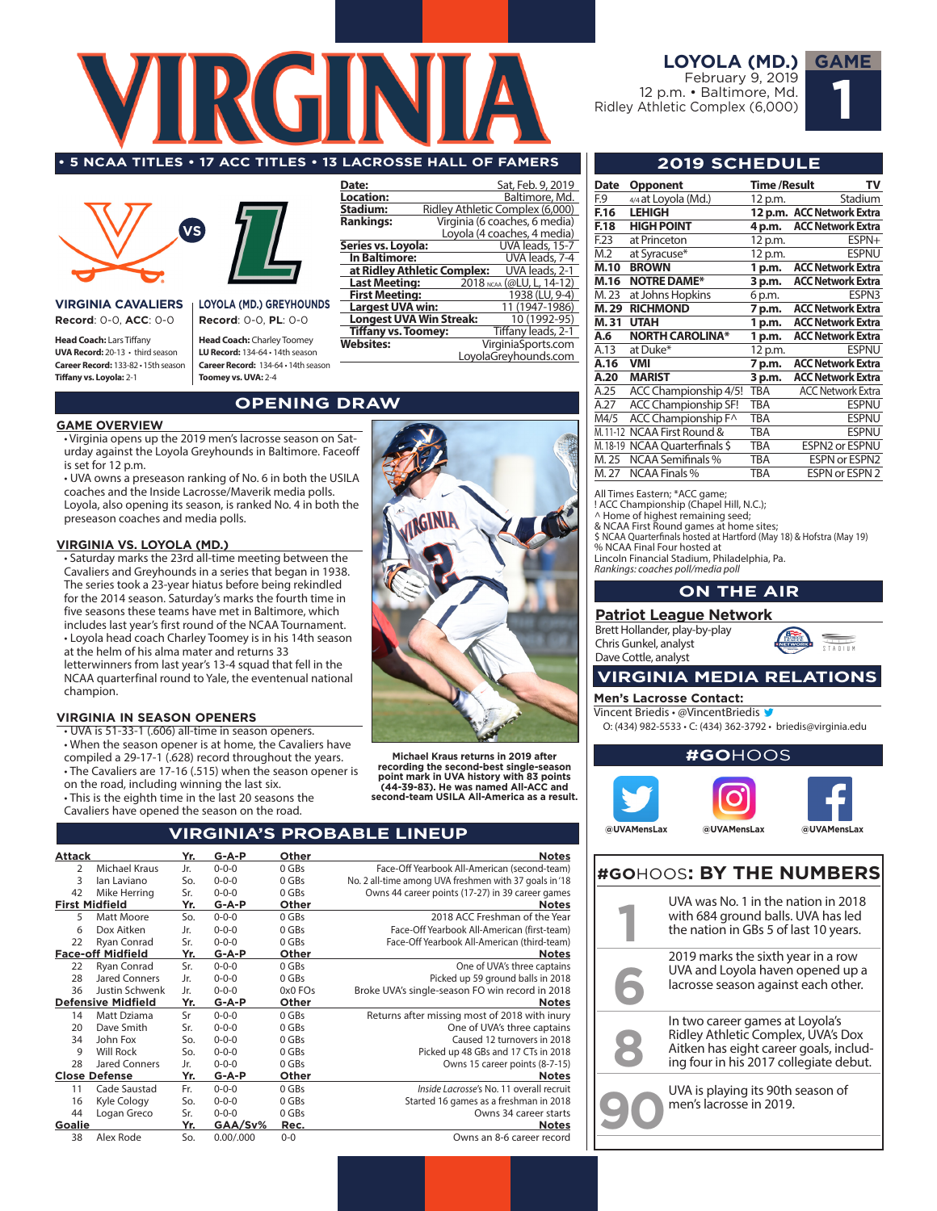# VIRGINIA

**LOYOLA (MD.)** February 9, 2019 12 p.m. • Baltimore, Md. Ridley Athletic Complex (6,000)

**GAME 1**

**• 5 NCAA TITLES • 17 ACC TITLES • 13 LACROSSE HALL OF FAMERS**

**VIRGINIA CAVALIERS**
Record: 0-0, ACC: 0-0

Head Coach: Lars Tiffany
UVA Record: 20-13 • third season
Career Record: 133-82 • 15th season
Tiffany vs. Loyola: 2-1

**LOYOLA (MD.) GREYHOUNDS**
Record: 0-0, PL: 0-0

Head Coach: Charley Toomey
LU Record: 134-64 • 14th season
Career Record: 134-64 • 14th season
Toomey vs. UVA: 2-4

| | |
|---|---|
| **Date:** | Sat, Feb. 9, 2019 |
| **Location:** | Baltimore, Md. |
| **Stadium:** | Ridley Athletic Complex (6,000) |
| **Rankings:** | Virginia (6 coaches, 6 media) Loyola (4 coaches, 4 media) |
| **Series vs. Loyola:** | UVA leads, 15-7 |
| **In Baltimore:** | UVA leads, 7-4 |
| **at Ridley Athletic Complex:** | UVA leads, 2-1 |
| **Last Meeting:** | 2018 NCAA (@LU, L, 14-12) |
| **First Meeting:** | 1938 (LU, 9-4) |
| **Largest UVA win:** | 11 (1947-1986) |
| **Longest UVA Win Streak:** | 10 (1992-95) |
| **Tiffany vs. Toomey:** | Tiffany leads, 2-1 |
| **Websites:** | VirginiaSports.com LoyolaGreyhounds.com |

## OPENING DRAW

### GAME OVERVIEW

• Virginia opens up the 2019 men's lacrosse season on Saturday against the Loyola Greyhounds in Baltimore. Faceoff is set for 12 p.m.

• UVA owns a preseason ranking of No. 6 in both the USILA coaches and the Inside Lacrosse/Maverik media polls. Loyola, also opening its season, is ranked No. 4 in both the preseason coaches and media polls.

### VIRGINIA VS. LOYOLA (MD.)

• Saturday marks the 23rd all-time meeting between the Cavaliers and Greyhounds in a series that began in 1938. The series took a 23-year hiatus before being rekindled for the 2014 season. Saturday's marks the fourth time in five seasons these teams have met in Baltimore, which includes last year's first round of the NCAA Tournament.

• Loyola head coach Charley Toomey is in his 14th season at the helm of his alma mater and returns 33 letterwinners from last year's 13-4 squad that fell in the NCAA quarterfinal round to Yale, the enventual national champion.

### VIRGINIA IN SEASON OPENERS

• UVA is 51-33-1 (.606) all-time in season openers.

• When the season opener is at home, the Cavaliers have compiled a 29-17-1 (.628) record throughout the years.

• The Cavaliers are 17-16 (.515) when the season opener is on the road, including winning the last six.

• This is the eighth time in the last 20 seasons the Cavaliers have opened the season on the road.

**Michael Kraus returns in 2019 after recording the second-best single-season point mark in UVA history with 83 points (44-39-83). He was named All-ACC and second-team USILA All-America as a result.**

## VIRGINIA'S PROBABLE LINEUP

| **Attack** | | **Yr.** | **G-A-P** | **Other** | **Notes** |
|---|---|---|---|---|---|
| 2 | Michael Kraus | Jr. | 0-0-0 | 0 GBs | Face-Off Yearbook All-American (second-team) |
| 3 | Ian Laviano | So. | 0-0-0 | 0 GBs | No. 2 all-time among UVA freshmen with 37 goals in '18 |
| 42 | Mike Herring | Sr. | 0-0-0 | 0 GBs | Owns 44 career points (17-27) in 39 career games |
| **First Midfield** | | **Yr.** | **G-A-P** | **Other** | **Notes** |
| 5 | Matt Moore | So. | 0-0-0 | 0 GBs | 2018 ACC Freshman of the Year |
| 6 | Dox Aitken | Jr. | 0-0-0 | 0 GBs | Face-Off Yearbook All-American (first-team) |
| 22 | Ryan Conrad | Sr. | 0-0-0 | 0 GBs | Face-Off Yearbook All-American (third-team) |
| **Face-off Midfield** | | **Yr.** | **G-A-P** | **Other** | **Notes** |
| 22 | Ryan Conrad | Sr. | 0-0-0 | 0 GBs | One of UVA's three captains |
| 28 | Jared Conners | Jr. | 0-0-0 | 0 GBs | Picked up 59 ground balls in 2018 |
| 36 | Justin Schwenk | Jr. | 0-0-0 | 0x0 FOs | Broke UVA's single-season FO win record in 2018 |
| **Defensive Midfield** | | **Yr.** | **G-A-P** | **Other** | **Notes** |
| 14 | Matt Dziama | Sr | 0-0-0 | 0 GBs | Returns after missing most of 2018 with inury |
| 20 | Dave Smith | Sr. | 0-0-0 | 0 GBs | One of UVA's three captains |
| 34 | John Fox | So. | 0-0-0 | 0 GBs | Caused 12 turnovers in 2018 |
| 9 | Will Rock | So. | 0-0-0 | 0 GBs | Picked up 48 GBs and 17 CTs in 2018 |
| 28 | Jared Conners | Jr. | 0-0-0 | 0 GBs | Owns 15 career points (8-7-15) |
| **Close Defense** | | **Yr.** | **G-A-P** | **Other** | **Notes** |
| 11 | Cade Saustad | Fr. | 0-0-0 | 0 GBs | *Inside Lacrosse's* No. 11 overall recruit |
| 16 | Kyle Cology | So. | 0-0-0 | 0 GBs | Started 16 games as a freshman in 2018 |
| 44 | Logan Greco | Sr. | 0-0-0 | 0 GBs | Owns 34 career starts |
| **Goalie** | | **Yr.** | **GAA/Sv%** | **Rec.** | **Notes** |
| 38 | Alex Rode | So. | 0.00/.000 | 0-0 | Owns an 8-6 career record |

## 2019 SCHEDULE

| Date | Opponent | Time /Result | TV |
|---|---|---|---|
| F.9 | 4/4 at Loyola (Md.) | 12 p.m. | Stadium |
| **F.16** | **LEHIGH** | **12 p.m.** | **ACC Network Extra** |
| **F.18** | **HIGH POINT** | **4 p.m.** | **ACC Network Extra** |
| F.23 | at Princeton | 12 p.m. | ESPN+ |
| M.2 | at Syracuse* | 12 p.m. | ESPNU |
| **M.10** | **BROWN** | **1 p.m.** | **ACC Network Extra** |
| **M.16** | **NOTRE DAME*** | **3 p.m.** | **ACC Network Extra** |
| M. 23 | at Johns Hopkins | 6 p.m. | ESPN3 |
| **M. 29** | **RICHMOND** | **7 p.m.** | **ACC Network Extra** |
| **M. 31** | **UTAH** | **1 p.m.** | **ACC Network Extra** |
| **A.6** | **NORTH CAROLINA*** | **1 p.m.** | **ACC Network Extra** |
| A.13 | at Duke* | 12 p.m. | ESPNU |
| **A.16** | **VMI** | **7 p.m.** | **ACC Network Extra** |
| **A.20** | **MARIST** | **3 p.m.** | **ACC Network Extra** |
| A.25 | ACC Championship 4/5! | TBA | ACC Network Extra |
| A.27 | ACC Championship SF! | TBA | ESPNU |
| M4/5 | ACC Championship F^ | TBA | ESPNU |
| M.11-12 | NCAA First Round & | TBA | ESPNU |
| M. 18-19 | NCAA Quarterfinals $ | TBA | ESPN2 or ESPNU |
| M. 25 | NCAA Semifinals % | TBA | ESPN or ESPN2 |
| M. 27 | NCAA Finals % | TBA | ESPN or ESPN 2 |

All Times Eastern; *ACC game;
! ACC Championship (Chapel Hill, N.C.);
^ Home of highest remaining seed;
& NCAA First Round games at home sites;
$ NCAA Quarterfinals hosted at Hartford (May 18) & Hofstra (May 19)
% NCAA Final Four hosted at Lincoln Financial Stadium, Philadelphia, Pa.
*Rankings: coaches poll/media poll*

## ON THE AIR

### Patriot League Network

Brett Hollander, play-by-play
Chris Gunkel, analyst
Dave Cottle, analyst

## VIRGINIA MEDIA RELATIONS

**Men's Lacrosse Contact:**
Vincent Briedis • @VincentBriedis
O: (434) 982-5533 • C: (434) 362-3792 • briedis@virginia.edu

## #GOHOOS

@UVAMensLax @UVAMensLax @UVAMensLax

## #GOHOOS: BY THE NUMBERS

**1** UVA was No. 1 in the nation in 2018 with 684 ground balls. UVA has led the nation in GBs 5 of last 10 years.

**6** 2019 marks the sixth year in a row UVA and Loyola have opened up a lacrosse season against each other.

**8** In two career games at Loyola's Ridley Athletic Complex, UVA's Dox Aitken has eight career goals, including four in his 2017 collegiate debut.

**90** UVA is playing its 90th season of men's lacrosse in 2019.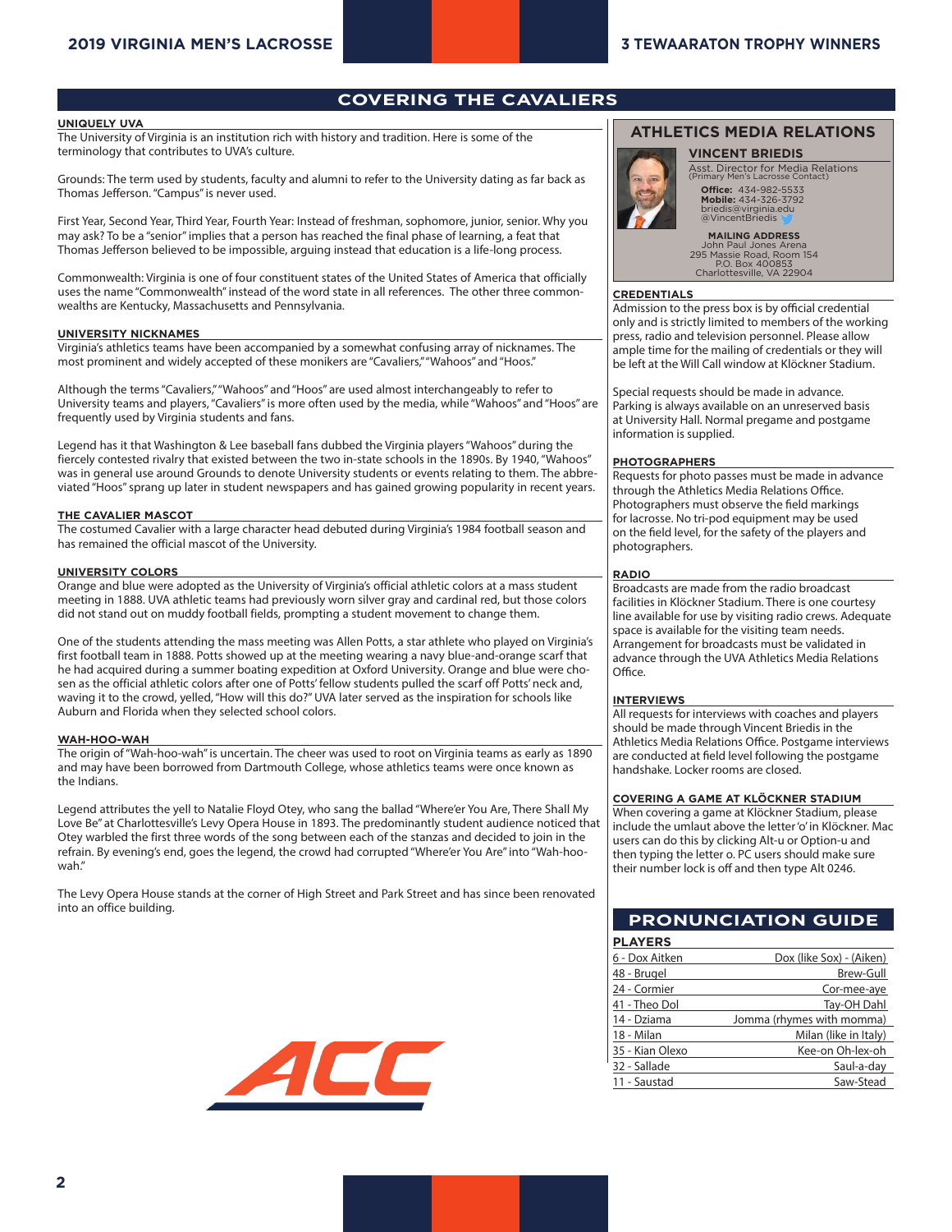# COVERING THE CAVALIERS

### UNIQUELY UVA

The University of Virginia is an institution rich with history and tradition. Here is some of the terminology that contributes to UVA's culture.

Grounds: The term used by students, faculty and alumni to refer to the University dating as far back as Thomas Jefferson. "Campus" is never used.

First Year, Second Year, Third Year, Fourth Year: Instead of freshman, sophomore, junior, senior. Why you may ask? To be a "senior" implies that a person has reached the final phase of learning, a feat that Thomas Jefferson believed to be impossible, arguing instead that education is a life-long process.

Commonwealth: Virginia is one of four constituent states of the United States of America that officially uses the name "Commonwealth" instead of the word state in all references. The other three commonwealths are Kentucky, Massachusetts and Pennsylvania.

### UNIVERSITY NICKNAMES

Virginia's athletics teams have been accompanied by a somewhat confusing array of nicknames. The most prominent and widely accepted of these monikers are "Cavaliers," "Wahoos" and "Hoos."

Although the terms "Cavaliers," "Wahoos" and "Hoos" are used almost interchangeably to refer to University teams and players, "Cavaliers" is more often used by the media, while "Wahoos" and "Hoos" are frequently used by Virginia students and fans.

Legend has it that Washington & Lee baseball fans dubbed the Virginia players "Wahoos" during the fiercely contested rivalry that existed between the two in-state schools in the 1890s. By 1940, "Wahoos" was in general use around Grounds to denote University students or events relating to them. The abbreviated "Hoos" sprang up later in student newspapers and has gained growing popularity in recent years.

### THE CAVALIER MASCOT

The costumed Cavalier with a large character head debuted during Virginia's 1984 football season and has remained the official mascot of the University.

### UNIVERSITY COLORS

Orange and blue were adopted as the University of Virginia's official athletic colors at a mass student meeting in 1888. UVA athletic teams had previously worn silver gray and cardinal red, but those colors did not stand out on muddy football fields, prompting a student movement to change them.

One of the students attending the mass meeting was Allen Potts, a star athlete who played on Virginia's first football team in 1888. Potts showed up at the meeting wearing a navy blue-and-orange scarf that he had acquired during a summer boating expedition at Oxford University. Orange and blue were chosen as the official athletic colors after one of Potts' fellow students pulled the scarf off Potts' neck and, waving it to the crowd, yelled, "How will this do?" UVA later served as the inspiration for schools like Auburn and Florida when they selected school colors.

### WAH-HOO-WAH

The origin of "Wah-hoo-wah" is uncertain. The cheer was used to root on Virginia teams as early as 1890 and may have been borrowed from Dartmouth College, whose athletics teams were once known as the Indians.

Legend attributes the yell to Natalie Floyd Otey, who sang the ballad "Where'er You Are, There Shall My Love Be" at Charlottesville's Levy Opera House in 1893. The predominantly student audience noticed that Otey warbled the first three words of the song between each of the stanzas and decided to join in the refrain. By evening's end, goes the legend, the crowd had corrupted "Where'er You Are" into "Wah-hoo-wah."

The Levy Opera House stands at the corner of High Street and Park Street and has since been renovated into an office building.

## ATHLETICS MEDIA RELATIONS

**VINCENT BRIEDIS**
Asst. Director for Media Relations
(Primary Men's Lacrosse Contact)
**Office:** 434-982-5533
**Mobile:** 434-326-3792
briedis@virginia.edu
@VincentBriedis

**MAILING ADDRESS**
John Paul Jones Arena
295 Massie Road, Room 154
P.O. Box 400853
Charlottesville, VA 22904

### CREDENTIALS

Admission to the press box is by official credential only and is strictly limited to members of the working press, radio and television personnel. Please allow ample time for the mailing of credentials or they will be left at the Will Call window at Klöckner Stadium.

Special requests should be made in advance. Parking is always available on an unreserved basis at University Hall. Normal pregame and postgame information is supplied.

### PHOTOGRAPHERS

Requests for photo passes must be made in advance through the Athletics Media Relations Office. Photographers must observe the field markings for lacrosse. No tri-pod equipment may be used on the field level, for the safety of the players and photographers.

### RADIO

Broadcasts are made from the radio broadcast facilities in Klöckner Stadium. There is one courtesy line available for use by visiting radio crews. Adequate space is available for the visiting team needs. Arrangement for broadcasts must be validated in advance through the UVA Athletics Media Relations Office.

### INTERVIEWS

All requests for interviews with coaches and players should be made through Vincent Briedis in the Athletics Media Relations Office. Postgame interviews are conducted at field level following the postgame handshake. Locker rooms are closed.

### COVERING A GAME AT KLÖCKNER STADIUM

When covering a game at Klöckner Stadium, please include the umlaut above the letter 'o' in Klöckner. Mac users can do this by clicking Alt-u or Option-u and then typing the letter o. PC users should make sure their number lock is off and then type Alt 0246.

## PRONUNCIATION GUIDE

| PLAYERS | |
|---|---|
| 6 - Dox Aitken | Dox (like Sox) - (Aiken) |
| 48 - Brugel | Brew-Gull |
| 24 - Cormier | Cor-mee-aye |
| 41 - Theo Dol | Tay-OH Dahl |
| 14 - Dziama | Jomma (rhymes with momma) |
| 18 - Milan | Milan (like in Italy) |
| 35 - Kian Olexo | Kee-on Oh-lex-oh |
| 32 - Sallade | Saul-a-day |
| 11 - Saustad | Saw-Stead |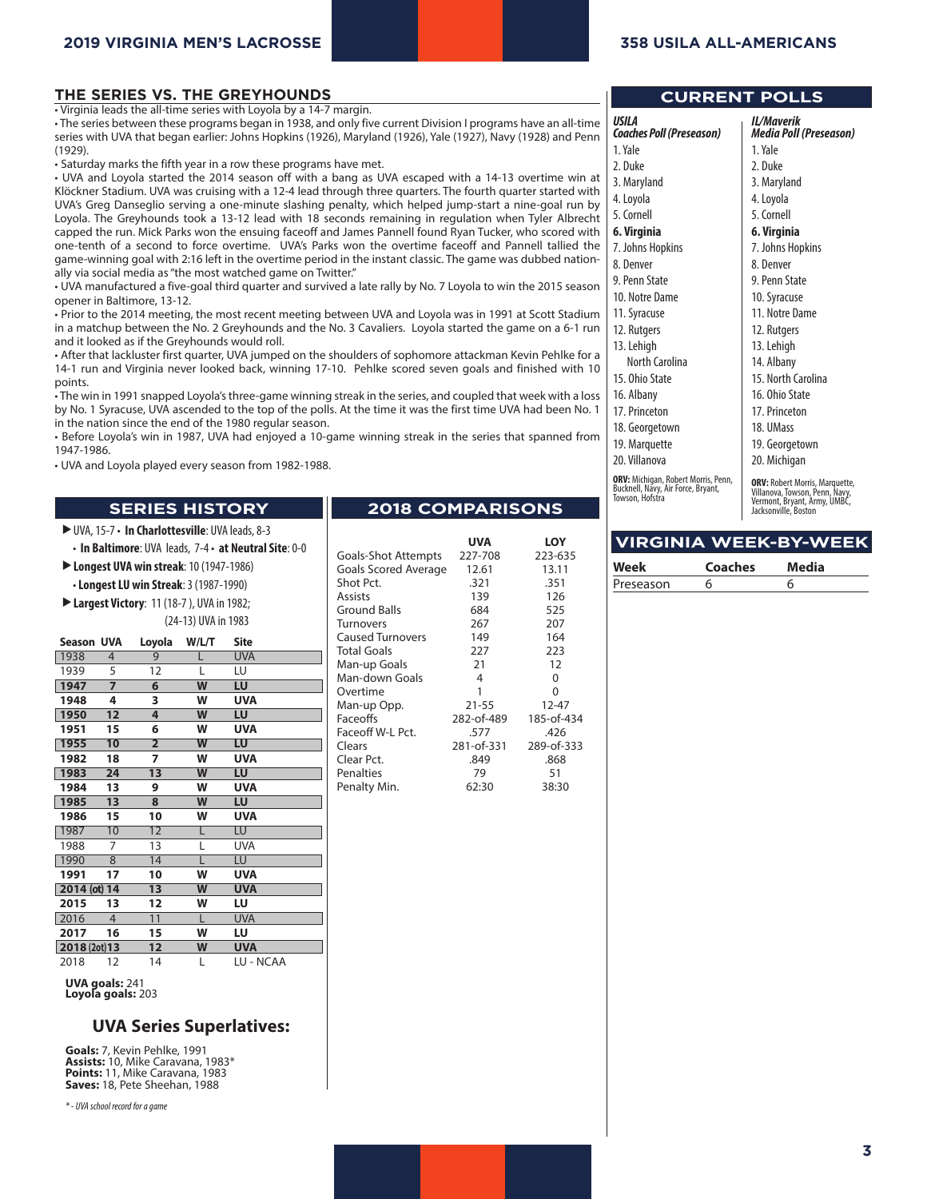## THE SERIES VS. THE GREYHOUNDS

- Virginia leads the all-time series with Loyola by a 14-7 margin.
- The series between these programs began in 1938, and only five current Division I programs have an all-time series with UVA that began earlier: Johns Hopkins (1926), Maryland (1926), Yale (1927), Navy (1928) and Penn (1929).
- Saturday marks the fifth year in a row these programs have met.
- UVA and Loyola started the 2014 season off with a bang as UVA escaped with a 14-13 overtime win at Klöckner Stadium. UVA was cruising with a 12-4 lead through three quarters. The fourth quarter started with UVA's Greg Danseglio serving a one-minute slashing penalty, which helped jump-start a nine-goal run by Loyola. The Greyhounds took a 13-12 lead with 18 seconds remaining in regulation when Tyler Albrecht capped the run. Mick Parks won the ensuing faceoff and James Pannell found Ryan Tucker, who scored with one-tenth of a second to force overtime. UVA's Parks won the overtime faceoff and Pannell tallied the game-winning goal with 2:16 left in the overtime period in the instant classic. The game was dubbed nation-ally via social media as "the most watched game on Twitter."
- UVA manufactured a five-goal third quarter and survived a late rally by No. 7 Loyola to win the 2015 season opener in Baltimore, 13-12.
- Prior to the 2014 meeting, the most recent meeting between UVA and Loyola was in 1991 at Scott Stadium in a matchup between the No. 2 Greyhounds and the No. 3 Cavaliers. Loyola started the game on a 6-1 run and it looked as if the Greyhounds would roll.
- After that lackluster first quarter, UVA jumped on the shoulders of sophomore attackman Kevin Pehlke for a 14-1 run and Virginia never looked back, winning 17-10. Pehlke scored seven goals and finished with 10 points.
- The win in 1991 snapped Loyola's three-game winning streak in the series, and coupled that week with a loss by No. 1 Syracuse, UVA ascended to the top of the polls. At the time it was the first time UVA had been No. 1 in the nation since the end of the 1980 regular season.
- Before Loyola's win in 1987, UVA had enjoyed a 10-game winning streak in the series that spanned from 1947-1986.
- UVA and Loyola played every season from 1982-1988.

## SERIES HISTORY

- UVA, 15-7 • **In Charlottesville**: UVA leads, 8-3
  - **In Baltimore**: UVA leads, 7-4 • **at Neutral Site**: 0-0
- **Longest UVA win streak**: 10 (1947-1986)
  - **Longest LU win Streak**: 3 (1987-1990)
- **Largest Victory**: 11 (18-7 ), UVA in 1982; (24-13) UVA in 1983

| Season | UVA | Loyola | W/L/T | Site |
|---|---|---|---|---|
| 1938 | 4 | 9 | L | UVA |
| 1939 | 5 | 12 | L | LU |
| **1947** | **7** | **6** | **W** | **LU** |
| **1948** | **4** | **3** | **W** | **UVA** |
| **1950** | **12** | **4** | **W** | **LU** |
| **1951** | **15** | **6** | **W** | **UVA** |
| **1955** | **10** | **2** | **W** | **LU** |
| **1982** | **18** | **7** | **W** | **UVA** |
| **1983** | **24** | **13** | **W** | **LU** |
| **1984** | **13** | **9** | **W** | **UVA** |
| **1985** | **13** | **8** | **W** | **LU** |
| **1986** | **15** | **10** | **W** | **UVA** |
| 1987 | 10 | 12 | L | LU |
| 1988 | 7 | 13 | L | UVA |
| 1990 | 8 | 14 | L | LU |
| **1991** | **17** | **10** | **W** | **UVA** |
| **2014 (ot)** | **14** | **13** | **W** | **UVA** |
| **2015** | **13** | **12** | **W** | **LU** |
| 2016 | 4 | 11 | L | UVA |
| **2017** | **16** | **15** | **W** | **LU** |
| **2018 (2ot)** | **13** | **12** | **W** | **UVA** |
| 2018 | 12 | 14 | L | LU - NCAA |

**UVA goals:** 241
**Loyola goals:** 203

### UVA Series Superlatives:

**Goals:** 7, Kevin Pehlke, 1991
**Assists:** 10, Mike Caravana, 1983*
**Points:** 11, Mike Caravana, 1983
**Saves:** 18, Pete Sheehan, 1988

*\* - UVA school record for a game*

## 2018 COMPARISONS

| | UVA | LOY |
|---|---|---|
| Goals-Shot Attempts | 227-708 | 223-635 |
| Goals Scored Average | 12.61 | 13.11 |
| Shot Pct. | .321 | .351 |
| Assists | 139 | 126 |
| Ground Balls | 684 | 525 |
| Turnovers | 267 | 207 |
| Caused Turnovers | 149 | 164 |
| Total Goals | 227 | 223 |
| Man-up Goals | 21 | 12 |
| Man-down Goals | 4 | 0 |
| Overtime | 1 | 0 |
| Man-up Opp. | 21-55 | 12-47 |
| Faceoffs | 282-of-489 | 185-of-434 |
| Faceoff W-L Pct. | .577 | .426 |
| Clears | 281-of-331 | 289-of-333 |
| Clear Pct. | .849 | .868 |
| Penalties | 79 | 51 |
| Penalty Min. | 62:30 | 38:30 |

## CURRENT POLLS

| *USILA Coaches Poll (Preseason)* | *IL/Maverik Media Poll (Preseason)* |
|---|---|
| 1. Yale | 1. Yale |
| 2. Duke | 2. Duke |
| 3. Maryland | 3. Maryland |
| 4. Loyola | 4. Loyola |
| 5. Cornell | 5. Cornell |
| **6. Virginia** | **6. Virginia** |
| 7. Johns Hopkins | 7. Johns Hopkins |
| 8. Denver | 8. Denver |
| 9. Penn State | 9. Penn State |
| 10. Notre Dame | 10. Syracuse |
| 11. Syracuse | 11. Notre Dame |
| 12. Rutgers | 12. Rutgers |
| 13. Lehigh | 13. Lehigh |
| North Carolina | 14. Albany |
| 15. Ohio State | 15. North Carolina |
| 16. Albany | 16. Ohio State |
| 17. Princeton | 17. Princeton |
| 18. Georgetown | 18. UMass |
| 19. Marquette | 19. Georgetown |
| 20. Villanova | 20. Michigan |

**ORV (Coaches):** Michigan, Robert Morris, Penn, Bucknell, Navy, Air Force, Bryant, Towson, Hofstra

**ORV (Media):** Robert Morris, Marquette, Villanova, Towson, Penn, Navy, Vermont, Bryant, Army, UMBC, Jacksonville, Boston

## VIRGINIA WEEK-BY-WEEK

| Week | Coaches | Media |
|---|---|---|
| Preseason | 6 | 6 |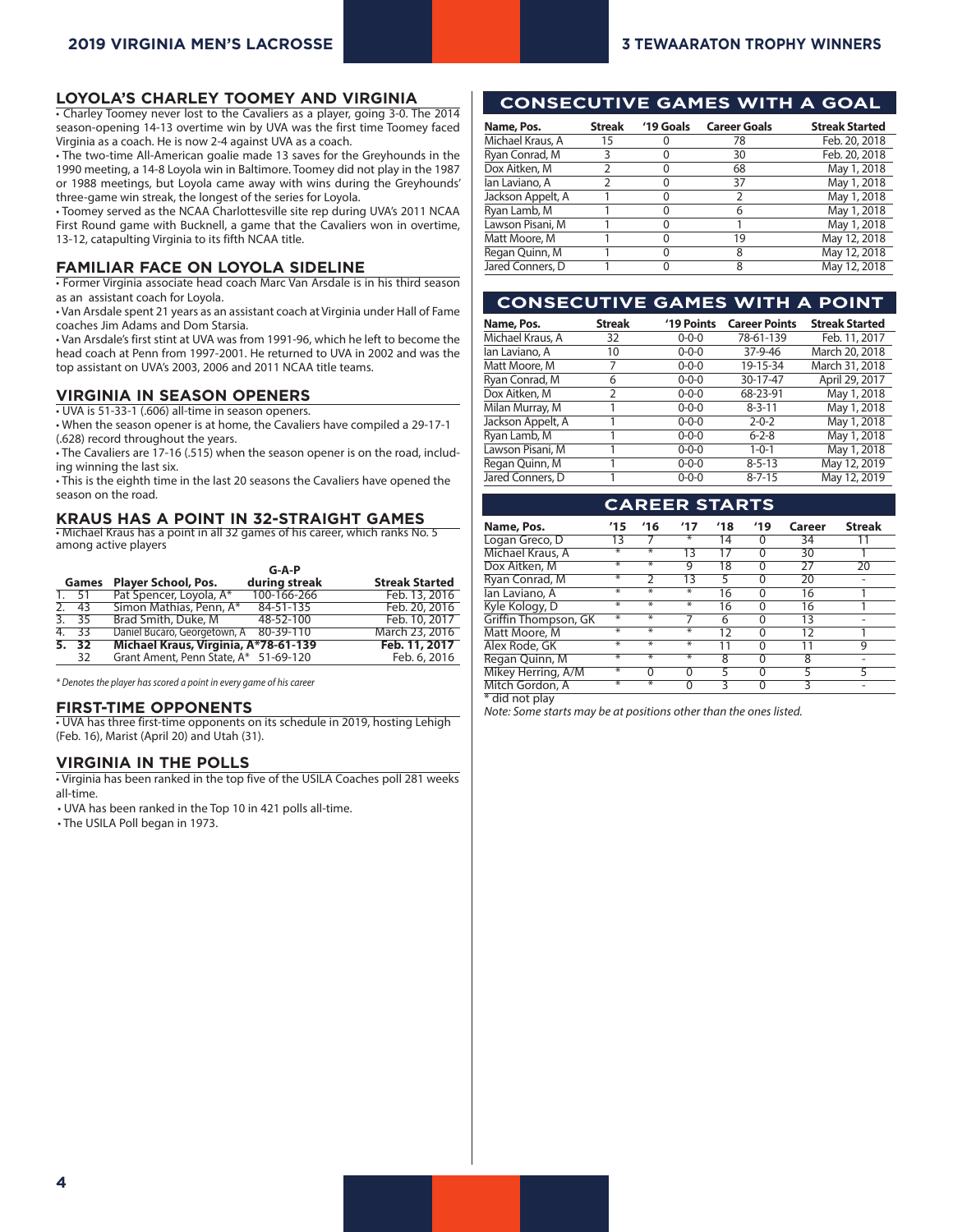## LOYOLA'S CHARLEY TOOMEY AND VIRGINIA

• Charley Toomey never lost to the Cavaliers as a player, going 3-0. The 2014 season-opening 14-13 overtime win by UVA was the first time Toomey faced Virginia as a coach. He is now 2-4 against UVA as a coach.

• The two-time All-American goalie made 13 saves for the Greyhounds in the 1990 meeting, a 14-8 Loyola win in Baltimore. Toomey did not play in the 1987 or 1988 meetings, but Loyola came away with wins during the Greyhounds' three-game win streak, the longest of the series for Loyola.

• Toomey served as the NCAA Charlottesville site rep during UVA's 2011 NCAA First Round game with Bucknell, a game that the Cavaliers won in overtime, 13-12, catapulting Virginia to its fifth NCAA title.

## FAMILIAR FACE ON LOYOLA SIDELINE

• Former Virginia associate head coach Marc Van Arsdale is in his third season as an assistant coach for Loyola.

• Van Arsdale spent 21 years as an assistant coach at Virginia under Hall of Fame coaches Jim Adams and Dom Starsia.

• Van Arsdale's first stint at UVA was from 1991-96, which he left to become the head coach at Penn from 1997-2001. He returned to UVA in 2002 and was the top assistant on UVA's 2003, 2006 and 2011 NCAA title teams.

## VIRGINIA IN SEASON OPENERS

• UVA is 51-33-1 (.606) all-time in season openers.

• When the season opener is at home, the Cavaliers have compiled a 29-17-1 (.628) record throughout the years.

• The Cavaliers are 17-16 (.515) when the season opener is on the road, including winning the last six.

• This is the eighth time in the last 20 seasons the Cavaliers have opened the season on the road.

## KRAUS HAS A POINT IN 32-STRAIGHT GAMES

• Michael Kraus has a point in all 32 games of his career, which ranks No. 5 among active players

| | Games | Player School, Pos. | G-A-P during streak | Streak Started |
|---|---|---|---|---|
| 1. | 51 | Pat Spencer, Loyola, A* | 100-166-266 | Feb. 13, 2016 |
| 2. | 43 | Simon Mathias, Penn, A* | 84-51-135 | Feb. 20, 2016 |
| 3. | 35 | Brad Smith, Duke, M | 48-52-100 | Feb. 10, 2017 |
| 4. | 33 | Daniel Bucaro, Georgetown, A | 80-39-110 | March 23, 2016 |
| **5.** | **32** | **Michael Kraus, Virginia, A*** | **78-61-139** | **Feb. 11, 2017** |
| | 32 | Grant Ament, Penn State, A* | 51-69-120 | Feb. 6, 2016 |

*\* Denotes the player has scored a point in every game of his career*

## FIRST-TIME OPPONENTS

• UVA has three first-time opponents on its schedule in 2019, hosting Lehigh (Feb. 16), Marist (April 20) and Utah (31).

## VIRGINIA IN THE POLLS

• Virginia has been ranked in the top five of the USILA Coaches poll 281 weeks all-time.

• UVA has been ranked in the Top 10 in 421 polls all-time.

• The USILA Poll began in 1973.

## CONSECUTIVE GAMES WITH A GOAL

| Name, Pos. | Streak | '19 Goals | Career Goals | Streak Started |
|---|---|---|---|---|
| Michael Kraus, A | 15 | 0 | 78 | Feb. 20, 2018 |
| Ryan Conrad, M | 3 | 0 | 30 | Feb. 20, 2018 |
| Dox Aitken, M | 2 | 0 | 68 | May 1, 2018 |
| Ian Laviano, A | 2 | 0 | 37 | May 1, 2018 |
| Jackson Appelt, A | 1 | 0 | 2 | May 1, 2018 |
| Ryan Lamb, M | 1 | 0 | 6 | May 1, 2018 |
| Lawson Pisani, M | 1 | 0 | 1 | May 1, 2018 |
| Matt Moore, M | 1 | 0 | 19 | May 12, 2018 |
| Regan Quinn, M | 1 | 0 | 8 | May 12, 2018 |
| Jared Conners, D | 1 | 0 | 8 | May 12, 2018 |

## CONSECUTIVE GAMES WITH A POINT

| Name, Pos. | Streak | '19 Points | Career Points | Streak Started |
|---|---|---|---|---|
| Michael Kraus, A | 32 | 0-0-0 | 78-61-139 | Feb. 11, 2017 |
| Ian Laviano, A | 10 | 0-0-0 | 37-9-46 | March 20, 2018 |
| Matt Moore, M | 7 | 0-0-0 | 19-15-34 | March 31, 2018 |
| Ryan Conrad, M | 6 | 0-0-0 | 30-17-47 | April 29, 2017 |
| Dox Aitken, M | 2 | 0-0-0 | 68-23-91 | May 1, 2018 |
| Milan Murray, M | 1 | 0-0-0 | 8-3-11 | May 1, 2018 |
| Jackson Appelt, A | 1 | 0-0-0 | 2-0-2 | May 1, 2018 |
| Ryan Lamb, M | 1 | 0-0-0 | 6-2-8 | May 1, 2018 |
| Lawson Pisani, M | 1 | 0-0-0 | 1-0-1 | May 1, 2018 |
| Regan Quinn, M | 1 | 0-0-0 | 8-5-13 | May 12, 2019 |
| Jared Conners, D | 1 | 0-0-0 | 8-7-15 | May 12, 2019 |

## CAREER STARTS

| Name, Pos. | '15 | '16 | '17 | '18 | '19 | Career | Streak |
|---|---|---|---|---|---|---|---|
| Logan Greco, D | 13 | 7 | * | 14 | 0 | 34 | 11 |
| Michael Kraus, A | * | * | 13 | 17 | 0 | 30 | 1 |
| Dox Aitken, M | * | * | 9 | 18 | 0 | 27 | 20 |
| Ryan Conrad, M | * | 2 | 13 | 5 | 0 | 20 | - |
| Ian Laviano, A | * | * | * | 16 | 0 | 16 | 1 |
| Kyle Kology, D | * | * | * | 16 | 0 | 16 | 1 |
| Griffin Thompson, GK | * | * | 7 | 6 | 0 | 13 | - |
| Matt Moore, M | * | * | * | 12 | 0 | 12 | 1 |
| Alex Rode, GK | * | * | * | 11 | 0 | 11 | 9 |
| Regan Quinn, M | * | * | * | 8 | 0 | 8 | - |
| Mikey Herring, A/M | * | 0 | 0 | 5 | 0 | 5 | 5 |
| Mitch Gordon, A | * | * | 0 | 3 | 0 | 3 | - |

\* did not play

*Note: Some starts may be at positions other than the ones listed.*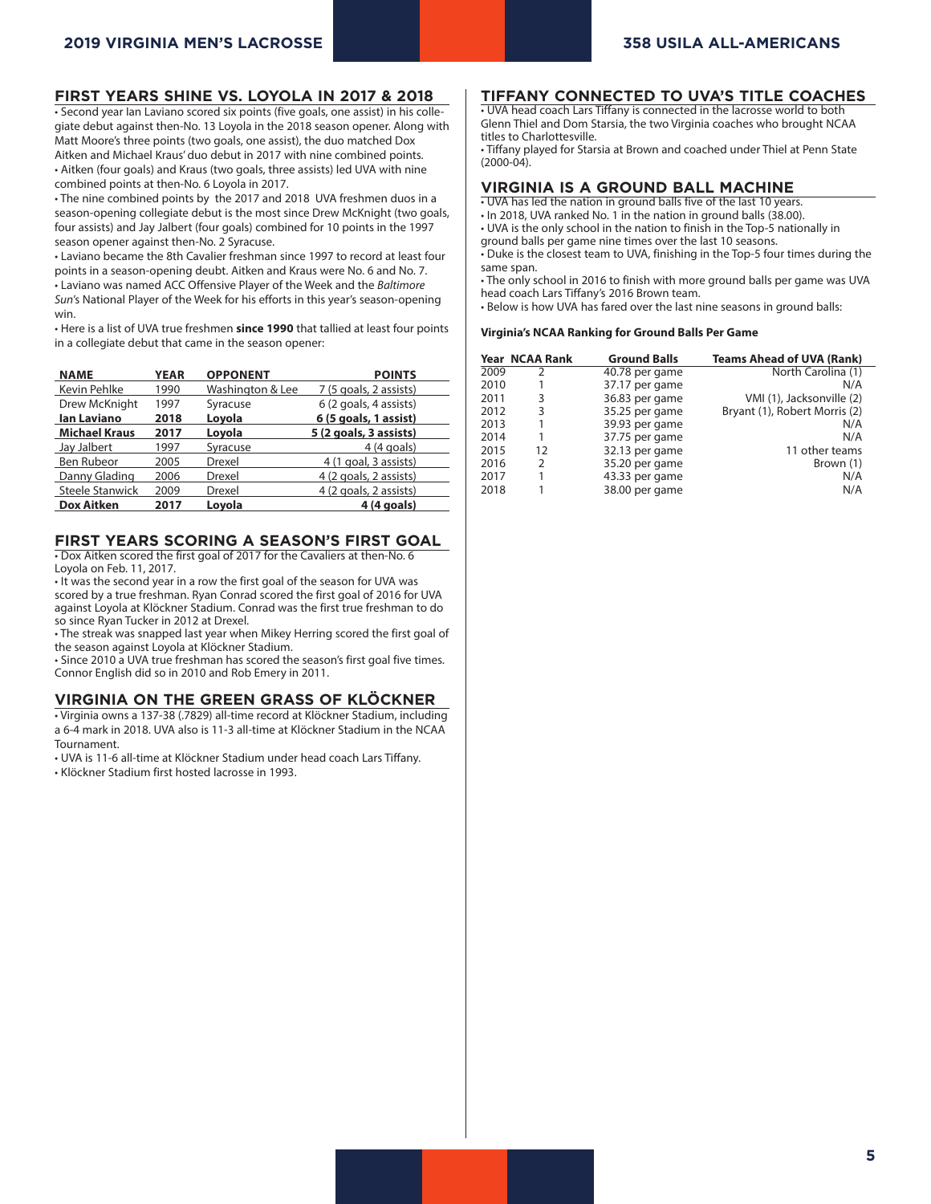## FIRST YEARS SHINE VS. LOYOLA IN 2017 & 2018

• Second year Ian Laviano scored six points (five goals, one assist) in his collegiate debut against then-No. 13 Loyola in the 2018 season opener. Along with Matt Moore's three points (two goals, one assist), the duo matched Dox Aitken and Michael Kraus' duo debut in 2017 with nine combined points.
• Aitken (four goals) and Kraus (two goals, three assists) led UVA with nine combined points at then-No. 6 Loyola in 2017.
• The nine combined points by the 2017 and 2018 UVA freshmen duos in a season-opening collegiate debut is the most since Drew McKnight (two goals, four assists) and Jay Jalbert (four goals) combined for 10 points in the 1997 season opener against then-No. 2 Syracuse.
• Laviano became the 8th Cavalier freshman since 1997 to record at least four points in a season-opening deubt. Aitken and Kraus were No. 6 and No. 7.
• Laviano was named ACC Offensive Player of the Week and the *Baltimore Sun*'s National Player of the Week for his efforts in this year's season-opening win.
• Here is a list of UVA true freshmen **since 1990** that tallied at least four points in a collegiate debut that came in the season opener:

| NAME | YEAR | OPPONENT | POINTS |
|---|---|---|---|
| Kevin Pehlke | 1990 | Washington & Lee | 7 (5 goals, 2 assists) |
| Drew McKnight | 1997 | Syracuse | 6 (2 goals, 4 assists) |
| **Ian Laviano** | **2018** | **Loyola** | **6 (5 goals, 1 assist)** |
| **Michael Kraus** | **2017** | **Loyola** | **5 (2 goals, 3 assists)** |
| Jay Jalbert | 1997 | Syracuse | 4 (4 goals) |
| Ben Rubeor | 2005 | Drexel | 4 (1 goal, 3 assists) |
| Danny Glading | 2006 | Drexel | 4 (2 goals, 2 assists) |
| Steele Stanwick | 2009 | Drexel | 4 (2 goals, 2 assists) |
| **Dox Aitken** | **2017** | **Loyola** | **4 (4 goals)** |

## FIRST YEARS SCORING A SEASON'S FIRST GOAL

• Dox Aitken scored the first goal of 2017 for the Cavaliers at then-No. 6 Loyola on Feb. 11, 2017.
• It was the second year in a row the first goal of the season for UVA was scored by a true freshman. Ryan Conrad scored the first goal of 2016 for UVA against Loyola at Klöckner Stadium. Conrad was the first true freshman to do so since Ryan Tucker in 2012 at Drexel.
• The streak was snapped last year when Mikey Herring scored the first goal of the season against Loyola at Klöckner Stadium.
• Since 2010 a UVA true freshman has scored the season's first goal five times. Connor English did so in 2010 and Rob Emery in 2011.

## VIRGINIA ON THE GREEN GRASS OF KLÖCKNER

• Virginia owns a 137-38 (.7829) all-time record at Klöckner Stadium, including a 6-4 mark in 2018. UVA also is 11-3 all-time at Klöckner Stadium in the NCAA Tournament.
• UVA is 11-6 all-time at Klöckner Stadium under head coach Lars Tiffany.
• Klöckner Stadium first hosted lacrosse in 1993.

## TIFFANY CONNECTED TO UVA'S TITLE COACHES

• UVA head coach Lars Tiffany is connected in the lacrosse world to both Glenn Thiel and Dom Starsia, the two Virginia coaches who brought NCAA titles to Charlottesville.
• Tiffany played for Starsia at Brown and coached under Thiel at Penn State (2000-04).

## VIRGINIA IS A GROUND BALL MACHINE

• UVA has led the nation in ground balls five of the last 10 years.
• In 2018, UVA ranked No. 1 in the nation in ground balls (38.00).
• UVA is the only school in the nation to finish in the Top-5 nationally in ground balls per game nine times over the last 10 seasons.
• Duke is the closest team to UVA, finishing in the Top-5 four times during the same span.
• The only school in 2016 to finish with more ground balls per game was UVA head coach Lars Tiffany's 2016 Brown team.
• Below is how UVA has fared over the last nine seasons in ground balls:

**Virginia's NCAA Ranking for Ground Balls Per Game**

| Year | NCAA Rank | Ground Balls | Teams Ahead of UVA (Rank) |
|---|---|---|---|
| 2009 | 2 | 40.78 per game | North Carolina (1) |
| 2010 | 1 | 37.17 per game | N/A |
| 2011 | 3 | 36.83 per game | VMI (1), Jacksonville (2) |
| 2012 | 3 | 35.25 per game | Bryant (1), Robert Morris (2) |
| 2013 | 1 | 39.93 per game | N/A |
| 2014 | 1 | 37.75 per game | N/A |
| 2015 | 12 | 32.13 per game | 11 other teams |
| 2016 | 2 | 35.20 per game | Brown (1) |
| 2017 | 1 | 43.33 per game | N/A |
| 2018 | 1 | 38.00 per game | N/A |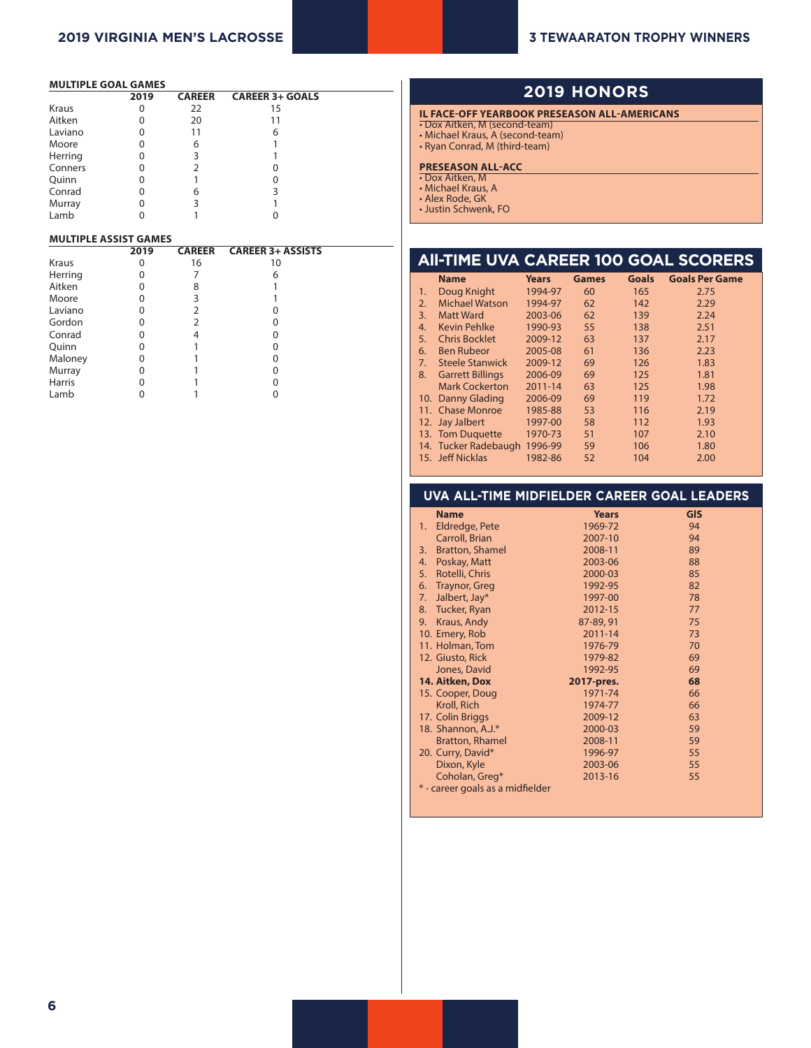### MULTIPLE GOAL GAMES

| | 2019 | CAREER | CAREER 3+ GOALS |
|---|---|---|---|
| Kraus | 0 | 22 | 15 |
| Aitken | 0 | 20 | 11 |
| Laviano | 0 | 11 | 6 |
| Moore | 0 | 6 | 1 |
| Herring | 0 | 3 | 1 |
| Conners | 0 | 2 | 0 |
| Quinn | 0 | 1 | 0 |
| Conrad | 0 | 6 | 3 |
| Murray | 0 | 3 | 1 |
| Lamb | 0 | 1 | 0 |

### MULTIPLE ASSIST GAMES

| | 2019 | CAREER | CAREER 3+ ASSISTS |
|---|---|---|---|
| Kraus | 0 | 16 | 10 |
| Herring | 0 | 7 | 6 |
| Aitken | 0 | 8 | 1 |
| Moore | 0 | 3 | 1 |
| Laviano | 0 | 2 | 0 |
| Gordon | 0 | 2 | 0 |
| Conrad | 0 | 4 | 0 |
| Quinn | 0 | 1 | 0 |
| Maloney | 0 | 1 | 0 |
| Murray | 0 | 1 | 0 |
| Harris | 0 | 1 | 0 |
| Lamb | 0 | 1 | 0 |

## 2019 HONORS

**IL FACE-OFF YEARBOOK PRESEASON ALL-AMERICANS**
- Dox Aitken, M (second-team)
- Michael Kraus, A (second-team)
- Ryan Conrad, M (third-team)

**PRESEASON ALL-ACC**
- Dox Aitken, M
- Michael Kraus, A
- Alex Rode, GK
- Justin Schwenk, FO

## All-TIME UVA CAREER 100 GOAL SCORERS

| | Name | Years | Games | Goals | Goals Per Game |
|---|---|---|---|---|---|
| 1. | Doug Knight | 1994-97 | 60 | 165 | 2.75 |
| 2. | Michael Watson | 1994-97 | 62 | 142 | 2.29 |
| 3. | Matt Ward | 2003-06 | 62 | 139 | 2.24 |
| 4. | Kevin Pehlke | 1990-93 | 55 | 138 | 2.51 |
| 5. | Chris Bocklet | 2009-12 | 63 | 137 | 2.17 |
| 6. | Ben Rubeor | 2005-08 | 61 | 136 | 2.23 |
| 7. | Steele Stanwick | 2009-12 | 69 | 126 | 1.83 |
| 8. | Garrett Billings | 2006-09 | 69 | 125 | 1.81 |
| | Mark Cockerton | 2011-14 | 63 | 125 | 1.98 |
| 10. | Danny Glading | 2006-09 | 69 | 119 | 1.72 |
| 11. | Chase Monroe | 1985-88 | 53 | 116 | 2.19 |
| 12. | Jay Jalbert | 1997-00 | 58 | 112 | 1.93 |
| 13. | Tom Duquette | 1970-73 | 51 | 107 | 2.10 |
| 14. | Tucker Radebaugh | 1996-99 | 59 | 106 | 1.80 |
| 15. | Jeff Nicklas | 1982-86 | 52 | 104 | 2.00 |

## UVA ALL-TIME MIDFIELDER CAREER GOAL LEADERS

| | Name | Years | Gls |
|---|---|---|---|
| 1. | Eldredge, Pete | 1969-72 | 94 |
| | Carroll, Brian | 2007-10 | 94 |
| 3. | Bratton, Shamel | 2008-11 | 89 |
| 4. | Poskay, Matt | 2003-06 | 88 |
| 5. | Rotelli, Chris | 2000-03 | 85 |
| 6. | Traynor, Greg | 1992-95 | 82 |
| 7. | Jalbert, Jay* | 1997-00 | 78 |
| 8. | Tucker, Ryan | 2012-15 | 77 |
| 9. | Kraus, Andy | 87-89, 91 | 75 |
| 10. | Emery, Rob | 2011-14 | 73 |
| 11. | Holman, Tom | 1976-79 | 70 |
| 12. | Giusto, Rick | 1979-82 | 69 |
| | Jones, David | 1992-95 | 69 |
| **14.** | **Aitken, Dox** | **2017-pres.** | **68** |
| 15. | Cooper, Doug | 1971-74 | 66 |
| | Kroll, Rich | 1974-77 | 66 |
| 17. | Colin Briggs | 2009-12 | 63 |
| 18. | Shannon, A.J.* | 2000-03 | 59 |
| | Bratton, Rhamel | 2008-11 | 59 |
| 20. | Curry, David* | 1996-97 | 55 |
| | Dixon, Kyle | 2003-06 | 55 |
| | Coholan, Greg* | 2013-16 | 55 |

* - career goals as a midfielder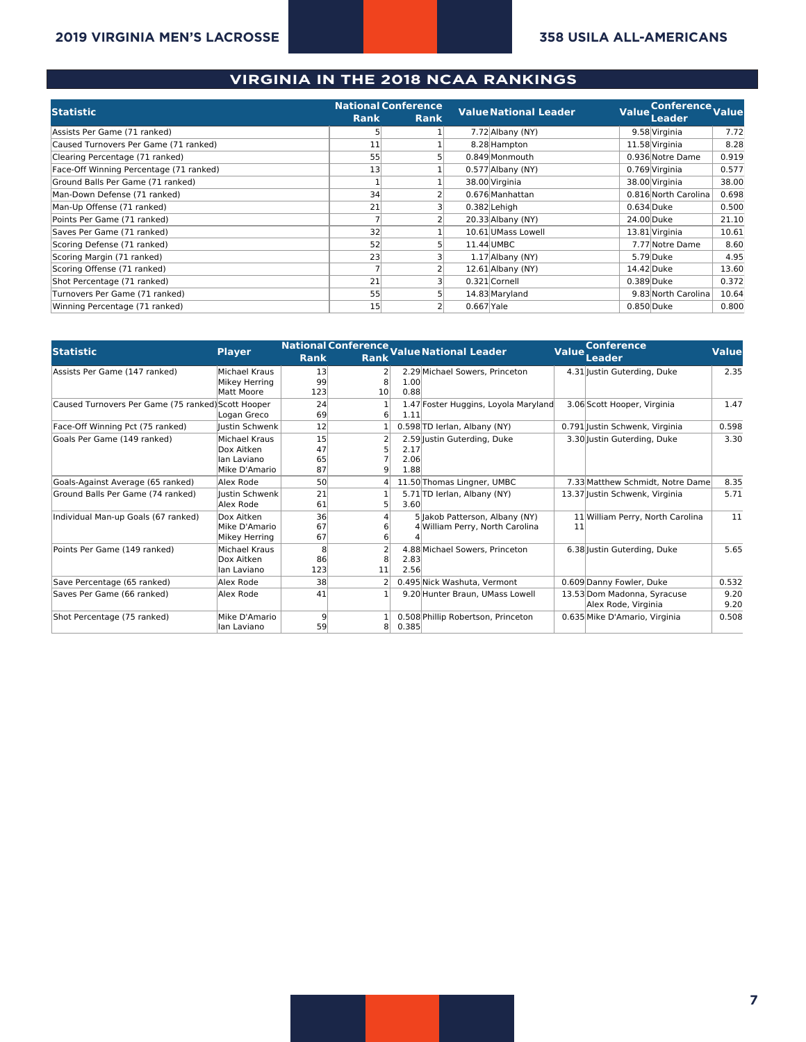## VIRGINIA IN THE 2018 NCAA RANKINGS

| Statistic | National Rank | Conference Rank | Value | National Leader | Value | Conference Leader | Value |
|---|---|---|---|---|---|---|---|
| Assists Per Game (71 ranked) | 5 | 1 | 7.72 | Albany (NY) | 9.58 | Virginia | 7.72 |
| Caused Turnovers Per Game (71 ranked) | 11 | 1 | 8.28 | Hampton | 11.58 | Virginia | 8.28 |
| Clearing Percentage (71 ranked) | 55 | 5 | 0.849 | Monmouth | 0.936 | Notre Dame | 0.919 |
| Face-Off Winning Percentage (71 ranked) | 13 | 1 | 0.577 | Albany (NY) | 0.769 | Virginia | 0.577 |
| Ground Balls Per Game (71 ranked) | 1 | 1 | 38.00 | Virginia | 38.00 | Virginia | 38.00 |
| Man-Down Defense (71 ranked) | 34 | 2 | 0.676 | Manhattan | 0.816 | North Carolina | 0.698 |
| Man-Up Offense (71 ranked) | 21 | 3 | 0.382 | Lehigh | 0.634 | Duke | 0.500 |
| Points Per Game (71 ranked) | 7 | 2 | 20.33 | Albany (NY) | 24.00 | Duke | 21.10 |
| Saves Per Game (71 ranked) | 32 | 1 | 10.61 | UMass Lowell | 13.81 | Virginia | 10.61 |
| Scoring Defense (71 ranked) | 52 | 5 | 11.44 | UMBC | 7.77 | Notre Dame | 8.60 |
| Scoring Margin (71 ranked) | 23 | 3 | 1.17 | Albany (NY) | 5.79 | Duke | 4.95 |
| Scoring Offense (71 ranked) | 7 | 2 | 12.61 | Albany (NY) | 14.42 | Duke | 13.60 |
| Shot Percentage (71 ranked) | 21 | 3 | 0.321 | Cornell | 0.389 | Duke | 0.372 |
| Turnovers Per Game (71 ranked) | 55 | 5 | 14.83 | Maryland | 9.83 | North Carolina | 10.64 |
| Winning Percentage (71 ranked) | 15 | 2 | 0.667 | Yale | 0.850 | Duke | 0.800 |

| Statistic | Player | National Rank | Conference Rank | Value | National Leader | Value | Conference Leader | Value |
|---|---|---|---|---|---|---|---|---|
| Assists Per Game (147 ranked) | Michael Kraus | 13 | 2 | 2.29 | Michael Sowers, Princeton | 4.31 | Justin Guterding, Duke | 2.35 |
| | Mikey Herring | 99 | 8 | 1.00 | | | | |
| | Matt Moore | 123 | 10 | 0.88 | | | | |
| Caused Turnovers Per Game (75 ranked) | Scott Hooper | 24 | 1 | 1.47 | Foster Huggins, Loyola Maryland | 3.06 | Scott Hooper, Virginia | 1.47 |
| | Logan Greco | 69 | 6 | 1.11 | | | | |
| Face-Off Winning Pct (75 ranked) | Justin Schwenk | 12 | 1 | 0.598 | TD Ierlan, Albany (NY) | 0.791 | Justin Schwenk, Virginia | 0.598 |
| Goals Per Game (149 ranked) | Michael Kraus | 15 | 2 | 2.59 | Justin Guterding, Duke | 3.30 | Justin Guterding, Duke | 3.30 |
| | Dox Aitken | 47 | 5 | 2.17 | | | | |
| | Ian Laviano | 65 | 7 | 2.06 | | | | |
| | Mike D'Amario | 87 | 9 | 1.88 | | | | |
| Goals-Against Average (65 ranked) | Alex Rode | 50 | 4 | 11.50 | Thomas Lingner, UMBC | 7.33 | Matthew Schmidt, Notre Dame | 8.35 |
| Ground Balls Per Game (74 ranked) | Justin Schwenk | 21 | 1 | 5.71 | TD Ierlan, Albany (NY) | 13.37 | Justin Schwenk, Virginia | 5.71 |
| | Alex Rode | 61 | 5 | 3.60 | | | | |
| Individual Man-up Goals (67 ranked) | Dox Aitken | 36 | 4 | 5 | Jakob Patterson, Albany (NY) | 11 | William Perry, North Carolina | 11 |
| | Mike D'Amario | 67 | 6 | 4 | William Perry, North Carolina | 11 | | |
| | Mikey Herring | 67 | 6 | 4 | | | | |
| Points Per Game (149 ranked) | Michael Kraus | 8 | 2 | 4.88 | Michael Sowers, Princeton | 6.38 | Justin Guterding, Duke | 5.65 |
| | Dox Aitken | 86 | 8 | 2.83 | | | | |
| | Ian Laviano | 123 | 11 | 2.56 | | | | |
| Save Percentage (65 ranked) | Alex Rode | 38 | 2 | 0.495 | Nick Washuta, Vermont | 0.609 | Danny Fowler, Duke | 0.532 |
| Saves Per Game (66 ranked) | Alex Rode | 41 | 1 | 9.20 | Hunter Braun, UMass Lowell | 13.53 | Dom Madonna, Syracuse | 9.20 |
| | | | | | | | Alex Rode, Virginia | 9.20 |
| Shot Percentage (75 ranked) | Mike D'Amario | 9 | 1 | 0.508 | Phillip Robertson, Princeton | 0.635 | Mike D'Amario, Virginia | 0.508 |
| | Ian Laviano | 59 | 8 | 0.385 | | | | |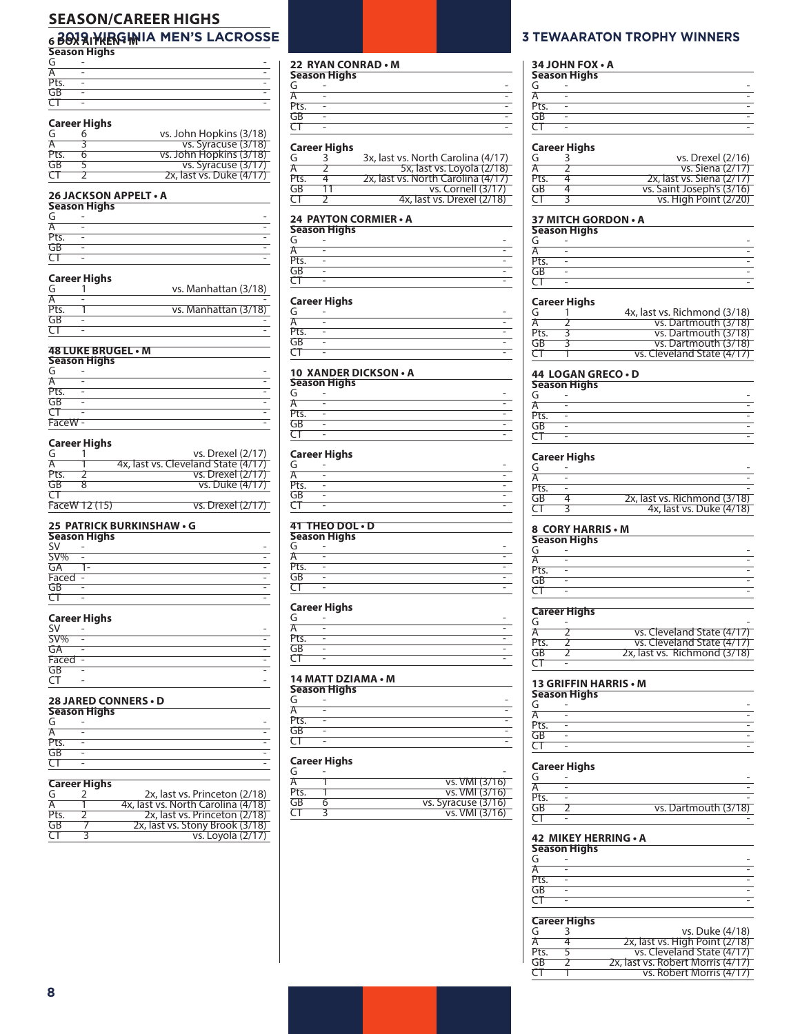## SEASON/CAREER HIGHS

## 2019 VIRGINIA MEN'S LACROSSE

## 3 TEWAARATON TROPHY WINNERS

### 6 BOX AITKEN • M

**Season Highs**

| | | |
|---|---|---|
| G | - | - |
| A | - | - |
| Pts. | - | - |
| GB | - | - |
| CT | - | - |

**Career Highs**

| | | |
|---|---|---|
| G | 6 | vs. John Hopkins (3/18) |
| A | 3 | vs. Syracuse (3/18) |
| Pts. | 6 | vs. John Hopkins (3/18) |
| GB | 5 | vs. Syracuse (3/17) |
| CT | 2 | 2x, last vs. Duke (4/17) |

### 26 JACKSON APPELT • A

**Season Highs**

| | | |
|---|---|---|
| G | - | - |
| A | - | - |
| Pts. | - | - |
| GB | - | - |
| CT | - | - |

**Career Highs**

| | | |
|---|---|---|
| G | 1 | vs. Manhattan (3/18) |
| A | - | - |
| Pts. | 1 | vs. Manhattan (3/18) |
| GB | - | - |
| CT | - | - |

### 48 LUKE BRUGEL • M

**Season Highs**

| | | |
|---|---|---|
| G | - | - |
| A | - | - |
| Pts. | - | - |
| GB | - | - |
| CT | - | - |
| FaceW | - | - |

**Career Highs**

| | | |
|---|---|---|
| G | 1 | vs. Drexel (2/17) |
| A | 1 | 4x, last vs. Cleveland State (4/17) |
| Pts. | 2 | vs. Drexel (2/17) |
| GB | 8 | vs. Duke (4/17) |
| CT | | |
| FaceW | 12 (15) | vs. Drexel (2/17) |

### 25 PATRICK BURKINSHAW • G

**Season Highs**

| | | |
|---|---|---|
| SV | - | - |
| SV% | - | - |
| GA | 1- | - |
| Faced | - | - |
| GB | - | - |
| CT | - | - |

**Career Highs**

| | | |
|---|---|---|
| SV | - | - |
| SV% | - | - |
| GA | - | - |
| Faced | - | - |
| GB | - | - |
| CT | - | - |

### 28 JARED CONNERS • D

**Season Highs**

| | | |
|---|---|---|
| G | - | - |
| A | - | - |
| Pts. | - | - |
| GB | - | - |
| CT | - | - |

**Career Highs**

| | | |
|---|---|---|
| G | 2 | 2x, last vs. Princeton (2/18) |
| A | 1 | 4x, last vs. North Carolina (4/18) |
| Pts. | 2 | 2x, last vs. Princeton (2/18) |
| GB | 7 | 2x, last vs. Stony Brook (3/18) |
| CT | 3 | vs. Loyola (2/17) |

### 22 RYAN CONRAD • M

**Season Highs**

| | | |
|---|---|---|
| G | - | - |
| A | - | - |
| Pts. | - | - |
| GB | - | - |
| CT | - | - |

**Career Highs**

| | | |
|---|---|---|
| G | 3 | 3x, last vs. North Carolina (4/17) |
| A | 2 | 5x, last vs. Loyola (2/18) |
| Pts. | 4 | 2x, last vs. North Carolina (4/17) |
| GB | 11 | vs. Cornell (3/17) |
| CT | 2 | 4x, last vs. Drexel (2/18) |

### 24 PAYTON CORMIER • A

**Season Highs**

| | | |
|---|---|---|
| G | - | - |
| A | - | - |
| Pts. | - | - |
| GB | - | - |
| CT | - | - |

**Career Highs**

| | | |
|---|---|---|
| G | - | - |
| A | - | - |
| Pts. | - | - |
| GB | - | - |
| CT | - | - |

### 10 XANDER DICKSON • A

**Season Highs**

| | | |
|---|---|---|
| G | - | - |
| A | - | - |
| Pts. | - | - |
| GB | - | - |
| CT | - | - |

**Career Highs**

| | | |
|---|---|---|
| G | - | - |
| A | - | - |
| Pts. | - | - |
| GB | - | - |
| CT | - | - |

### 41 THEO DOL • D

**Season Highs**

| | | |
|---|---|---|
| G | - | - |
| A | - | - |
| Pts. | - | - |
| GB | - | - |
| CT | - | - |

**Career Highs**

| | | |
|---|---|---|
| G | - | - |
| A | - | - |
| Pts. | - | - |
| GB | - | - |
| CT | - | - |

### 14 MATT DZIAMA • M

**Season Highs**

| | | |
|---|---|---|
| G | - | - |
| A | - | - |
| Pts. | - | - |
| GB | - | - |
| CT | - | - |

**Career Highs**

| | | |
|---|---|---|
| G | - | - |
| A | 1 | vs. VMI (3/16) |
| Pts. | 1 | vs. VMI (3/16) |
| GB | 6 | vs. Syracuse (3/16) |
| CT | 3 | vs. VMI (3/16) |

### 34 JOHN FOX • A

**Season Highs**

| | | |
|---|---|---|
| G | - | - |
| A | - | - |
| Pts. | - | - |
| GB | - | - |
| CT | - | - |

**Career Highs**

| | | |
|---|---|---|
| G | 3 | vs. Drexel (2/16) |
| A | 2 | vs. Siena (2/17) |
| Pts. | 4 | 2x, last vs. Siena (2/17) |
| GB | 4 | vs. Saint Joseph's (3/16) |
| CT | 3 | vs. High Point (2/20) |

### 37 MITCH GORDON • A

**Season Highs**

| | | |
|---|---|---|
| G | - | - |
| A | - | - |
| Pts. | - | - |
| GB | - | - |
| CT | - | - |

**Career Highs**

| | | |
|---|---|---|
| G | 1 | 4x, last vs. Richmond (3/18) |
| A | 2 | vs. Dartmouth (3/18) |
| Pts. | 3 | vs. Dartmouth (3/18) |
| GB | 3 | vs. Dartmouth (3/18) |
| CT | 1 | vs. Cleveland State (4/17) |

### 44 LOGAN GRECO • D

**Season Highs**

| | | |
|---|---|---|
| G | - | - |
| A | - | - |
| Pts. | - | - |
| GB | - | - |
| CT | - | - |

**Career Highs**

| | | |
|---|---|---|
| G | - | - |
| A | - | - |
| Pts. | - | - |
| GB | 4 | 2x, last vs. Richmond (3/18) |
| CT | 3 | 4x, last vs. Duke (4/18) |

### 8 CORY HARRIS • M

**Season Highs**

| | | |
|---|---|---|
| G | - | - |
| A | - | - |
| Pts. | - | - |
| GB | - | - |
| CT | - | - |

**Career Highs**

| | | |
|---|---|---|
| G | - | - |
| A | 2 | vs. Cleveland State (4/17) |
| Pts. | 2 | vs. Cleveland State (4/17) |
| GB | 2 | 2x, last vs. Richmond (3/18) |
| CT | - | |

### 13 GRIFFIN HARRIS • M

**Season Highs**

| | | |
|---|---|---|
| G | - | - |
| A | - | - |
| Pts. | - | - |
| GB | - | - |
| CT | - | - |

**Career Highs**

| | | |
|---|---|---|
| G | - | - |
| A | - | - |
| Pts. | - | - |
| GB | 2 | vs. Dartmouth (3/18) |
| CT | - | - |

### 42 MIKEY HERRING • A

**Season Highs**

| | | |
|---|---|---|
| G | - | - |
| A | - | - |
| Pts. | - | - |
| GB | - | - |
| CT | - | - |

**Career Highs**

| | | |
|---|---|---|
| G | 3 | vs. Duke (4/18) |
| A | 4 | 2x, last vs. High Point (2/18) |
| Pts. | 5 | vs. Cleveland State (4/17) |
| GB | 2 | 2x, last vs. Robert Morris (4/17) |
| CT | 1 | vs. Robert Morris (4/17) |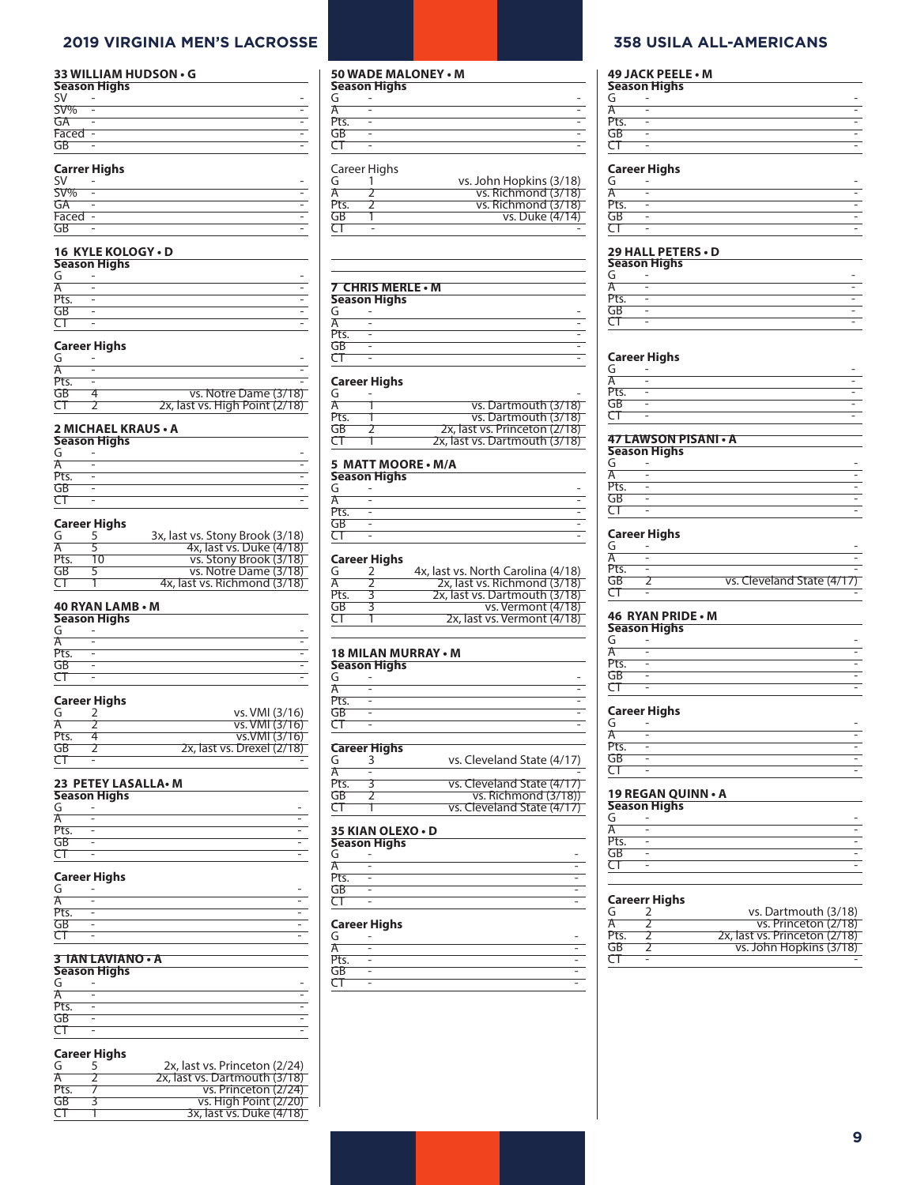## 33 WILLIAM HUDSON • G

**Season Highs**

| | | |
|---|---|---|
| SV | - | - |
| SV% | - | - |
| GA | - | - |
| Faced | - | - |
| GB | - | - |

**Carrer Highs**

| | | |
|---|---|---|
| SV | - | - |
| SV% | - | - |
| GA | - | - |
| Faced | - | - |
| GB | - | - |

## 16 KYLE KOLOGY • D

**Season Highs**

| | | |
|---|---|---|
| G | - | - |
| A | - | - |
| Pts. | - | - |
| GB | - | - |
| CT | - | - |

**Career Highs**

| | | |
|---|---|---|
| G | - | - |
| A | - | - |
| Pts. | - | - |
| GB | 4 | vs. Notre Dame (3/18) |
| CT | 2 | 2x, last vs. High Point (2/18) |

## 2 MICHAEL KRAUS • A

**Season Highs**

| | | |
|---|---|---|
| G | - | - |
| A | - | - |
| Pts. | - | - |
| GB | - | - |
| CT | - | - |

**Career Highs**

| | | |
|---|---|---|
| G | 5 | 3x, last vs. Stony Brook (3/18) |
| A | 5 | 4x, last vs. Duke (4/18) |
| Pts. | 10 | vs. Stony Brook (3/18) |
| GB | 5 | vs. Notre Dame (3/18) |
| CT | 1 | 4x, last vs. Richmond (3/18) |

## 40 RYAN LAMB • M

**Season Highs**

| | | |
|---|---|---|
| G | - | - |
| A | - | - |
| Pts. | - | - |
| GB | - | - |
| CT | - | - |

**Career Highs**

| | | |
|---|---|---|
| G | 2 | vs. VMI (3/16) |
| A | 2 | vs. VMI (3/16) |
| Pts. | 4 | vs.VMI (3/16) |
| GB | 2 | 2x, last vs. Drexel (2/18) |
| CT | - | - |

## 23 PETEY LASALLA• M

**Season Highs**

| | | |
|---|---|---|
| G | - | - |
| A | - | - |
| Pts. | - | - |
| GB | - | - |
| CT | - | - |

**Career Highs**

| | | |
|---|---|---|
| G | - | - |
| A | - | - |
| Pts. | - | - |
| GB | - | - |
| CT | - | - |

## 3 IAN LAVIANO • A

**Season Highs**

| | | |
|---|---|---|
| G | - | - |
| A | - | - |
| Pts. | - | - |
| GB | - | - |
| CT | - | - |

**Career Highs**

| | | |
|---|---|---|
| G | 5 | 2x, last vs. Princeton (2/24) |
| A | 2 | 2x, last vs. Dartmouth (3/18) |
| Pts. | 7 | vs. Princeton (2/24) |
| GB | 3 | vs. High Point (2/20) |
| CT | 1 | 3x, last vs. Duke (4/18) |

## 50 WADE MALONEY • M

**Season Highs**

| | | |
|---|---|---|
| G | - | - |
| A | - | - |
| Pts. | - | - |
| GB | - | - |
| CT | - | - |

Career Highs

| | | |
|---|---|---|
| G | 1 | vs. John Hopkins (3/18) |
| A | 2 | vs. Richmond (3/18) |
| Pts. | 2 | vs. Richmond (3/18) |
| GB | 1 | vs. Duke (4/14) |
| CT | - | - |

## 7 CHRIS MERLE • M

**Season Highs**

| | | |
|---|---|---|
| G | - | - |
| A | - | - |
| Pts. | - | - |
| GB | - | - |
| CT | - | - |

**Career Highs**

| | | |
|---|---|---|
| G | - | - |
| A | 1 | vs. Dartmouth (3/18) |
| Pts. | 1 | vs. Dartmouth (3/18) |
| GB | 2 | 2x, last vs. Princeton (2/18) |
| CT | 1 | 2x, last vs. Dartmouth (3/18) |

## 5 MATT MOORE • M/A

**Season Highs**

| | | |
|---|---|---|
| G | - | - |
| A | - | - |
| Pts. | - | - |
| GB | - | - |
| CT | - | - |

**Career Highs**

| | | |
|---|---|---|
| G | 2 | 4x, last vs. North Carolina (4/18) |
| A | 2 | 2x, last vs. Richmond (3/18) |
| Pts. | 3 | 2x, last vs. Dartmouth (3/18) |
| GB | 3 | vs. Vermont (4/18) |
| CT | 1 | 2x, last vs. Vermont (4/18) |

## 18 MILAN MURRAY • M

**Season Highs**

| | | |
|---|---|---|
| G | - | - |
| A | - | - |
| Pts. | - | - |
| GB | - | - |
| CT | - | - |

**Career Highs**

| | | |
|---|---|---|
| G | 3 | vs. Cleveland State (4/17) |
| A | - | - |
| Pts. | 3 | vs. Cleveland State (4/17) |
| GB | 2 | vs. Richmond (3/18)) |
| CT | 1 | vs. Cleveland State (4/17) |

## 35 KIAN OLEXO • D

**Season Highs**

| | | |
|---|---|---|
| G | - | - |
| A | - | - |
| Pts. | - | - |
| GB | - | - |
| CT | - | - |

**Career Highs**

| | | |
|---|---|---|
| G | - | - |
| A | - | - |
| Pts. | - | - |
| GB | - | - |
| CT | - | - |

## 49 JACK PEELE • M

**Season Highs**

| | | |
|---|---|---|
| G | - | - |
| A | - | - |
| Pts. | - | - |
| GB | - | - |
| CT | - | - |

**Career Highs**

| | | |
|---|---|---|
| G | - | - |
| A | - | - |
| Pts. | - | - |
| GB | - | - |
| CT | - | - |

## 29 HALL PETERS • D

**Season Highs**

| | | |
|---|---|---|
| G | - | - |
| A | - | - |
| Pts. | - | - |
| GB | - | - |
| CT | - | - |

**Career Highs**

| | | |
|---|---|---|
| G | - | - |
| A | - | - |
| Pts. | - | - |
| GB | - | - |
| CT | - | - |

## 47 LAWSON PISANI • A

**Season Highs**

| | | |
|---|---|---|
| G | - | - |
| A | - | - |
| Pts. | - | - |
| GB | - | - |
| CT | - | - |

**Career Highs**

| | | |
|---|---|---|
| G | - | - |
| A | - | - |
| Pts. | - | - |
| GB | 2 | vs. Cleveland State (4/17) |
| CT | - | - |

## 46 RYAN PRIDE • M

**Season Highs**

| | | |
|---|---|---|
| G | - | - |
| A | - | - |
| Pts. | - | - |
| GB | - | - |
| CT | - | - |

**Career Highs**

| | | |
|---|---|---|
| G | - | - |
| A | - | - |
| Pts. | - | - |
| GB | - | - |
| CT | - | - |

## 19 REGAN QUINN • A

**Season Highs**

| | | |
|---|---|---|
| G | - | - |
| A | - | - |
| Pts. | - | - |
| GB | - | - |
| CT | - | - |

**Careerr Highs**

| | | |
|---|---|---|
| G | 2 | vs. Dartmouth (3/18) |
| A | 2 | vs. Princeton (2/18) |
| Pts. | 2 | 2x, last vs. Princeton (2/18) |
| GB | 2 | vs. John Hopkins (3/18) |
| CT | - | - |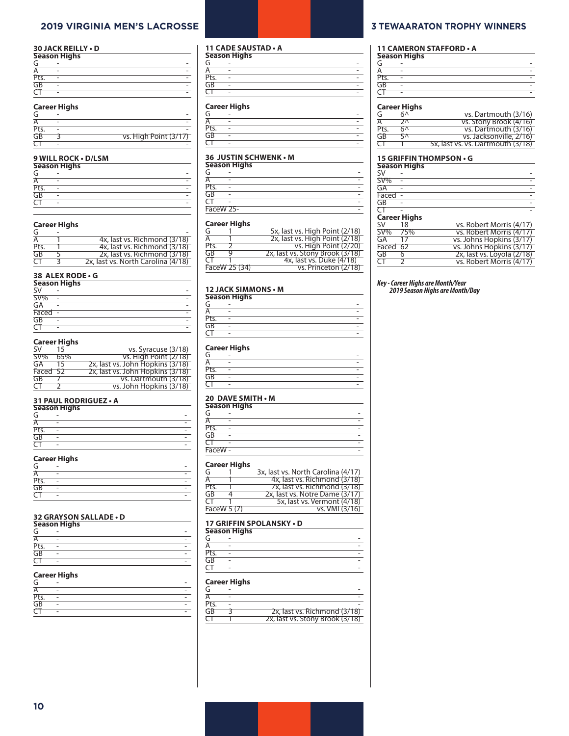## 30 JACK REILLY • D

**Season Highs**

| | | |
|---|---|---|
| G | - | - |
| A | - | - |
| Pts. | - | - |
| GB | - | - |
| CT | - | - |

**Career Highs**

| | | |
|---|---|---|
| G | - | - |
| A | - | - |
| Pts. | - | - |
| GB | 3 | vs. High Point (3/17) |
| CT | - | - |

## 9 WILL ROCK • D/LSM

**Season Highs**

| | | |
|---|---|---|
| G | - | - |
| A | - | - |
| Pts. | - | - |
| GB | - | - |
| CT | - | - |

**Career Highs**

| | | |
|---|---|---|
| G | - | - |
| A | 1 | 4x, last vs. Richmond (3/18) |
| Pts. | 1 | 4x, last vs. Richmond (3/18) |
| GB | 5 | 2x, last vs. Richmond (3/18) |
| CT | 3 | 2x, last vs. North Carolina (4/18) |

## 38 ALEX RODE • G

**Season Highs**

| | | |
|---|---|---|
| SV | - | - |
| SV% | - | - |
| GA | - | - |
| Faced | - | - |
| GB | - | - |
| CT | - | - |

**Career Highs**

| | | |
|---|---|---|
| SV | 15 | vs. Syracuse (3/18) |
| SV% | 65% | vs. High Point (2/18) |
| GA | 15 | 2x, last vs. John Hopkins (3/18) |
| Faced | 52 | 2x, last vs. John Hopkins (3/18) |
| GB | 7 | vs. Dartmouth (3/18) |
| CT | 2 | vs. John Hopkins (3/18) |

## 31 PAUL RODRIGUEZ • A

**Season Highs**

| | | |
|---|---|---|
| G | - | - |
| A | - | - |
| Pts. | - | - |
| GB | - | - |
| CT | - | - |

**Career Highs**

| | | |
|---|---|---|
| G | - | - |
| A | - | - |
| Pts. | - | - |
| GB | - | - |
| CT | - | - |

## 32 GRAYSON SALLADE • D

**Season Highs**

| | | |
|---|---|---|
| G | - | - |
| A | - | - |
| Pts. | - | - |
| GB | - | - |
| CT | - | - |

**Career Highs**

| | | |
|---|---|---|
| G | - | - |
| A | - | - |
| Pts. | - | - |
| GB | - | - |
| CT | - | - |

## 11 CADE SAUSTAD • A

**Season Highs**

| | | |
|---|---|---|
| G | - | - |
| A | - | - |
| Pts. | - | - |
| GB | - | - |
| CT | - | - |

**Career Highs**

| | | |
|---|---|---|
| G | - | - |
| A | - | - |
| Pts. | - | - |
| GB | - | - |
| CT | - | - |

## 36 JUSTIN SCHWENK • M

**Season Highs**

| | | |
|---|---|---|
| G | - | - |
| A | - | - |
| Pts. | - | - |
| GB | - | - |
| CT | - | - |
| FaceW | 25- | - |

**Career Highs**

| | | |
|---|---|---|
| G | 1 | 5x, last vs. High Point (2/18) |
| A | 1 | 2x, last vs. High Point (2/18) |
| Pts. | 2 | vs. High Point (2/20) |
| GB | 9 | 2x, last vs. Stony Brook (3/18) |
| CT | 1 | 4x, last vs. Duke (4/18) |
| FaceW | 25 (34) | vs. Princeton (2/18) |

## 12 JACK SIMMONS • M

**Season Highs**

| | | |
|---|---|---|
| G | - | - |
| A | - | - |
| Pts. | - | - |
| GB | - | - |
| CT | - | - |

**Career Highs**

| | | |
|---|---|---|
| G | - | - |
| A | - | - |
| Pts. | - | - |
| GB | - | - |
| CT | - | - |

## 20 DAVE SMITH • M

**Season Highs**

| | | |
|---|---|---|
| G | - | - |
| A | - | - |
| Pts. | - | - |
| GB | - | - |
| CT | - | - |
| FaceW | - | - |

**Career Highs**

| | | |
|---|---|---|
| G | 1 | 3x, last vs. North Carolina (4/17) |
| A | 1 | 4x, last vs. Richmond (3/18) |
| Pts. | 1 | 7x, last vs. Richmond (3/18) |
| GB | 4 | 2x, last vs. Notre Dame (3/17) |
| CT | 1 | 5x, last vs. Vermont (4/18) |
| FaceW | 5 (7) | vs. VMI (3/16) |

## 17 GRIFFIN SPOLANSKY • D

**Season Highs**

| | | |
|---|---|---|
| G | - | - |
| A | - | - |
| Pts. | - | - |
| GB | - | - |
| CT | - | - |

**Career Highs**

| | | |
|---|---|---|
| G | - | - |
| A | - | - |
| Pts. | - | - |
| GB | 3 | 2x, last vs. Richmond (3/18) |
| CT | 1 | 2x, last vs. Stony Brook (3/18) |

## 11 CAMERON STAFFORD • A

**Season Highs**

| | | |
|---|---|---|
| G | - | - |
| A | - | - |
| Pts. | - | - |
| GB | - | - |
| CT | - | - |

**Career Highs**

| | | |
|---|---|---|
| G | 6^ | vs. Dartmouth (3/16) |
| A | 2^ | vs. Stony Brook (4/16) |
| Pts. | 6^ | vs. Dartmouth (3/16) |
| GB | 5^ | vs. Jacksonville, 2/16) |
| CT | 1 | 5x, last vs. vs. Dartmouth (3/18) |

## 15 GRIFFIN THOMPSON • G

**Season Highs**

| | | |
|---|---|---|
| SV | - | - |
| SV% | - | - |
| GA | - | - |
| Faced | - | - |
| GB | - | - |
| CT | - | - |

**Career Highs**

| | | |
|---|---|---|
| SV | 18 | vs. Robert Morris (4/17) |
| SV% | 75% | vs. Robert Morris (4/17) |
| GA | 17 | vs. Johns Hopkins (3/17) |
| Faced | 62 | vs. Johns Hopkins (3/17) |
| GB | 6 | 2x, last vs. Loyola (2/18) |
| CT | 2 | vs. Robert Morris (4/17) |

***Key - Career Highs are Month/Year***
***2019 Season Highs are Month/Day***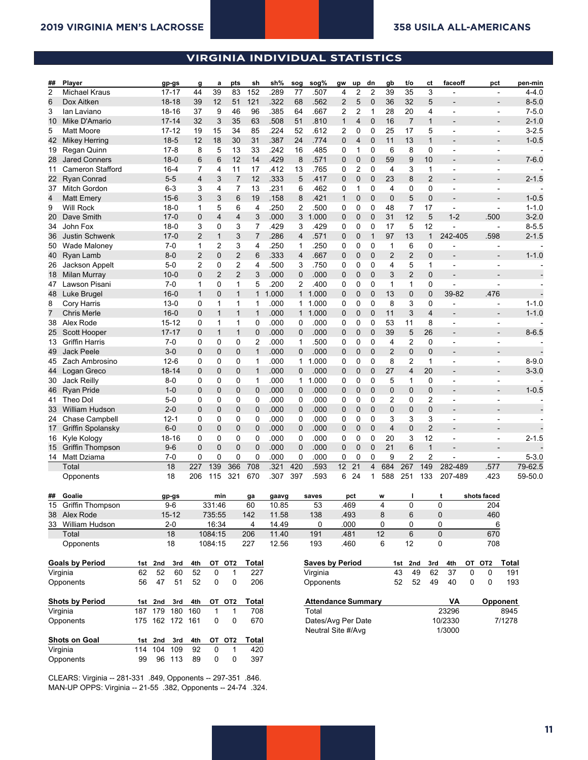## VIRGINIA INDIVIDUAL STATISTICS

| ## | Player | gp-gs | g | a | pts | sh | sh% | sog | sog% | gw | up | dn | gb | t/o | ct | faceoff | pct | pen-min |
|---|---|---|---|---|---|---|---|---|---|---|---|---|---|---|---|---|---|---|
| 2 | Michael Kraus | 17-17 | 44 | 39 | 83 | 152 | .289 | 77 | .507 | 4 | 2 | 2 | 39 | 35 | 3 | - | - | 4-4.0 |
| 6 | Dox Aitken | 18-18 | 39 | 12 | 51 | 121 | .322 | 68 | .562 | 2 | 5 | 0 | 36 | 32 | 5 | - | - | 8-5.0 |
| 3 | Ian Laviano | 18-16 | 37 | 9 | 46 | 96 | .385 | 64 | .667 | 2 | 2 | 1 | 28 | 20 | 4 | - | - | 7-5.0 |
| 10 | Mike D'Amario | 17-14 | 32 | 3 | 35 | 63 | .508 | 51 | .810 | 1 | 4 | 0 | 16 | 7 | 1 | - | - | 2-1.0 |
| 5 | Matt Moore | 17-12 | 19 | 15 | 34 | 85 | .224 | 52 | .612 | 2 | 0 | 0 | 25 | 17 | 5 | - | - | 3-2.5 |
| 42 | Mikey Herring | 18-5 | 12 | 18 | 30 | 31 | .387 | 24 | .774 | 0 | 4 | 0 | 11 | 13 | 1 | - | - | 1-0.5 |
| 19 | Regan Quinn | 17-8 | 8 | 5 | 13 | 33 | .242 | 16 | .485 | 0 | 1 | 0 | 6 | 8 | 0 | - | - | - |
| 28 | Jared Conners | 18-0 | 6 | 6 | 12 | 14 | .429 | 8 | .571 | 0 | 0 | 0 | 59 | 9 | 10 | - | - | 7-6.0 |
| 11 | Cameron Stafford | 16-4 | 7 | 4 | 11 | 17 | .412 | 13 | .765 | 0 | 2 | 0 | 4 | 3 | 1 | - | - | - |
| 22 | Ryan Conrad | 5-5 | 4 | 3 | 7 | 12 | .333 | 5 | .417 | 0 | 0 | 0 | 23 | 8 | 2 | - | - | 2-1.5 |
| 37 | Mitch Gordon | 6-3 | 3 | 4 | 7 | 13 | .231 | 6 | .462 | 0 | 1 | 0 | 4 | 0 | 0 | - | - | - |
| 4 | Matt Emery | 15-6 | 3 | 3 | 6 | 19 | .158 | 8 | .421 | 1 | 0 | 0 | 0 | 5 | 0 | - | - | 1-0.5 |
| 9 | Will Rock | 18-0 | 1 | 5 | 6 | 4 | .250 | 2 | .500 | 0 | 0 | 0 | 48 | 7 | 17 | - | - | 1-1.0 |
| 20 | Dave Smith | 17-0 | 0 | 4 | 4 | 3 | .000 | 3 | 1.000 | 0 | 0 | 0 | 31 | 12 | 5 | 1-2 | .500 | 3-2.0 |
| 34 | John Fox | 18-0 | 3 | 0 | 3 | 7 | .429 | 3 | .429 | 0 | 0 | 0 | 17 | 5 | 12 | - | - | 8-5.5 |
| 36 | Justin Schwenk | 17-0 | 2 | 1 | 3 | 7 | .286 | 4 | .571 | 0 | 0 | 1 | 97 | 13 | 1 | 242-405 | .598 | 2-1.5 |
| 50 | Wade Maloney | 7-0 | 1 | 2 | 3 | 4 | .250 | 1 | .250 | 0 | 0 | 0 | 1 | 6 | 0 | - | - | - |
| 40 | Ryan Lamb | 8-0 | 2 | 0 | 2 | 6 | .333 | 4 | .667 | 0 | 0 | 0 | 2 | 2 | 0 | - | - | 1-1.0 |
| 26 | Jackson Appelt | 5-0 | 2 | 0 | 2 | 4 | .500 | 3 | .750 | 0 | 0 | 0 | 4 | 5 | 1 | - | - | - |
| 18 | Milan Murray | 10-0 | 0 | 2 | 2 | 3 | .000 | 0 | .000 | 0 | 0 | 0 | 3 | 2 | 0 | - | - | - |
| 47 | Lawson Pisani | 7-0 | 1 | 0 | 1 | 5 | .200 | 2 | .400 | 0 | 0 | 0 | 1 | 1 | 0 | - | - | - |
| 48 | Luke Brugel | 16-0 | 1 | 0 | 1 | 1 | 1.000 | 1 | 1.000 | 0 | 0 | 0 | 13 | 0 | 0 | 39-82 | .476 | - |
| 8 | Cory Harris | 13-0 | 0 | 1 | 1 | 1 | .000 | 1 | 1.000 | 0 | 0 | 0 | 8 | 3 | 0 | - | - | 1-1.0 |
| 7 | Chris Merle | 16-0 | 0 | 1 | 1 | 1 | .000 | 1 | 1.000 | 0 | 0 | 0 | 11 | 3 | 4 | - | - | 1-1.0 |
| 38 | Alex Rode | 15-12 | 0 | 1 | 1 | 0 | .000 | 0 | .000 | 0 | 0 | 0 | 53 | 11 | 8 | - | - | - |
| 25 | Scott Hooper | 17-17 | 0 | 1 | 1 | 0 | .000 | 0 | .000 | 0 | 0 | 0 | 39 | 5 | 26 | - | - | 8-6.5 |
| 13 | Griffin Harris | 7-0 | 0 | 0 | 0 | 2 | .000 | 1 | .500 | 0 | 0 | 0 | 4 | 2 | 0 | - | - | - |
| 49 | Jack Peele | 3-0 | 0 | 0 | 0 | 1 | .000 | 0 | .000 | 0 | 0 | 0 | 2 | 0 | 0 | - | - | - |
| 45 | Zach Ambrosino | 12-6 | 0 | 0 | 0 | 1 | .000 | 1 | 1.000 | 0 | 0 | 0 | 8 | 2 | 1 | - | - | 8-9.0 |
| 44 | Logan Greco | 18-14 | 0 | 0 | 0 | 1 | .000 | 0 | .000 | 0 | 0 | 0 | 27 | 4 | 20 | - | - | 3-3.0 |
| 30 | Jack Reilly | 8-0 | 0 | 0 | 0 | 1 | .000 | 1 | 1.000 | 0 | 0 | 0 | 5 | 1 | 0 | - | - | - |
| 46 | Ryan Pride | 1-0 | 0 | 0 | 0 | 0 | .000 | 0 | .000 | 0 | 0 | 0 | 0 | 0 | 0 | - | - | 1-0.5 |
| 41 | Theo Dol | 5-0 | 0 | 0 | 0 | 0 | .000 | 0 | .000 | 0 | 0 | 0 | 2 | 0 | 2 | - | - | - |
| 33 | William Hudson | 2-0 | 0 | 0 | 0 | 0 | .000 | 0 | .000 | 0 | 0 | 0 | 0 | 0 | 0 | - | - | - |
| 24 | Chase Campbell | 12-1 | 0 | 0 | 0 | 0 | .000 | 0 | .000 | 0 | 0 | 0 | 3 | 3 | 3 | - | - | - |
| 17 | Griffin Spolansky | 6-0 | 0 | 0 | 0 | 0 | .000 | 0 | .000 | 0 | 0 | 0 | 4 | 0 | 2 | - | - | - |
| 16 | Kyle Kology | 18-16 | 0 | 0 | 0 | 0 | .000 | 0 | .000 | 0 | 0 | 0 | 20 | 3 | 12 | - | - | 2-1.5 |
| 15 | Griffin Thompson | 9-6 | 0 | 0 | 0 | 0 | .000 | 0 | .000 | 0 | 0 | 0 | 21 | 6 | 1 | - | - | - |
| 14 | Matt Dziama | 7-0 | 0 | 0 | 0 | 0 | .000 | 0 | .000 | 0 | 0 | 0 | 9 | 2 | 2 | - | - | 5-3.0 |
| | Total | 18 | 227 | 139 | 366 | 708 | .321 | 420 | .593 | 12 | 21 | 4 | 684 | 267 | 149 | 282-489 | .577 | 79-62.5 |
| | Opponents | 18 | 206 | 115 | 321 | 670 | .307 | 397 | .593 | 6 | 24 | 1 | 588 | 251 | 133 | 207-489 | .423 | 59-50.0 |

| ## | Goalie | gp-gs | min | ga | gaavg | saves | pct | w | l | t | shots faced |
|---|---|---|---|---|---|---|---|---|---|---|---|
| 15 | Griffin Thompson | 9-6 | 331:46 | 60 | 10.85 | 53 | .469 | 4 | 0 | 0 | 204 |
| 38 | Alex Rode | 15-12 | 735:55 | 142 | 11.58 | 138 | .493 | 8 | 6 | 0 | 460 |
| 33 | William Hudson | 2-0 | 16:34 | 4 | 14.49 | 0 | .000 | 0 | 0 | 0 | 6 |
| | Total | 18 | 1084:15 | 206 | 11.40 | 191 | .481 | 12 | 6 | 0 | 670 |
| | Opponents | 18 | 1084:15 | 227 | 12.56 | 193 | .460 | 6 | 12 | 0 | 708 |

| Goals by Period | 1st | 2nd | 3rd | 4th | OT | OT2 | Total |
|---|---|---|---|---|---|---|---|
| Virginia | 62 | 52 | 60 | 52 | 0 | 1 | 227 |
| Opponents | 56 | 47 | 51 | 52 | 0 | 0 | 206 |

| Shots by Period | 1st | 2nd | 3rd | 4th | OT | OT2 | Total |
|---|---|---|---|---|---|---|---|
| Virginia | 187 | 179 | 180 | 160 | 1 | 1 | 708 |
| Opponents | 175 | 162 | 172 | 161 | 0 | 0 | 670 |

| Shots on Goal | 1st | 2nd | 3rd | 4th | OT | OT2 | Total |
|---|---|---|---|---|---|---|---|
| Virginia | 114 | 104 | 109 | 92 | 0 | 1 | 420 |
| Opponents | 99 | 96 | 113 | 89 | 0 | 0 | 397 |

| Saves by Period | 1st | 2nd | 3rd | 4th | OT | OT2 | Total |
|---|---|---|---|---|---|---|---|
| Virginia | 43 | 49 | 62 | 37 | 0 | 0 | 191 |
| Opponents | 52 | 52 | 49 | 40 | 0 | 0 | 193 |

| Attendance Summary | VA | Opponent |
|---|---|---|
| Total | 23296 | 8945 |
| Dates/Avg Per Date | 10/2330 | 7/1278 |
| Neutral Site #/Avg | 1/3000 | |

CLEARS: Virginia -- 281-331 .849, Opponents -- 297-351 .846.
MAN-UP OPPS: Virginia -- 21-55 .382, Opponents -- 24-74 .324.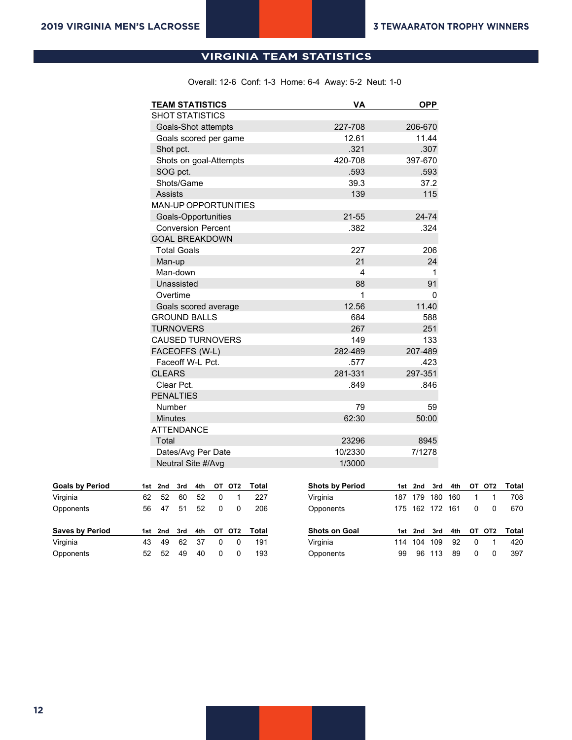# VIRGINIA TEAM STATISTICS

Overall: 12-6 Conf: 1-3 Home: 6-4 Away: 5-2 Neut: 1-0

| TEAM STATISTICS | VA | OPP |
|---|---|---|
| SHOT STATISTICS | | |
| Goals-Shot attempts | 227-708 | 206-670 |
| Goals scored per game | 12.61 | 11.44 |
| Shot pct. | .321 | .307 |
| Shots on goal-Attempts | 420-708 | 397-670 |
| SOG pct. | .593 | .593 |
| Shots/Game | 39.3 | 37.2 |
| Assists | 139 | 115 |
| MAN-UP OPPORTUNITIES | | |
| Goals-Opportunities | 21-55 | 24-74 |
| Conversion Percent | .382 | .324 |
| GOAL BREAKDOWN | | |
| Total Goals | 227 | 206 |
| Man-up | 21 | 24 |
| Man-down | 4 | 1 |
| Unassisted | 88 | 91 |
| Overtime | 1 | 0 |
| Goals scored average | 12.56 | 11.40 |
| GROUND BALLS | 684 | 588 |
| TURNOVERS | 267 | 251 |
| CAUSED TURNOVERS | 149 | 133 |
| FACEOFFS (W-L) | 282-489 | 207-489 |
| Faceoff W-L Pct. | .577 | .423 |
| CLEARS | 281-331 | 297-351 |
| Clear Pct. | .849 | .846 |
| PENALTIES | | |
| Number | 79 | 59 |
| Minutes | 62:30 | 50:00 |
| ATTENDANCE | | |
| Total | 23296 | 8945 |
| Dates/Avg Per Date | 10/2330 | 7/1278 |
| Neutral Site #/Avg | 1/3000 | |

| Goals by Period | 1st | 2nd | 3rd | 4th | OT | OT2 | Total |
|---|---|---|---|---|---|---|---|
| Virginia | 62 | 52 | 60 | 52 | 0 | 1 | 227 |
| Opponents | 56 | 47 | 51 | 52 | 0 | 0 | 206 |

| Shots by Period | 1st | 2nd | 3rd | 4th | OT | OT2 | Total |
|---|---|---|---|---|---|---|---|
| Virginia | 187 | 179 | 180 | 160 | 1 | 1 | 708 |
| Opponents | 175 | 162 | 172 | 161 | 0 | 0 | 670 |

| Saves by Period | 1st | 2nd | 3rd | 4th | OT | OT2 | Total |
|---|---|---|---|---|---|---|---|
| Virginia | 43 | 49 | 62 | 37 | 0 | 0 | 191 |
| Opponents | 52 | 52 | 49 | 40 | 0 | 0 | 193 |

| Shots on Goal | 1st | 2nd | 3rd | 4th | OT | OT2 | Total |
|---|---|---|---|---|---|---|---|
| Virginia | 114 | 104 | 109 | 92 | 0 | 1 | 420 |
| Opponents | 99 | 96 | 113 | 89 | 0 | 0 | 397 |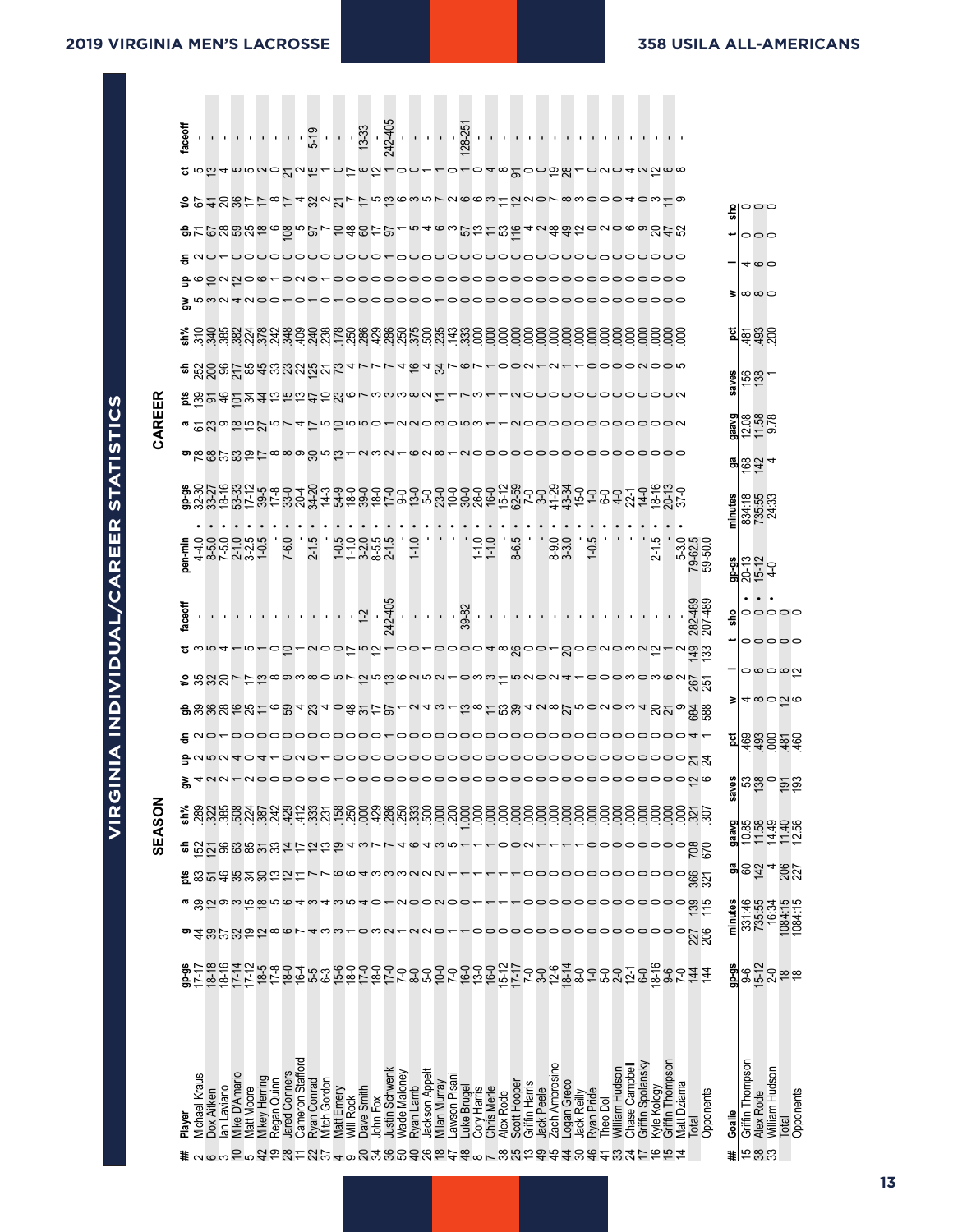# VIRGINIA INDIVIDUAL/CAREER STATISTICS

| ## | Player | SEASON gp-gs | g | a | pts | sh | sh% | gw | up | dn | gb | t/o | ct | faceoff | CAREER pen-min | gp-gs | g | a | pts | sh | sh% | gw | up | dn | gb | t/o | ct | faceoff |
|---|---|---|---|---|---|---|---|---|---|---|---|---|---|---|---|---|---|---|---|---|---|---|---|---|---|---|---|---|
| 2 | Michael Kraus | 17-17 | 44 | 39 | 83 | 152 | .289 | 4 | 2 | 2 | 39 | 35 | 3 | - | 4-4.0 • | 32-30 | 78 | 61 | 139 | 252 | .310 | 5 | 6 | 2 | 71 | 67 | 5 | - |
| 6 | Dox Aitken | 18-18 | 39 | 12 | 51 | 121 | .322 | 2 | 5 | 0 | 36 | 32 | 5 | - | 8-5.0 • | 33-27 | 68 | 23 | 91 | 200 | .340 | 3 | 10 | 0 | 67 | 41 | 13 | - |
| 3 | Ian Laviano | 18-16 | 37 | 9 | 46 | 96 | .385 | 2 | 2 | 1 | 28 | 20 | 4 | - | 7-5.0 • | 18-16 | 37 | 9 | 46 | 96 | .385 | 2 | 2 | 1 | 28 | 20 | 4 | - |
| 10 | Mike D'Amario | 17-14 | 32 | 3 | 35 | 63 | .508 | 1 | 4 | 0 | 16 | 7 | 1 | - | 2-1.0 • | 53-33 | 83 | 18 | 101 | 217 | .382 | 4 | 12 | 0 | 59 | 36 | 5 | - |
| 5 | Matt Moore | 17-12 | 19 | 15 | 34 | 85 | .224 | 2 | 0 | 0 | 25 | 17 | 5 | - | 3-2.5 • | 17-12 | 19 | 15 | 34 | 85 | .224 | 2 | 0 | 0 | 25 | 17 | 5 | - |
| 42 | Mikey Herring | 18-5 | 12 | 18 | 30 | 31 | .387 | 0 | 4 | 0 | 11 | 13 | 1 | - | 1-0.5 • | 39-5 | 17 | 27 | 44 | 45 | .378 | 0 | 6 | 0 | 18 | 17 | 2 | - |
| 19 | Regan Quinn | 17-8 | 8 | 5 | 13 | 33 | .242 | 0 | 0 | 0 | 6 | 8 | 0 | - | - • | 17-8 | 8 | 5 | 13 | 33 | .242 | 0 | 0 | 0 | 6 | 8 | 0 | - |
| 28 | Jared Conners | 18-0 | 6 | 6 | 12 | 14 | .429 | 0 | 1 | 0 | 59 | 9 | 10 | - | 7-6.0 • | 33-0 | 8 | 7 | 15 | 23 | .348 | 1 | 0 | 0 | 108 | 17 | 21 | - |
| 11 | Cameron Stafford | 16-4 | 7 | 4 | 11 | 17 | .412 | 0 | 0 | 0 | 4 | 9 | 1 | - | - • | 20-4 | 9 | 4 | 13 | 22 | .409 | 0 | 0 | 0 | 5 | 4 | 2 | - |
| 22 | Ryan Conrad | 5-5 | 4 | 3 | 7 | 12 | .333 | 0 | 2 | 0 | 23 | 8 | 2 | - | 2-1.5 • | 34-20 | 30 | 17 | 47 | 125 | .240 | 1 | 2 | 0 | 97 | 32 | 15 | 5-19 |
| 37 | Mitch Gordon | 6-3 | 3 | 4 | 7 | 13 | .231 | 1 | 0 | 0 | 4 | 0 | 0 | - | - • | 14-3 | 5 | 5 | 10 | 21 | .238 | 0 | 0 | 0 | 7 | 2 | 1 | - |
| 4 | Matt Emery | 15-6 | 3 | 3 | 6 | 19 | .158 | 0 | 1 | 0 | 0 | 5 | 0 | - | 1-0.5 • | 54-9 | 13 | 10 | 23 | 73 | .178 | 1 | 1 | 0 | 10 | 21 | 0 | - |
| 9 | Will Rock | 18-0 | 1 | 5 | 6 | 4 | .250 | 0 | 0 | 0 | 48 | 7 | 17 | 1-2 | 1-1.0 • | 18-0 | 1 | 5 | 6 | 4 | .250 | 0 | 0 | 0 | 48 | 7 | 17 | - |
| 20 | Dave Smith | 17-0 | 0 | 4 | 4 | 3 | .000 | 0 | 0 | 0 | 31 | 12 | 5 | - | 3-2.0 • | 39-0 | 2 | 5 | 7 | 7 | .286 | 0 | 0 | 0 | 60 | 17 | 6 | 13-33 |
| 34 | John Fox | 18-0 | 3 | 0 | 3 | 7 | .429 | 0 | 0 | 0 | 17 | 5 | 12 | - | 8-5.5 • | 18-0 | 3 | 0 | 3 | 7 | .429 | 0 | 0 | 0 | 17 | 5 | 12 | - |
| 36 | Justin Schwenk | 17-0 | 2 | 1 | 3 | 7 | .286 | 0 | 0 | 1 | 97 | 13 | 13 | 242-405 | 2-1.5 • | 17-0 | 2 | 1 | 3 | 7 | .286 | 0 | 0 | 1 | 97 | 13 | 13 | 242-405 |
| 50 | Wade Maloney | 7-0 | 1 | 2 | 3 | 4 | .250 | 0 | 0 | 0 | 1 | 6 | 0 | - | - • | 9-0 | 1 | 2 | 3 | 4 | .250 | 0 | 0 | 0 | 1 | 6 | 0 | - |
| 40 | Ryan Lamb | 8-0 | 2 | 0 | 2 | 6 | .333 | 0 | 0 | 0 | 2 | 2 | 0 | - | 1-1.0 • | 13-0 | 6 | 2 | 8 | 16 | .375 | 0 | 0 | 0 | 5 | 3 | 0 | - |
| 26 | Jackson Appelt | 5-0 | 2 | 0 | 2 | 4 | .500 | 0 | 0 | 0 | 4 | 5 | 1 | - | - • | 5-0 | 2 | 0 | 2 | 4 | .500 | 0 | 0 | 0 | 4 | 5 | 1 | - |
| 18 | Milan Murray | 10-0 | 0 | 2 | 2 | 3 | .000 | 0 | 0 | 0 | 3 | 5 | 0 | - | - • | 23-0 | 8 | 3 | 11 | 34 | .235 | 1 | 0 | 0 | 6 | 7 | 1 | - |
| 47 | Lawson Pisani | 7-0 | 1 | 0 | 1 | 5 | .200 | 0 | 0 | 0 | 1 | 1 | 0 | - | - • | 10-0 | 1 | 0 | 1 | 7 | .143 | 0 | 0 | 0 | 3 | 2 | 0 | - |
| 48 | Luke Brugel | 16-0 | 1 | 0 | 1 | 1 | 1.000 | 0 | 0 | 0 | 13 | 0 | 0 | 39-82 | 1-1.0 • | 30-0 | 2 | 5 | 7 | 6 | .333 | 0 | 0 | 0 | 57 | 6 | 1 | 128-251 |
| 8 | Cory Harris | 13-0 | 0 | 1 | 1 | 1 | .000 | 0 | 0 | 0 | 8 | 3 | 0 | - | 1-1.0 • | 26-0 | 0 | 3 | 3 | 7 | .000 | 0 | 0 | 0 | 13 | 6 | 0 | - |
| 7 | Chris Merle | 16-0 | 0 | 1 | 1 | 1 | .000 | 0 | 0 | 0 | 11 | 3 | 4 | - | - • | 16-0 | 0 | 1 | 1 | 1 | .000 | 0 | 0 | 0 | 11 | 3 | 4 | - |
| 38 | Alex Rode | 15-12 | 0 | 1 | 1 | 0 | .000 | 0 | 0 | 0 | 53 | 11 | 8 | - | - • | 15-12 | 0 | 1 | 1 | 0 | .000 | 0 | 0 | 0 | 53 | 11 | 8 | - |
| 25 | Scott Hooper | 17-17 | 0 | 1 | 1 | 2 | .000 | 0 | 0 | 0 | 39 | 5 | 26 | - | 8-6.5 • | 62-59 | 0 | 2 | 2 | 2 | .000 | 0 | 0 | 0 | 116 | 12 | 91 | - |
| 13 | Griffin Harris | 7-0 | 0 | 0 | 0 | 1 | .000 | 0 | 0 | 0 | 4 | 2 | 0 | - | - • | 7-0 | 0 | 0 | 0 | 1 | .000 | 0 | 0 | 0 | 4 | 2 | 0 | - |
| 49 | Jack Peele | 3-0 | 0 | 0 | 0 | 0 | .000 | 0 | 0 | 0 | 2 | 0 | 0 | - | - • | 3-0 | 0 | 0 | 0 | 0 | .000 | 0 | 0 | 0 | 2 | 0 | 0 | - |
| 45 | Zach Ambrosino | 12-6 | 0 | 0 | 0 | 1 | .000 | 0 | 0 | 0 | 8 | 2 | 1 | - | 8-9.0 • | 41-29 | 0 | 0 | 0 | 2 | .000 | 0 | 0 | 0 | 48 | 7 | 19 | - |
| 44 | Logan Greco | 18-14 | 0 | 0 | 0 | 1 | .000 | 0 | 0 | 0 | 27 | 4 | 20 | - | 3-3.0 • | 43-34 | 0 | 0 | 0 | 1 | .000 | 0 | 0 | 0 | 49 | 8 | 28 | - |
| 30 | Jack Reilly | 8-0 | 0 | 0 | 0 | 1 | .000 | 0 | 0 | 0 | 5 | 1 | 0 | - | - • | 15-0 | 0 | 0 | 0 | 1 | .000 | 0 | 0 | 0 | 12 | 3 | 1 | - |
| 46 | Ryan Pride | 1-0 | 0 | 0 | 0 | 0 | .000 | 0 | 0 | 0 | 0 | 0 | 0 | - | 1-0.5 • | 1-0 | 0 | 0 | 0 | 0 | .000 | 0 | 0 | 0 | 0 | 0 | 0 | - |
| 41 | Theo Dol | 5-0 | 0 | 0 | 0 | 0 | .000 | 0 | 0 | 0 | 2 | 0 | 0 | - | - • | 6-0 | 0 | 0 | 0 | 0 | .000 | 0 | 0 | 0 | 2 | 0 | 2 | - |
| 33 | William Hudson | 2-0 | 0 | 0 | 0 | 0 | .000 | 0 | 0 | 0 | 0 | 0 | 0 | - | - • | 4-0 | 0 | 0 | 0 | 0 | .000 | 0 | 0 | 0 | 0 | 0 | 0 | - |
| 24 | Chase Campbell | 12-1 | 0 | 0 | 0 | 0 | .000 | 0 | 0 | 0 | 3 | 0 | 3 | - | - • | 22-1 | 0 | 0 | 0 | 2 | .000 | 0 | 0 | 0 | 6 | 4 | 4 | - |
| 17 | Griffin Spolansky | 6-0 | 0 | 0 | 0 | 0 | .000 | 0 | 0 | 0 | 4 | 3 | 2 | - | - • | 14-0 | 0 | 0 | 0 | 0 | .000 | 0 | 0 | 0 | 9 | 0 | 2 | - |
| 16 | Kyle Kology | 18-16 | 0 | 0 | 0 | 0 | .000 | 0 | 0 | 0 | 20 | 3 | 12 | - | 2-1.5 • | 18-16 | 0 | 0 | 0 | 0 | .000 | 0 | 0 | 0 | 20 | 3 | 12 | - |
| 15 | Griffin Thompson | 9-6 | 0 | 0 | 0 | 0 | .000 | 0 | 0 | 0 | 21 | 6 | 1 | - | - • | 20-13 | 0 | 0 | 0 | 0 | .000 | 0 | 0 | 0 | 47 | 11 | 6 | - |
| 14 | Matt Dziama | 7-0 | 0 | 0 | 0 | 0 | .000 | 0 | 0 | 0 | 9 | 2 | 2 | - | 5-3.0 • | 37-0 | 0 | 2 | 2 | 5 | .000 | 0 | 0 | 0 | 52 | 9 | 8 | - |
| | Total | 144 | 227 | 139 | 366 | 708 | .321 | 12 | 21 | 4 | 684 | 267 | 149 | 282-489 | 79-62.5 | | | | | | | | | | | | | |
| | Opponents | 144 | 206 | 115 | 321 | 670 | .307 | 6 | 24 | 1 | 588 | 251 | 133 | 207-489 | 59-50.0 | | | | | | | | | | | | | |

| ## | Goalie | SEASON gp-gs | minutes | ga | gaavg | saves | pct | w | l | t | sho | CAREER gp-gs | minutes | ga | gaavg | saves | pct | w | l | t | sho |
|---|---|---|---|---|---|---|---|---|---|---|---|---|---|---|---|---|---|---|---|---|---|
| 15 | Griffin Thompson | 9-6 | 331:46 | 60 | 10.85 | 53 | .469 | 4 | 0 | 0 | 0 | • 20-13 | 834:18 | 168 | 12.08 | 156 | .481 | 8 | 4 | 0 | 0 |
| 38 | Alex Rode | 15-12 | 735:55 | 142 | 11.58 | 138 | .493 | 8 | 6 | 0 | 0 | • 15-12 | 735:55 | 142 | 11.58 | 138 | .493 | 8 | 6 | 0 | 0 |
| 33 | William Hudson | 2-0 | 16:34 | 4 | 14.49 | 0 | .000 | 0 | 0 | 0 | 0 | • 4-0 | 24:33 | 4 | 9.78 | 1 | .200 | 0 | 0 | 0 | 0 |
| | Total | 18 | 1084:15 | 206 | 11.40 | 191 | .481 | 12 | 6 | 0 | 0 | | | | | | | | | | |
| | Opponents | 18 | 1084:15 | 227 | 12.56 | 193 | .460 | 6 | 12 | 0 | 0 | | | | | | | | | | |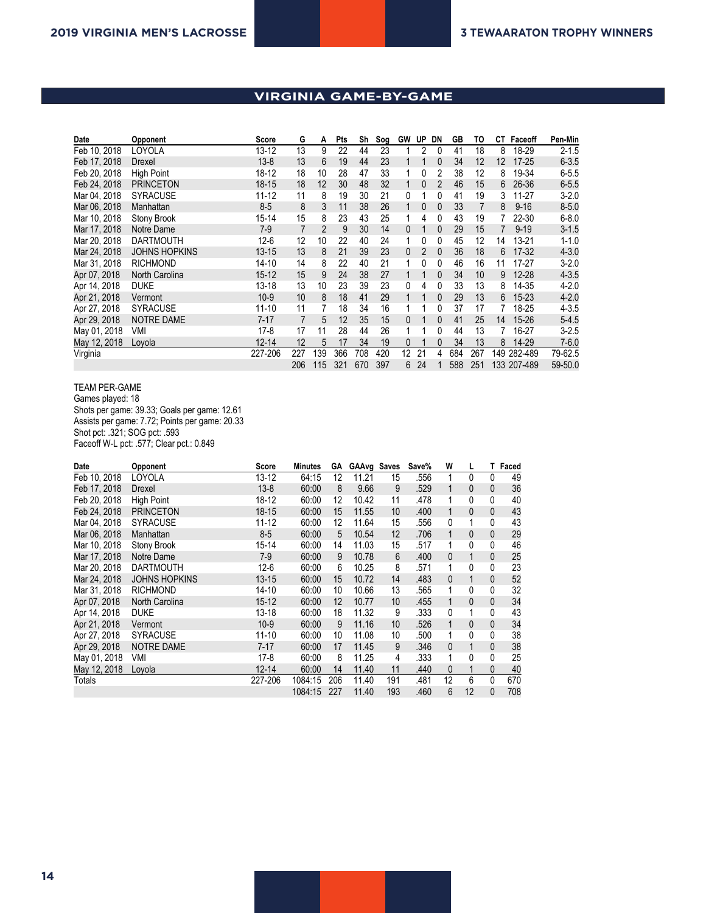## VIRGINIA GAME-BY-GAME

| Date | Opponent | Score | G | A | Pts | Sh | Sog | GW | UP | DN | GB | TO | CT | Faceoff | Pen-Min |
|---|---|---|---|---|---|---|---|---|---|---|---|---|---|---|---|
| Feb 10, 2018 | LOYOLA | 13-12 | 13 | 9 | 22 | 44 | 23 | 1 | 2 | 0 | 41 | 18 | 8 | 18-29 | 2-1.5 |
| Feb 17, 2018 | Drexel | 13-8 | 13 | 6 | 19 | 44 | 23 | 1 | 1 | 0 | 34 | 12 | 12 | 17-25 | 6-3.5 |
| Feb 20, 2018 | High Point | 18-12 | 18 | 10 | 28 | 47 | 33 | 1 | 0 | 2 | 38 | 12 | 8 | 19-34 | 6-5.5 |
| Feb 24, 2018 | PRINCETON | 18-15 | 18 | 12 | 30 | 48 | 32 | 1 | 0 | 2 | 46 | 15 | 6 | 26-36 | 6-5.5 |
| Mar 04, 2018 | SYRACUSE | 11-12 | 11 | 8 | 19 | 30 | 21 | 0 | 1 | 0 | 41 | 19 | 3 | 11-27 | 3-2.0 |
| Mar 06, 2018 | Manhattan | 8-5 | 8 | 3 | 11 | 38 | 26 | 1 | 0 | 0 | 33 | 7 | 8 | 9-16 | 8-5.0 |
| Mar 10, 2018 | Stony Brook | 15-14 | 15 | 8 | 23 | 43 | 25 | 1 | 4 | 0 | 43 | 19 | 7 | 22-30 | 6-8.0 |
| Mar 17, 2018 | Notre Dame | 7-9 | 7 | 2 | 9 | 30 | 14 | 0 | 1 | 0 | 29 | 15 | 7 | 9-19 | 3-1.5 |
| Mar 20, 2018 | DARTMOUTH | 12-6 | 12 | 10 | 22 | 40 | 24 | 1 | 0 | 0 | 45 | 12 | 14 | 13-21 | 1-1.0 |
| Mar 24, 2018 | JOHNS HOPKINS | 13-15 | 13 | 8 | 21 | 39 | 23 | 0 | 2 | 0 | 36 | 18 | 6 | 17-32 | 4-3.0 |
| Mar 31, 2018 | RICHMOND | 14-10 | 14 | 8 | 22 | 40 | 21 | 1 | 0 | 0 | 46 | 16 | 11 | 17-27 | 3-2.0 |
| Apr 07, 2018 | North Carolina | 15-12 | 15 | 9 | 24 | 38 | 27 | 1 | 1 | 0 | 34 | 10 | 9 | 12-28 | 4-3.5 |
| Apr 14, 2018 | DUKE | 13-18 | 13 | 10 | 23 | 39 | 23 | 0 | 4 | 0 | 33 | 13 | 8 | 14-35 | 4-2.0 |
| Apr 21, 2018 | Vermont | 10-9 | 10 | 8 | 18 | 41 | 29 | 1 | 1 | 0 | 29 | 13 | 6 | 15-23 | 4-2.0 |
| Apr 27, 2018 | SYRACUSE | 11-10 | 11 | 7 | 18 | 34 | 16 | 1 | 1 | 0 | 37 | 17 | 7 | 18-25 | 4-3.5 |
| Apr 29, 2018 | NOTRE DAME | 7-17 | 7 | 5 | 12 | 35 | 15 | 0 | 1 | 0 | 41 | 25 | 14 | 15-26 | 5-4.5 |
| May 01, 2018 | VMI | 17-8 | 17 | 11 | 28 | 44 | 26 | 1 | 1 | 0 | 44 | 13 | 7 | 16-27 | 3-2.5 |
| May 12, 2018 | Loyola | 12-14 | 12 | 5 | 17 | 34 | 19 | 0 | 1 | 0 | 34 | 13 | 8 | 14-29 | 7-6.0 |
| Virginia | | 227-206 | 227 | 139 | 366 | 708 | 420 | 12 | 21 | 4 | 684 | 267 | 149 | 282-489 | 79-62.5 |
| | | | 206 | 115 | 321 | 670 | 397 | 6 | 24 | 1 | 588 | 251 | 133 | 207-489 | 59-50.0 |

TEAM PER-GAME
Games played: 18
Shots per game: 39.33; Goals per game: 12.61
Assists per game: 7.72; Points per game: 20.33
Shot pct: .321; SOG pct: .593
Faceoff W-L pct: .577; Clear pct.: 0.849

| Date | Opponent | Score | Minutes | GA | GAAvg | Saves | Save% | W | L | T | Faced |
|---|---|---|---|---|---|---|---|---|---|---|---|
| Feb 10, 2018 | LOYOLA | 13-12 | 64:15 | 12 | 11.21 | 15 | .556 | 1 | 0 | 0 | 49 |
| Feb 17, 2018 | Drexel | 13-8 | 60:00 | 8 | 9.66 | 9 | .529 | 1 | 0 | 0 | 36 |
| Feb 20, 2018 | High Point | 18-12 | 60:00 | 12 | 10.42 | 11 | .478 | 1 | 0 | 0 | 40 |
| Feb 24, 2018 | PRINCETON | 18-15 | 60:00 | 15 | 11.55 | 10 | .400 | 1 | 0 | 0 | 43 |
| Mar 04, 2018 | SYRACUSE | 11-12 | 60:00 | 12 | 11.64 | 15 | .556 | 0 | 1 | 0 | 43 |
| Mar 06, 2018 | Manhattan | 8-5 | 60:00 | 5 | 10.54 | 12 | .706 | 1 | 0 | 0 | 29 |
| Mar 10, 2018 | Stony Brook | 15-14 | 60:00 | 14 | 11.03 | 15 | .517 | 1 | 0 | 0 | 46 |
| Mar 17, 2018 | Notre Dame | 7-9 | 60:00 | 9 | 10.78 | 6 | .400 | 0 | 1 | 0 | 25 |
| Mar 20, 2018 | DARTMOUTH | 12-6 | 60:00 | 6 | 10.25 | 8 | .571 | 1 | 0 | 0 | 23 |
| Mar 24, 2018 | JOHNS HOPKINS | 13-15 | 60:00 | 15 | 10.72 | 14 | .483 | 0 | 1 | 0 | 52 |
| Mar 31, 2018 | RICHMOND | 14-10 | 60:00 | 10 | 10.66 | 13 | .565 | 1 | 0 | 0 | 32 |
| Apr 07, 2018 | North Carolina | 15-12 | 60:00 | 12 | 10.77 | 10 | .455 | 1 | 0 | 0 | 34 |
| Apr 14, 2018 | DUKE | 13-18 | 60:00 | 18 | 11.32 | 9 | .333 | 0 | 1 | 0 | 43 |
| Apr 21, 2018 | Vermont | 10-9 | 60:00 | 9 | 11.16 | 10 | .526 | 1 | 0 | 0 | 34 |
| Apr 27, 2018 | SYRACUSE | 11-10 | 60:00 | 10 | 11.08 | 10 | .500 | 1 | 0 | 0 | 38 |
| Apr 29, 2018 | NOTRE DAME | 7-17 | 60:00 | 17 | 11.45 | 9 | .346 | 0 | 1 | 0 | 38 |
| May 01, 2018 | VMI | 17-8 | 60:00 | 8 | 11.25 | 4 | .333 | 1 | 0 | 0 | 25 |
| May 12, 2018 | Loyola | 12-14 | 60:00 | 14 | 11.40 | 11 | .440 | 0 | 1 | 0 | 40 |
| Totals | | 227-206 | 1084:15 | 206 | 11.40 | 191 | .481 | 12 | 6 | 0 | 670 |
| | | | 1084:15 | 227 | 11.40 | 193 | .460 | 6 | 12 | 0 | 708 |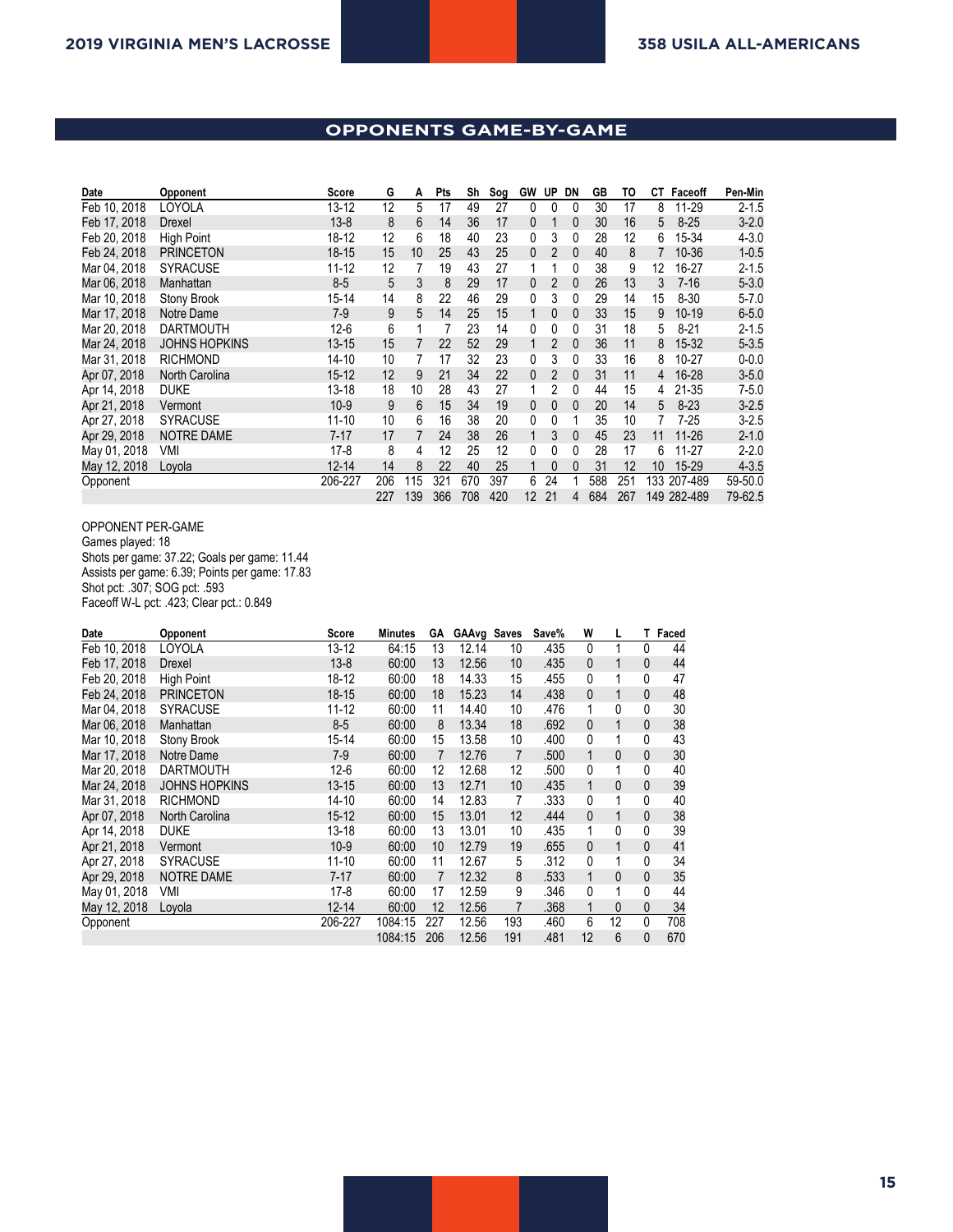## OPPONENTS GAME-BY-GAME

| Date | Opponent | Score | G | A | Pts | Sh | Sog | GW | UP | DN | GB | TO | CT | Faceoff | Pen-Min |
|---|---|---|---|---|---|---|---|---|---|---|---|---|---|---|---|
| Feb 10, 2018 | LOYOLA | 13-12 | 12 | 5 | 17 | 49 | 27 | 0 | 0 | 0 | 30 | 17 | 8 | 11-29 | 2-1.5 |
| Feb 17, 2018 | Drexel | 13-8 | 8 | 6 | 14 | 36 | 17 | 0 | 1 | 0 | 30 | 16 | 5 | 8-25 | 3-2.0 |
| Feb 20, 2018 | High Point | 18-12 | 12 | 6 | 18 | 40 | 23 | 0 | 3 | 0 | 28 | 12 | 6 | 15-34 | 4-3.0 |
| Feb 24, 2018 | PRINCETON | 18-15 | 15 | 10 | 25 | 43 | 25 | 0 | 2 | 0 | 40 | 8 | 7 | 10-36 | 1-0.5 |
| Mar 04, 2018 | SYRACUSE | 11-12 | 12 | 7 | 19 | 43 | 27 | 1 | 1 | 0 | 38 | 9 | 12 | 16-27 | 2-1.5 |
| Mar 06, 2018 | Manhattan | 8-5 | 5 | 3 | 8 | 29 | 17 | 0 | 2 | 0 | 26 | 13 | 3 | 7-16 | 5-3.0 |
| Mar 10, 2018 | Stony Brook | 15-14 | 14 | 8 | 22 | 46 | 29 | 0 | 3 | 0 | 29 | 14 | 15 | 8-30 | 5-7.0 |
| Mar 17, 2018 | Notre Dame | 7-9 | 9 | 5 | 14 | 25 | 15 | 1 | 0 | 0 | 33 | 15 | 9 | 10-19 | 6-5.0 |
| Mar 20, 2018 | DARTMOUTH | 12-6 | 6 | 1 | 7 | 23 | 14 | 0 | 0 | 0 | 31 | 18 | 5 | 8-21 | 2-1.5 |
| Mar 24, 2018 | JOHNS HOPKINS | 13-15 | 15 | 7 | 22 | 52 | 29 | 1 | 2 | 0 | 36 | 11 | 8 | 15-32 | 5-3.5 |
| Mar 31, 2018 | RICHMOND | 14-10 | 10 | 7 | 17 | 32 | 23 | 0 | 3 | 0 | 33 | 16 | 8 | 10-27 | 0-0.0 |
| Apr 07, 2018 | North Carolina | 15-12 | 12 | 9 | 21 | 34 | 22 | 0 | 2 | 0 | 31 | 11 | 4 | 16-28 | 3-5.0 |
| Apr 14, 2018 | DUKE | 13-18 | 18 | 10 | 28 | 43 | 27 | 1 | 2 | 0 | 44 | 15 | 4 | 21-35 | 7-5.0 |
| Apr 21, 2018 | Vermont | 10-9 | 9 | 6 | 15 | 34 | 19 | 0 | 0 | 0 | 20 | 14 | 5 | 8-23 | 3-2.5 |
| Apr 27, 2018 | SYRACUSE | 11-10 | 10 | 6 | 16 | 38 | 20 | 0 | 0 | 1 | 35 | 10 | 7 | 7-25 | 3-2.5 |
| Apr 29, 2018 | NOTRE DAME | 7-17 | 17 | 7 | 24 | 38 | 26 | 1 | 3 | 0 | 45 | 23 | 11 | 11-26 | 2-1.0 |
| May 01, 2018 | VMI | 17-8 | 8 | 4 | 12 | 25 | 12 | 0 | 0 | 0 | 28 | 17 | 6 | 11-27 | 2-2.0 |
| May 12, 2018 | Loyola | 12-14 | 14 | 8 | 22 | 40 | 25 | 1 | 0 | 0 | 31 | 12 | 10 | 15-29 | 4-3.5 |
| Opponent | | 206-227 | 206 | 115 | 321 | 670 | 397 | 6 | 24 | 1 | 588 | 251 | 133 | 207-489 | 59-50.0 |
| | | | 227 | 139 | 366 | 708 | 420 | 12 | 21 | 4 | 684 | 267 | 149 | 282-489 | 79-62.5 |

OPPONENT PER-GAME
Games played: 18
Shots per game: 37.22; Goals per game: 11.44
Assists per game: 6.39; Points per game: 17.83
Shot pct: .307; SOG pct: .593
Faceoff W-L pct: .423; Clear pct.: 0.849

| Date | Opponent | Score | Minutes | GA | GAAvg | Saves | Save% | W | L | T | Faced |
|---|---|---|---|---|---|---|---|---|---|---|---|
| Feb 10, 2018 | LOYOLA | 13-12 | 64:15 | 13 | 12.14 | 10 | .435 | 0 | 1 | 0 | 44 |
| Feb 17, 2018 | Drexel | 13-8 | 60:00 | 13 | 12.56 | 10 | .435 | 0 | 1 | 0 | 44 |
| Feb 20, 2018 | High Point | 18-12 | 60:00 | 18 | 14.33 | 15 | .455 | 0 | 1 | 0 | 47 |
| Feb 24, 2018 | PRINCETON | 18-15 | 60:00 | 18 | 15.23 | 14 | .438 | 0 | 1 | 0 | 48 |
| Mar 04, 2018 | SYRACUSE | 11-12 | 60:00 | 11 | 14.40 | 10 | .476 | 1 | 0 | 0 | 30 |
| Mar 06, 2018 | Manhattan | 8-5 | 60:00 | 8 | 13.34 | 18 | .692 | 0 | 1 | 0 | 38 |
| Mar 10, 2018 | Stony Brook | 15-14 | 60:00 | 15 | 13.58 | 10 | .400 | 0 | 1 | 0 | 43 |
| Mar 17, 2018 | Notre Dame | 7-9 | 60:00 | 7 | 12.76 | 7 | .500 | 1 | 0 | 0 | 30 |
| Mar 20, 2018 | DARTMOUTH | 12-6 | 60:00 | 12 | 12.68 | 12 | .500 | 0 | 1 | 0 | 40 |
| Mar 24, 2018 | JOHNS HOPKINS | 13-15 | 60:00 | 13 | 12.71 | 10 | .435 | 1 | 0 | 0 | 39 |
| Mar 31, 2018 | RICHMOND | 14-10 | 60:00 | 14 | 12.83 | 7 | .333 | 0 | 1 | 0 | 40 |
| Apr 07, 2018 | North Carolina | 15-12 | 60:00 | 15 | 13.01 | 12 | .444 | 0 | 1 | 0 | 38 |
| Apr 14, 2018 | DUKE | 13-18 | 60:00 | 13 | 13.01 | 10 | .435 | 1 | 0 | 0 | 39 |
| Apr 21, 2018 | Vermont | 10-9 | 60:00 | 10 | 12.79 | 19 | .655 | 0 | 1 | 0 | 41 |
| Apr 27, 2018 | SYRACUSE | 11-10 | 60:00 | 11 | 12.67 | 5 | .312 | 0 | 1 | 0 | 34 |
| Apr 29, 2018 | NOTRE DAME | 7-17 | 60:00 | 7 | 12.32 | 8 | .533 | 1 | 0 | 0 | 35 |
| May 01, 2018 | VMI | 17-8 | 60:00 | 17 | 12.59 | 9 | .346 | 0 | 1 | 0 | 44 |
| May 12, 2018 | Loyola | 12-14 | 60:00 | 12 | 12.56 | 7 | .368 | 1 | 0 | 0 | 34 |
| Opponent | | 206-227 | 1084:15 | 227 | 12.56 | 193 | .460 | 6 | 12 | 0 | 708 |
| | | | 1084:15 | 206 | 12.56 | 191 | .481 | 12 | 6 | 0 | 670 |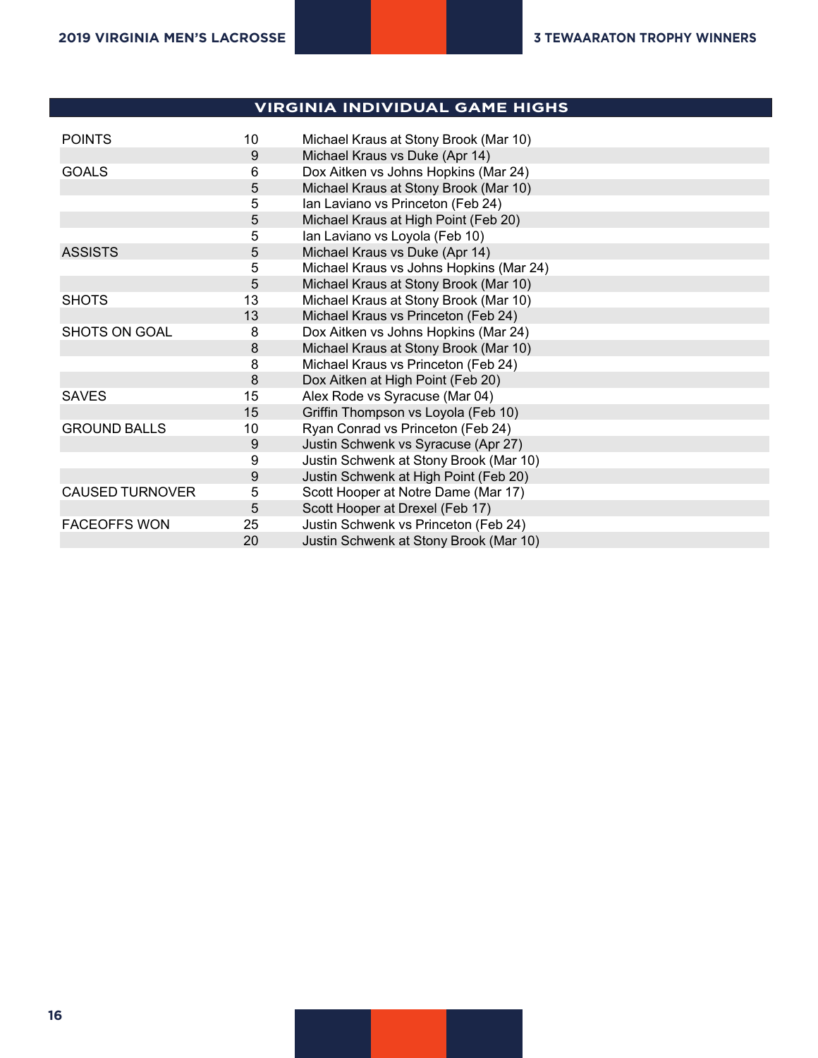## VIRGINIA INDIVIDUAL GAME HIGHS

| | | |
|---|---|---|
| POINTS | 10 | Michael Kraus at Stony Brook (Mar 10) |
| | 9 | Michael Kraus vs Duke (Apr 14) |
| GOALS | 6 | Dox Aitken vs Johns Hopkins (Mar 24) |
| | 5 | Michael Kraus at Stony Brook (Mar 10) |
| | 5 | Ian Laviano vs Princeton (Feb 24) |
| | 5 | Michael Kraus at High Point (Feb 20) |
| | 5 | Ian Laviano vs Loyola (Feb 10) |
| ASSISTS | 5 | Michael Kraus vs Duke (Apr 14) |
| | 5 | Michael Kraus vs Johns Hopkins (Mar 24) |
| | 5 | Michael Kraus at Stony Brook (Mar 10) |
| SHOTS | 13 | Michael Kraus at Stony Brook (Mar 10) |
| | 13 | Michael Kraus vs Princeton (Feb 24) |
| SHOTS ON GOAL | 8 | Dox Aitken vs Johns Hopkins (Mar 24) |
| | 8 | Michael Kraus at Stony Brook (Mar 10) |
| | 8 | Michael Kraus vs Princeton (Feb 24) |
| | 8 | Dox Aitken at High Point (Feb 20) |
| SAVES | 15 | Alex Rode vs Syracuse (Mar 04) |
| | 15 | Griffin Thompson vs Loyola (Feb 10) |
| GROUND BALLS | 10 | Ryan Conrad vs Princeton (Feb 24) |
| | 9 | Justin Schwenk vs Syracuse (Apr 27) |
| | 9 | Justin Schwenk at Stony Brook (Mar 10) |
| | 9 | Justin Schwenk at High Point (Feb 20) |
| CAUSED TURNOVER | 5 | Scott Hooper at Notre Dame (Mar 17) |
| | 5 | Scott Hooper at Drexel (Feb 17) |
| FACEOFFS WON | 25 | Justin Schwenk vs Princeton (Feb 24) |
| | 20 | Justin Schwenk at Stony Brook (Mar 10) |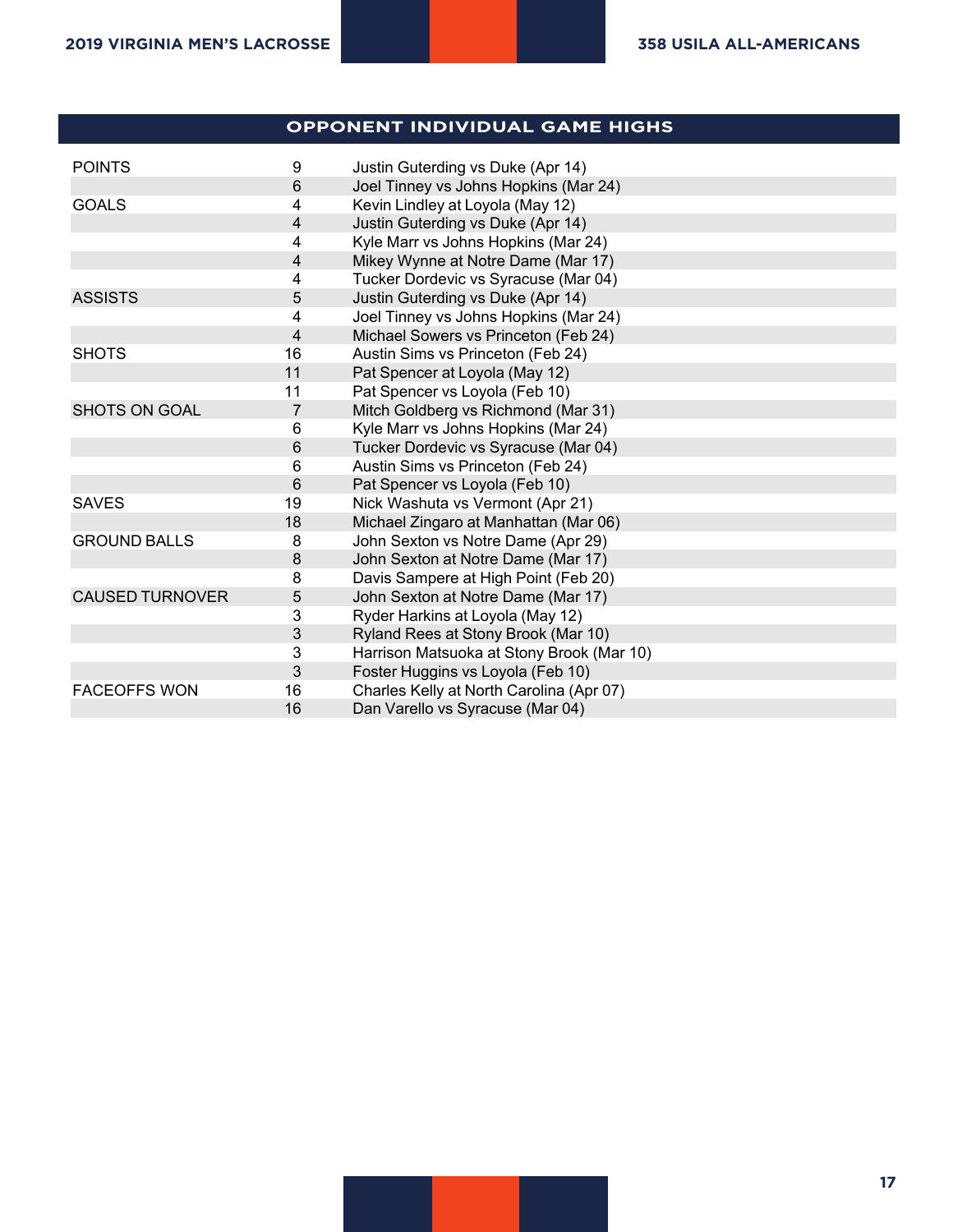## OPPONENT INDIVIDUAL GAME HIGHS

| | | |
|---|---|---|
| POINTS | 9 | Justin Guterding vs Duke (Apr 14) |
| | 6 | Joel Tinney vs Johns Hopkins (Mar 24) |
| GOALS | 4 | Kevin Lindley at Loyola (May 12) |
| | 4 | Justin Guterding vs Duke (Apr 14) |
| | 4 | Kyle Marr vs Johns Hopkins (Mar 24) |
| | 4 | Mikey Wynne at Notre Dame (Mar 17) |
| | 4 | Tucker Dordevic vs Syracuse (Mar 04) |
| ASSISTS | 5 | Justin Guterding vs Duke (Apr 14) |
| | 4 | Joel Tinney vs Johns Hopkins (Mar 24) |
| | 4 | Michael Sowers vs Princeton (Feb 24) |
| SHOTS | 16 | Austin Sims vs Princeton (Feb 24) |
| | 11 | Pat Spencer at Loyola (May 12) |
| | 11 | Pat Spencer vs Loyola (Feb 10) |
| SHOTS ON GOAL | 7 | Mitch Goldberg vs Richmond (Mar 31) |
| | 6 | Kyle Marr vs Johns Hopkins (Mar 24) |
| | 6 | Tucker Dordevic vs Syracuse (Mar 04) |
| | 6 | Austin Sims vs Princeton (Feb 24) |
| | 6 | Pat Spencer vs Loyola (Feb 10) |
| SAVES | 19 | Nick Washuta vs Vermont (Apr 21) |
| | 18 | Michael Zingaro at Manhattan (Mar 06) |
| GROUND BALLS | 8 | John Sexton vs Notre Dame (Apr 29) |
| | 8 | John Sexton at Notre Dame (Mar 17) |
| | 8 | Davis Sampere at High Point (Feb 20) |
| CAUSED TURNOVER | 5 | John Sexton at Notre Dame (Mar 17) |
| | 3 | Ryder Harkins at Loyola (May 12) |
| | 3 | Ryland Rees at Stony Brook (Mar 10) |
| | 3 | Harrison Matsuoka at Stony Brook (Mar 10) |
| | 3 | Foster Huggins vs Loyola (Feb 10) |
| FACEOFFS WON | 16 | Charles Kelly at North Carolina (Apr 07) |
| | 16 | Dan Varello vs Syracuse (Mar 04) |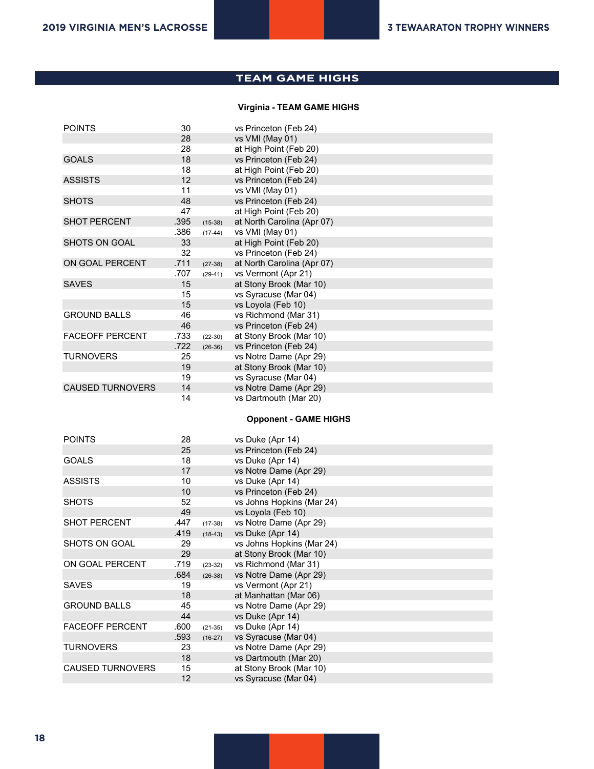## TEAM GAME HIGHS

### Virginia - TEAM GAME HIGHS

| | | | |
|---|---|---|---|
| POINTS | 30 | | vs Princeton (Feb 24) |
| | 28 | | vs VMI (May 01) |
| | 28 | | at High Point (Feb 20) |
| GOALS | 18 | | vs Princeton (Feb 24) |
| | 18 | | at High Point (Feb 20) |
| ASSISTS | 12 | | vs Princeton (Feb 24) |
| | 11 | | vs VMI (May 01) |
| SHOTS | 48 | | vs Princeton (Feb 24) |
| | 47 | | at High Point (Feb 20) |
| SHOT PERCENT | .395 | (15-38) | at North Carolina (Apr 07) |
| | .386 | (17-44) | vs VMI (May 01) |
| SHOTS ON GOAL | 33 | | at High Point (Feb 20) |
| | 32 | | vs Princeton (Feb 24) |
| ON GOAL PERCENT | .711 | (27-38) | at North Carolina (Apr 07) |
| | .707 | (29-41) | vs Vermont (Apr 21) |
| SAVES | 15 | | at Stony Brook (Mar 10) |
| | 15 | | vs Syracuse (Mar 04) |
| | 15 | | vs Loyola (Feb 10) |
| GROUND BALLS | 46 | | vs Richmond (Mar 31) |
| | 46 | | vs Princeton (Feb 24) |
| FACEOFF PERCENT | .733 | (22-30) | at Stony Brook (Mar 10) |
| | .722 | (26-36) | vs Princeton (Feb 24) |
| TURNOVERS | 25 | | vs Notre Dame (Apr 29) |
| | 19 | | at Stony Brook (Mar 10) |
| | 19 | | vs Syracuse (Mar 04) |
| CAUSED TURNOVERS | 14 | | vs Notre Dame (Apr 29) |
| | 14 | | vs Dartmouth (Mar 20) |

### Opponent - GAME HIGHS

| | | | |
|---|---|---|---|
| POINTS | 28 | | vs Duke (Apr 14) |
| | 25 | | vs Princeton (Feb 24) |
| GOALS | 18 | | vs Duke (Apr 14) |
| | 17 | | vs Notre Dame (Apr 29) |
| ASSISTS | 10 | | vs Duke (Apr 14) |
| | 10 | | vs Princeton (Feb 24) |
| SHOTS | 52 | | vs Johns Hopkins (Mar 24) |
| | 49 | | vs Loyola (Feb 10) |
| SHOT PERCENT | .447 | (17-38) | vs Notre Dame (Apr 29) |
| | .419 | (18-43) | vs Duke (Apr 14) |
| SHOTS ON GOAL | 29 | | vs Johns Hopkins (Mar 24) |
| | 29 | | at Stony Brook (Mar 10) |
| ON GOAL PERCENT | .719 | (23-32) | vs Richmond (Mar 31) |
| | .684 | (26-38) | vs Notre Dame (Apr 29) |
| SAVES | 19 | | vs Vermont (Apr 21) |
| | 18 | | at Manhattan (Mar 06) |
| GROUND BALLS | 45 | | vs Notre Dame (Apr 29) |
| | 44 | | vs Duke (Apr 14) |
| FACEOFF PERCENT | .600 | (21-35) | vs Duke (Apr 14) |
| | .593 | (16-27) | vs Syracuse (Mar 04) |
| TURNOVERS | 23 | | vs Notre Dame (Apr 29) |
| | 18 | | vs Dartmouth (Mar 20) |
| CAUSED TURNOVERS | 15 | | at Stony Brook (Mar 10) |
| | 12 | | vs Syracuse (Mar 04) |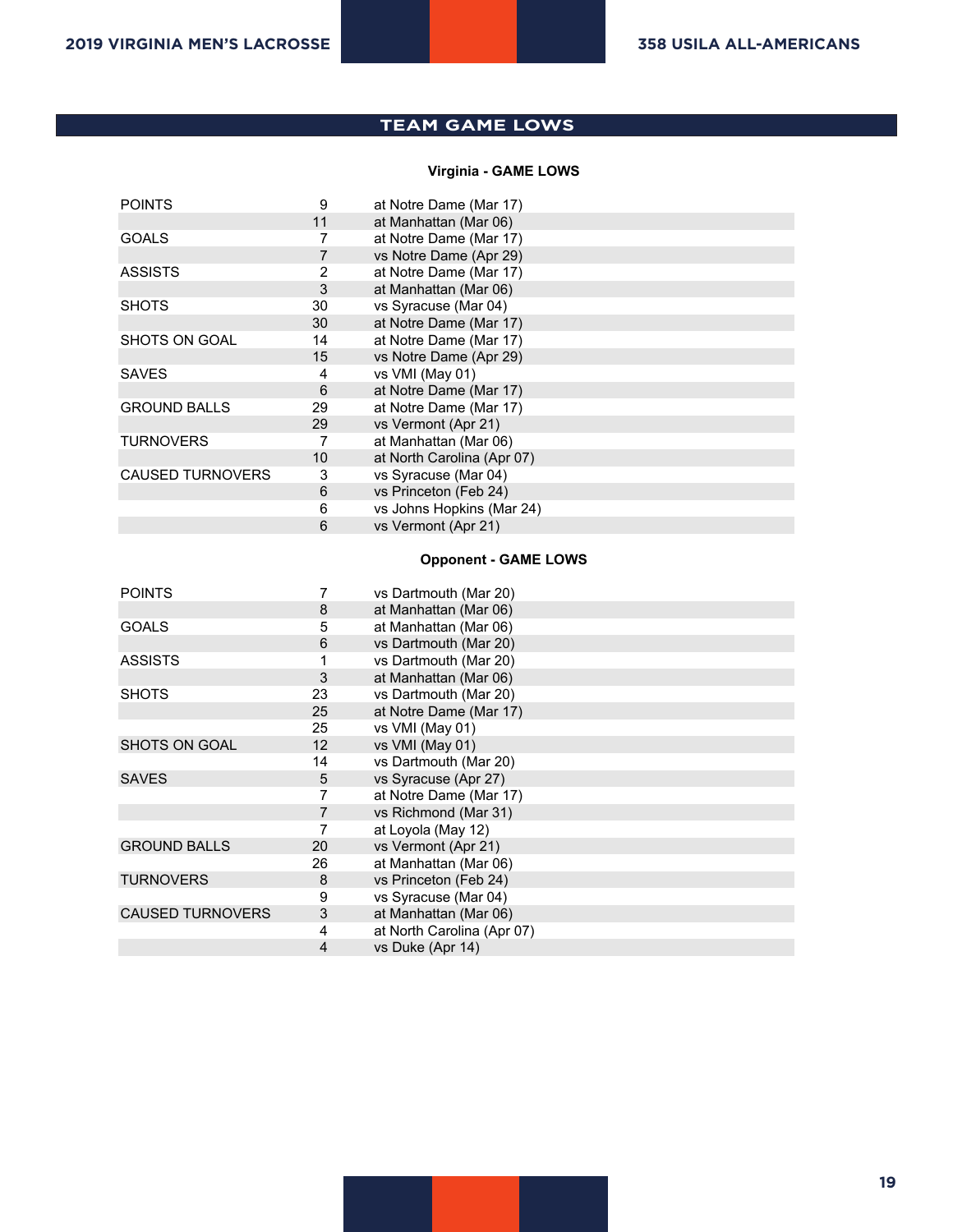## TEAM GAME LOWS

### Virginia - GAME LOWS

| | | |
|---|---|---|
| POINTS | 9 | at Notre Dame (Mar 17) |
| | 11 | at Manhattan (Mar 06) |
| GOALS | 7 | at Notre Dame (Mar 17) |
| | 7 | vs Notre Dame (Apr 29) |
| ASSISTS | 2 | at Notre Dame (Mar 17) |
| | 3 | at Manhattan (Mar 06) |
| SHOTS | 30 | vs Syracuse (Mar 04) |
| | 30 | at Notre Dame (Mar 17) |
| SHOTS ON GOAL | 14 | at Notre Dame (Mar 17) |
| | 15 | vs Notre Dame (Apr 29) |
| SAVES | 4 | vs VMI (May 01) |
| | 6 | at Notre Dame (Mar 17) |
| GROUND BALLS | 29 | at Notre Dame (Mar 17) |
| | 29 | vs Vermont (Apr 21) |
| TURNOVERS | 7 | at Manhattan (Mar 06) |
| | 10 | at North Carolina (Apr 07) |
| CAUSED TURNOVERS | 3 | vs Syracuse (Mar 04) |
| | 6 | vs Princeton (Feb 24) |
| | 6 | vs Johns Hopkins (Mar 24) |
| | 6 | vs Vermont (Apr 21) |

### Opponent - GAME LOWS

| | | |
|---|---|---|
| POINTS | 7 | vs Dartmouth (Mar 20) |
| | 8 | at Manhattan (Mar 06) |
| GOALS | 5 | at Manhattan (Mar 06) |
| | 6 | vs Dartmouth (Mar 20) |
| ASSISTS | 1 | vs Dartmouth (Mar 20) |
| | 3 | at Manhattan (Mar 06) |
| SHOTS | 23 | vs Dartmouth (Mar 20) |
| | 25 | at Notre Dame (Mar 17) |
| | 25 | vs VMI (May 01) |
| SHOTS ON GOAL | 12 | vs VMI (May 01) |
| | 14 | vs Dartmouth (Mar 20) |
| SAVES | 5 | vs Syracuse (Apr 27) |
| | 7 | at Notre Dame (Mar 17) |
| | 7 | vs Richmond (Mar 31) |
| | 7 | at Loyola (May 12) |
| GROUND BALLS | 20 | vs Vermont (Apr 21) |
| | 26 | at Manhattan (Mar 06) |
| TURNOVERS | 8 | vs Princeton (Feb 24) |
| | 9 | vs Syracuse (Mar 04) |
| CAUSED TURNOVERS | 3 | at Manhattan (Mar 06) |
| | 4 | at North Carolina (Apr 07) |
| | 4 | vs Duke (Apr 14) |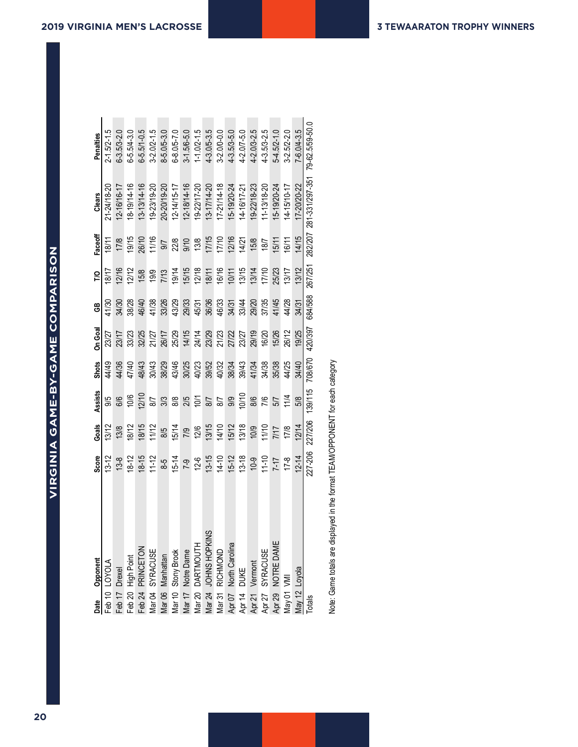# VIRGINIA GAME-BY-GAME COMPARISON

| Date | Opponent | Score | Goals | Assists | Shots | On Goal | GB | T/O | Faceoff | Clears | Penalties |
|---|---|---|---|---|---|---|---|---|---|---|---|
| Feb 10 | LOYOLA | 13-12 | 13/12 | 9/5 | 44/49 | 23/27 | 41/30 | 18/17 | 18/11 | 21-24/18-20 | 2-1.5/2-1.5 |
| Feb 17 | Drexel | 13-8 | 13/8 | 6/6 | 44/36 | 23/17 | 34/30 | 12/16 | 17/8 | 12-16/16-17 | 6-3.5/3-2.0 |
| Feb 20 | High Point | 18-12 | 18/12 | 10/6 | 47/40 | 33/23 | 38/28 | 12/12 | 19/15 | 18-19/14-16 | 6-5.5/4-3.0 |
| Feb 24 | PRINCETON | 18-15 | 18/15 | 12/10 | 48/43 | 32/25 | 46/40 | 15/8 | 26/10 | 13-13/14-16 | 6-5.5/1-0.5 |
| Mar 04 | SYRACUSE | 11-12 | 11/12 | 8/7 | 30/43 | 21/27 | 41/38 | 19/9 | 11/16 | 19-23/19-20 | 3-2.0/2-1.5 |
| Mar 06 | Manhattan | 8-5 | 8/5 | 3/3 | 38/29 | 26/17 | 33/26 | 7/13 | 9/7 | 20-20/19-20 | 8-5.0/5-3.0 |
| Mar 10 | Stony Brook | 15-14 | 15/14 | 8/8 | 43/46 | 25/29 | 43/29 | 19/14 | 22/8 | 12-14/15-17 | 6-8.0/5-7.0 |
| Mar 17 | Notre Dame | 7-9 | 7/9 | 2/5 | 30/25 | 14/15 | 29/33 | 15/15 | 9/10 | 12-18/14-16 | 3-1.5/6-5.0 |
| Mar 20 | DARTMOUTH | 12-6 | 12/6 | 10/1 | 40/23 | 24/14 | 45/31 | 12/18 | 13/8 | 19-22/17-20 | 1-1.0/2-1.5 |
| Mar 24 | JOHNS HOPKINS | 13-15 | 13/15 | 8/7 | 39/52 | 23/29 | 36/36 | 18/11 | 17/15 | 13-17/14-20 | 4-3.0/5-3.5 |
| Mar 31 | RICHMOND | 14-10 | 14/10 | 8/7 | 40/32 | 21/23 | 46/33 | 16/16 | 17/10 | 17-21/14-18 | 3-2.0/0-0.0 |
| Apr 07 | North Carolina | 15-12 | 15/12 | 9/9 | 38/34 | 27/22 | 34/31 | 10/11 | 12/16 | 15-19/20-24 | 4-3.5/3-5.0 |
| Apr 14 | DUKE | 13-18 | 13/18 | 10/10 | 39/43 | 23/27 | 33/44 | 13/15 | 14/21 | 14-16/17-21 | 4-2.0/7-5.0 |
| Apr 21 | Vermont | 10-9 | 10/9 | 8/6 | 41/34 | 29/19 | 29/20 | 13/14 | 15/8 | 19-22/18-23 | 4-2.0/3-2.5 |
| Apr 27 | SYRACUSE | 11-10 | 11/10 | 7/6 | 34/38 | 16/20 | 37/35 | 17/10 | 18/7 | 11-13/18-20 | 4-3.5/3-2.5 |
| Apr 29 | NOTRE DAME | 7-17 | 7/17 | 5/7 | 35/38 | 15/26 | 41/45 | 25/23 | 15/11 | 15-19/20-24 | 5-4.5/2-1.0 |
| May 01 | VMI | 17-8 | 17/8 | 11/4 | 44/25 | 26/12 | 44/28 | 13/17 | 16/11 | 14-15/10-17 | 3-2.5/2-2.0 |
| May 12 | Loyola | 12-14 | 12/14 | 5/8 | 34/40 | 19/25 | 34/31 | 13/12 | 14/15 | 17-20/20-22 | 7-6.0/4-3.5 |
| Totals | | 227-206 | 227/206 | 139/115 | 708/670 | 420/397 | 684/588 | 267/251 | 282/207 | 281-331/297-351 | 79-62.5/59-50.0 |

Note: Game totals are displayed in the format TEAM/OPPONENT for each category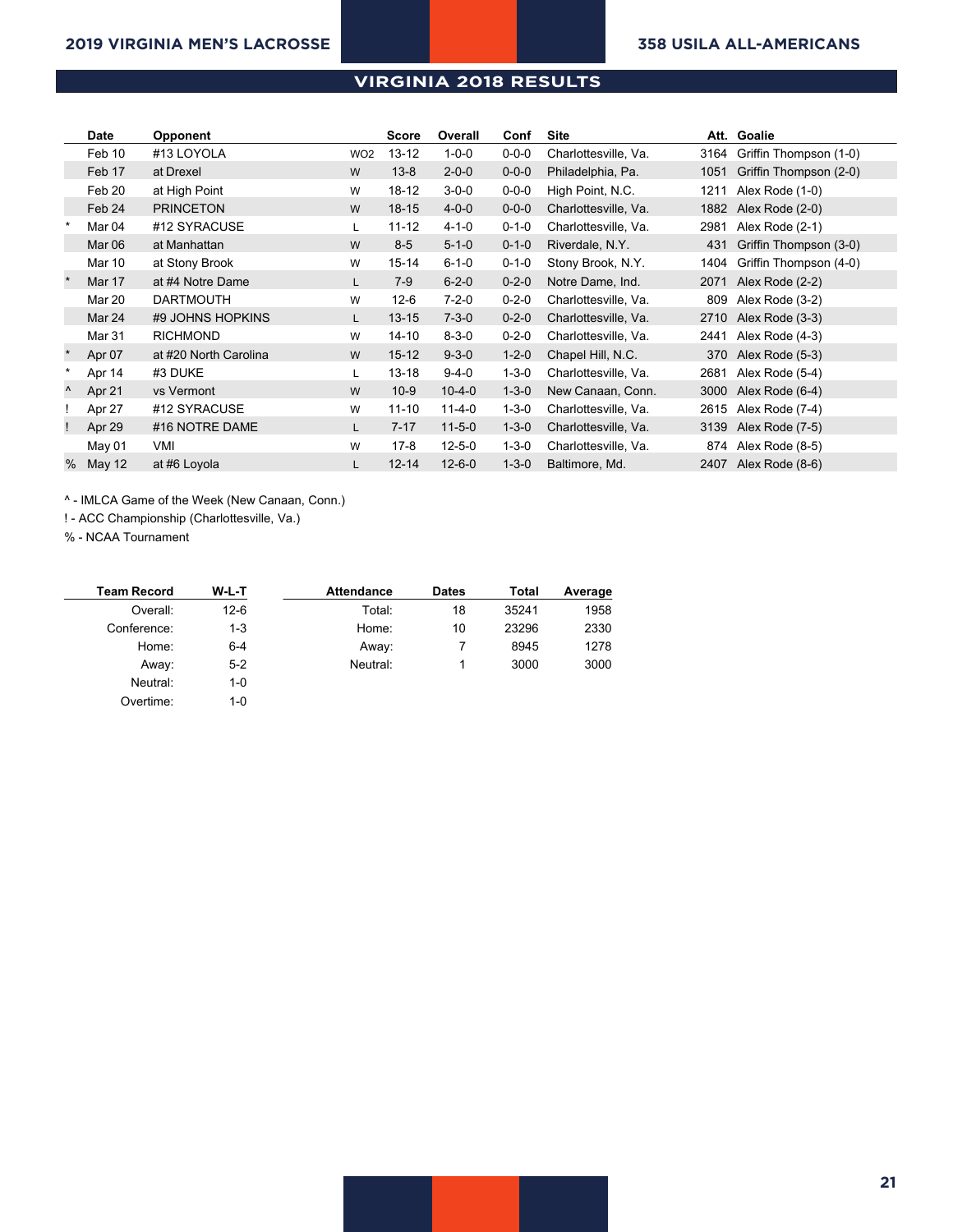## VIRGINIA 2018 RESULTS

| | Date | Opponent | | Score | Overall | Conf | Site | Att. | Goalie |
|---|---|---|---|---|---|---|---|---|---|
| | Feb 10 | #13 LOYOLA | WO2 | 13-12 | 1-0-0 | 0-0-0 | Charlottesville, Va. | 3164 | Griffin Thompson (1-0) |
| | Feb 17 | at Drexel | W | 13-8 | 2-0-0 | 0-0-0 | Philadelphia, Pa. | 1051 | Griffin Thompson (2-0) |
| | Feb 20 | at High Point | W | 18-12 | 3-0-0 | 0-0-0 | High Point, N.C. | 1211 | Alex Rode (1-0) |
| | Feb 24 | PRINCETON | W | 18-15 | 4-0-0 | 0-0-0 | Charlottesville, Va. | 1882 | Alex Rode (2-0) |
| * | Mar 04 | #12 SYRACUSE | L | 11-12 | 4-1-0 | 0-1-0 | Charlottesville, Va. | 2981 | Alex Rode (2-1) |
| | Mar 06 | at Manhattan | W | 8-5 | 5-1-0 | 0-1-0 | Riverdale, N.Y. | 431 | Griffin Thompson (3-0) |
| | Mar 10 | at Stony Brook | W | 15-14 | 6-1-0 | 0-1-0 | Stony Brook, N.Y. | 1404 | Griffin Thompson (4-0) |
| * | Mar 17 | at #4 Notre Dame | L | 7-9 | 6-2-0 | 0-2-0 | Notre Dame, Ind. | 2071 | Alex Rode (2-2) |
| | Mar 20 | DARTMOUTH | W | 12-6 | 7-2-0 | 0-2-0 | Charlottesville, Va. | 809 | Alex Rode (3-2) |
| | Mar 24 | #9 JOHNS HOPKINS | L | 13-15 | 7-3-0 | 0-2-0 | Charlottesville, Va. | 2710 | Alex Rode (3-3) |
| | Mar 31 | RICHMOND | W | 14-10 | 8-3-0 | 0-2-0 | Charlottesville, Va. | 2441 | Alex Rode (4-3) |
| * | Apr 07 | at #20 North Carolina | W | 15-12 | 9-3-0 | 1-2-0 | Chapel Hill, N.C. | 370 | Alex Rode (5-3) |
| * | Apr 14 | #3 DUKE | L | 13-18 | 9-4-0 | 1-3-0 | Charlottesville, Va. | 2681 | Alex Rode (5-4) |
| ^ | Apr 21 | vs Vermont | W | 10-9 | 10-4-0 | 1-3-0 | New Canaan, Conn. | 3000 | Alex Rode (6-4) |
| ! | Apr 27 | #12 SYRACUSE | W | 11-10 | 11-4-0 | 1-3-0 | Charlottesville, Va. | 2615 | Alex Rode (7-4) |
| ! | Apr 29 | #16 NOTRE DAME | L | 7-17 | 11-5-0 | 1-3-0 | Charlottesville, Va. | 3139 | Alex Rode (7-5) |
| | May 01 | VMI | W | 17-8 | 12-5-0 | 1-3-0 | Charlottesville, Va. | 874 | Alex Rode (8-5) |
| % | May 12 | at #6 Loyola | L | 12-14 | 12-6-0 | 1-3-0 | Baltimore, Md. | 2407 | Alex Rode (8-6) |

^ - IMLCA Game of the Week (New Canaan, Conn.)

! - ACC Championship (Charlottesville, Va.)

% - NCAA Tournament

| Team Record | W-L-T |
|---|---|
| Overall: | 12-6 |
| Conference: | 1-3 |
| Home: | 6-4 |
| Away: | 5-2 |
| Neutral: | 1-0 |
| Overtime: | 1-0 |

| Attendance | Dates | Total | Average |
|---|---|---|---|
| Total: | 18 | 35241 | 1958 |
| Home: | 10 | 23296 | 2330 |
| Away: | 7 | 8945 | 1278 |
| Neutral: | 1 | 3000 | 3000 |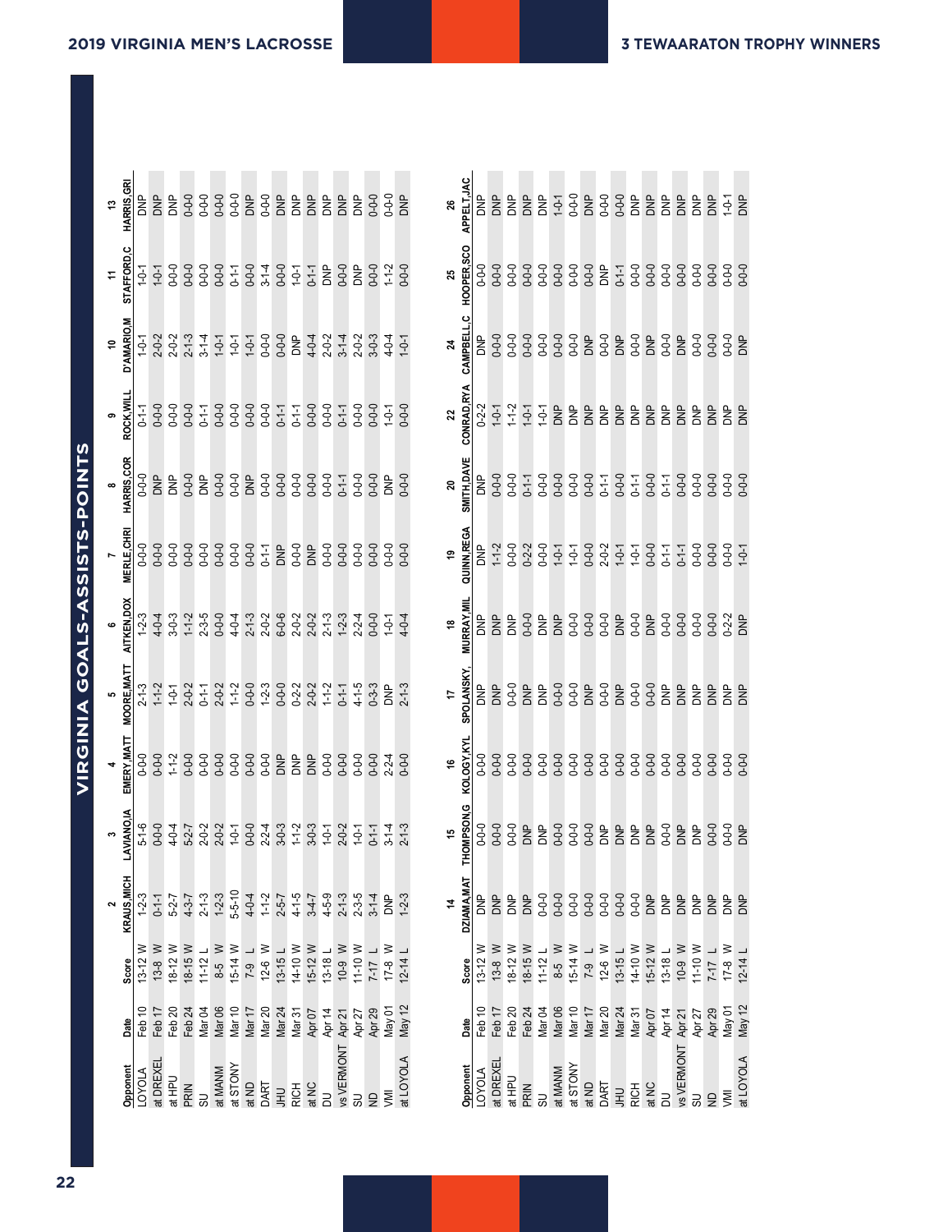# VIRGINIA GOALS-ASSISTS-POINTS

| Opponent | Date | Score | 2 KRAUS,MICH | 3 LAVIANO,IA | 4 EMERY,MATT | 5 MOORE,MATT | 6 AITKEN,DOX | 7 MERLE,CHRI | 8 HARRIS,COR | 9 ROCK,WILL | 10 D'AMARIO,M | 11 STAFFORD,C | 13 HARRIS,GRI |
|---|---|---|---|---|---|---|---|---|---|---|---|---|---|
| LOYOLA | Feb 10 | 13-12 W | 1-2-3 | 5-1-6 | 0-0-0 | 2-1-3 | 1-2-3 | 0-0-0 | 0-0-0 | 0-1-1 | 1-0-1 | 1-0-1 | DNP |
| at DREXEL | Feb 17 | 13-8 W | 0-1-1 | 0-0-0 | 0-0-0 | 1-1-2 | 4-0-4 | 0-0-0 | DNP | 0-0-0 | 2-0-2 | 1-0-1 | DNP |
| at HPU | Feb 20 | 18-12 W | 5-2-7 | 4-0-4 | 1-1-2 | 1-0-1 | 3-0-3 | 0-0-0 | DNP | 0-0-0 | 2-0-2 | 0-0-0 | DNP |
| PRIN | Feb 24 | 18-15 W | 4-3-7 | 5-2-7 | 0-0-0 | 2-0-2 | 1-1-2 | 0-0-0 | 0-0-0 | 0-0-0 | 2-1-3 | 0-0-0 | 0-0-0 |
| SU | Mar 04 | 11-12 L | 2-1-3 | 2-0-2 | 0-0-0 | 0-1-1 | 2-3-5 | 0-0-0 | DNP | 0-1-1 | 3-1-4 | 0-0-0 | 0-0-0 |
| at MANM | Mar 06 | 8-5 W | 1-2-3 | 2-0-2 | 0-0-0 | 2-0-2 | 0-0-0 | 0-0-0 | 0-0-0 | 0-0-0 | 1-0-1 | 0-0-0 | 0-0-0 |
| at STONY | Mar 10 | 15-14 W | 5-5-10 | 1-0-1 | 0-0-0 | 1-1-2 | 4-0-4 | 0-0-0 | 0-0-0 | 0-0-0 | 1-0-1 | 0-1-1 | 0-0-0 |
| at ND | Mar 17 | 7-9 L | 4-0-4 | 0-0-0 | 0-0-0 | 0-0-0 | 2-1-3 | 0-0-0 | DNP | 0-0-0 | 1-0-1 | 0-0-0 | DNP |
| DART | Mar 20 | 12-6 W | 1-1-2 | 2-2-4 | 0-0-0 | 1-2-3 | 2-0-2 | 0-1-1 | 0-0-0 | 0-0-0 | 0-0-0 | 3-1-4 | 0-0-0 |
| JHU | Mar 24 | 13-15 L | 2-5-7 | 3-0-3 | DNP | 0-0-0 | 6-0-6 | DNP | 0-0-0 | 0-1-1 | 0-0-0 | 0-0-0 | DNP |
| RICH | Mar 31 | 14-10 W | 4-1-5 | 1-1-2 | DNP | 0-2-2 | 2-0-2 | 0-0-0 | 0-0-0 | 0-1-1 | DNP | 1-0-1 | DNP |
| at NC | Apr 07 | 15-12 W | 3-4-7 | 3-0-3 | DNP | 2-0-2 | 2-0-2 | DNP | 0-0-0 | 0-0-0 | 4-0-4 | 0-1-1 | DNP |
| DU | Apr 14 | 13-18 L | 4-5-9 | 1-0-1 | 0-0-0 | 1-1-2 | 2-1-3 | 0-0-0 | 0-0-0 | 0-0-0 | 2-0-2 | DNP | DNP |
| vs VERMONT | Apr 21 | 10-9 W | 2-1-3 | 2-0-2 | 0-0-0 | 0-1-1 | 1-2-3 | 0-0-0 | 0-1-1 | 0-1-1 | 3-1-4 | 0-0-0 | DNP |
| SU | Apr 27 | 11-10 W | 2-3-5 | 1-0-1 | 0-0-0 | 4-1-5 | 2-2-4 | 0-0-0 | 0-0-0 | 0-0-0 | 2-0-2 | DNP | DNP |
| ND | Apr 29 | 7-17 L | 3-1-4 | 0-1-1 | 0-0-0 | 0-3-3 | 0-0-0 | 0-0-0 | 0-0-0 | 0-0-0 | 3-0-3 | 0-0-0 | 0-0-0 |
| VMI | May 01 | 17-8 W | DNP | 3-1-4 | 2-2-4 | DNP | 1-0-1 | 0-0-0 | DNP | 1-0-1 | 4-0-4 | 1-1-2 | 0-0-0 |
| at LOYOLA | May 12 | 12-14 L | 1-2-3 | 2-1-3 | 0-0-0 | 2-1-3 | 4-0-4 | 0-0-0 | 0-0-0 | 0-0-0 | 1-0-1 | 0-0-0 | DNP |

| Opponent | Date | Score | 14 DZIAMA,MAT | 15 THOMPSON,G | 16 KOLOGY,KYL | 17 SPOLANSKY, | 18 MURRAY,MIL | 19 QUINN,REGA | 20 SMITH,DAVE | 22 CONRAD,RYA | 24 CAMPBELL,C | 25 HOOPER,SCO | 26 APPELT,JAC |
|---|---|---|---|---|---|---|---|---|---|---|---|---|---|
| LOYOLA | Feb 10 | 13-12 W | DNP | 0-0-0 | 0-0-0 | DNP | DNP | DNP | DNP | 0-2-2 | DNP | 0-0-0 | DNP |
| at DREXEL | Feb 17 | 13-8 W | DNP | 0-0-0 | 0-0-0 | DNP | DNP | 1-1-2 | 0-0-0 | 1-0-1 | 0-0-0 | 0-0-0 | DNP |
| at HPU | Feb 20 | 18-12 W | DNP | 0-0-0 | 0-0-0 | 0-0-0 | DNP | 0-0-0 | 0-0-0 | 1-1-2 | 0-0-0 | 0-0-0 | DNP |
| PRIN | Feb 24 | 18-15 W | DNP | DNP | 0-0-0 | DNP | 0-0-0 | 0-2-2 | 0-1-1 | 1-0-1 | 0-0-0 | 0-0-0 | DNP |
| SU | Mar 04 | 11-12 L | 0-0-0 | DNP | 0-0-0 | DNP | DNP | 0-0-0 | 0-0-0 | 1-0-1 | 0-0-0 | 0-0-0 | DNP |
| at MANM | Mar 06 | 8-5 W | 0-0-0 | 0-0-0 | 0-0-0 | 0-0-0 | DNP | 1-0-1 | 0-0-0 | DNP | 0-0-0 | 0-0-0 | 1-0-1 |
| at STONY | Mar 10 | 15-14 W | 0-0-0 | 0-0-0 | 0-0-0 | 0-0-0 | 0-0-0 | 1-0-1 | 0-0-0 | DNP | 0-0-0 | 0-0-0 | 0-0-0 |
| at ND | Mar 17 | 7-9 L | 0-0-0 | 0-0-0 | 0-0-0 | DNP | 0-0-0 | 0-0-0 | 0-0-0 | DNP | DNP | 0-0-0 | DNP |
| DART | Mar 20 | 12-6 W | 0-0-0 | DNP | 0-0-0 | 0-0-0 | 0-0-0 | 2-0-2 | 0-1-1 | DNP | 0-0-0 | DNP | 0-0-0 |
| JHU | Mar 24 | 13-15 L | 0-0-0 | DNP | 0-0-0 | DNP | DNP | 1-0-1 | 0-0-0 | DNP | DNP | 0-1-1 | 0-0-0 |
| RICH | Mar 31 | 14-10 W | 0-0-0 | DNP | 0-0-0 | 0-0-0 | 0-0-0 | 1-0-1 | 0-1-1 | DNP | 0-0-0 | 0-0-0 | DNP |
| at NC | Apr 07 | 15-12 W | DNP | DNP | 0-0-0 | 0-0-0 | DNP | 0-0-0 | 0-0-0 | DNP | DNP | 0-0-0 | DNP |
| DU | Apr 14 | 13-18 L | DNP | 0-0-0 | 0-0-0 | DNP | 0-0-0 | 0-1-1 | 0-1-1 | DNP | 0-0-0 | 0-0-0 | DNP |
| vs VERMONT | Apr 21 | 10-9 W | DNP | DNP | 0-0-0 | DNP | 0-0-0 | 0-1-1 | 0-0-0 | DNP | DNP | 0-0-0 | DNP |
| SU | Apr 27 | 11-10 W | DNP | DNP | 0-0-0 | DNP | 0-0-0 | 0-0-0 | 0-0-0 | DNP | 0-0-0 | 0-0-0 | DNP |
| ND | Apr 29 | 7-17 L | DNP | 0-0-0 | 0-0-0 | DNP | 0-0-0 | 0-0-0 | 0-0-0 | DNP | 0-0-0 | 0-0-0 | DNP |
| VMI | May 01 | 17-8 W | DNP | 0-0-0 | 0-0-0 | DNP | 0-2-2 | 0-0-0 | 0-0-0 | DNP | 0-0-0 | 0-0-0 | 1-0-1 |
| at LOYOLA | May 12 | 12-14 L | DNP | DNP | 0-0-0 | DNP | DNP | 1-0-1 | 0-0-0 | DNP | DNP | 0-0-0 | DNP |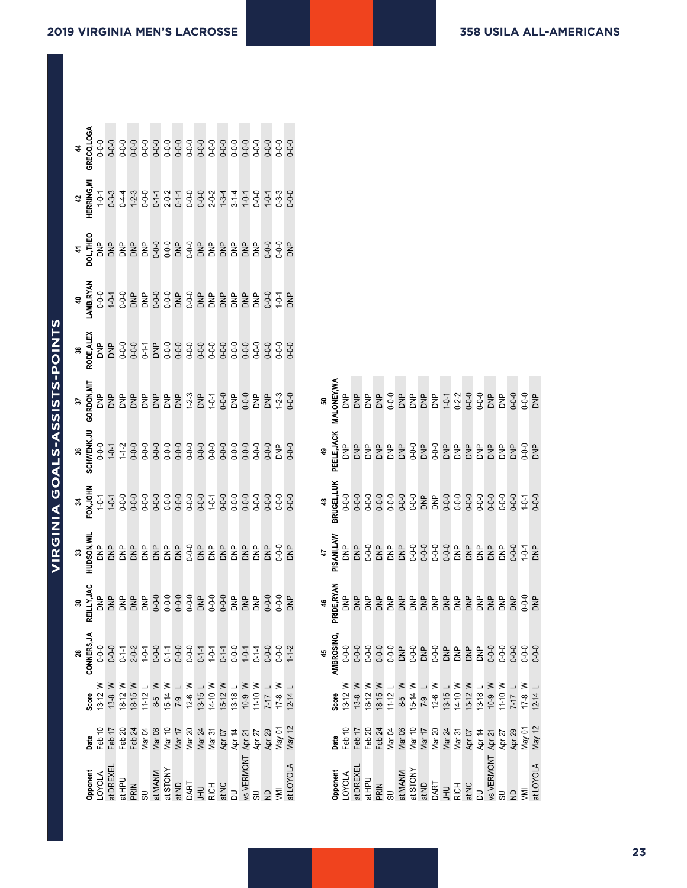# VIRGINIA GOALS-ASSISTS-POINTS

| Opponent | Date | Score | 28 CONNERS,JA | 30 REILLY,JAC | 33 HUDSON,WIL | 34 FOX,JOHN | 36 SCHWENK,JU | 37 GORDON,MIT | 38 RODE,ALEX | 40 LAMB,RYAN | 41 DOL,THEO | 42 HERRING,MI | 44 GRECO,LOGA |
|---|---|---|---|---|---|---|---|---|---|---|---|---|---|
| LOYOLA | Feb 10 | 13-12 W | 0-0-0 | DNP | DNP | 1-0-1 | 0-0-0 | DNP | DNP | 0-0-0 | DNP | 1-0-1 | 0-0-0 |
| at DREXEL | Feb 17 | 13-8 W | 0-0-0 | DNP | DNP | 1-0-1 | 1-0-1 | DNP | DNP | 1-0-1 | DNP | 0-3-3 | 0-0-0 |
| at HPU | Feb 20 | 18-12 W | 0-1-1 | DNP | DNP | 0-0-0 | 1-1-2 | DNP | 0-0-0 | 0-0-0 | DNP | 0-4-4 | 0-0-0 |
| PRIN | Feb 24 | 18-15 W | 2-0-2 | DNP | DNP | 0-0-0 | 0-0-0 | DNP | 0-0-0 | DNP | DNP | 1-2-3 | 0-0-0 |
| SU | Mar 04 | 11-12 L | 1-0-1 | DNP | DNP | 0-0-0 | 0-0-0 | DNP | 0-1-1 | DNP | DNP | 0-0-0 | 0-0-0 |
| at MANM | Mar 06 | 8-5 W | 0-0-0 | 0-0-0 | DNP | 0-0-0 | 0-0-0 | DNP | DNP | 0-0-0 | 0-0-0 | 0-1-1 | 0-0-0 |
| at STONY | Mar 10 | 15-14 W | 0-1-1 | 0-0-0 | DNP | 0-0-0 | 0-0-0 | DNP | 0-0-0 | 0-0-0 | 0-0-0 | 2-0-2 | 0-0-0 |
| at ND | Mar 17 | 7-9 L | 0-0-0 | 0-0-0 | DNP | 0-0-0 | 0-0-0 | DNP | 0-0-0 | DNP | DNP | 0-1-1 | 0-0-0 |
| DART | Mar 20 | 12-6 W | 0-0-0 | 0-0-0 | 0-0-0 | 0-0-0 | 0-0-0 | 1-2-3 | 0-0-0 | 0-0-0 | 0-0-0 | 0-0-0 | 0-0-0 |
| JHU | Mar 24 | 13-15 L | 0-1-1 | DNP | DNP | 0-0-0 | 0-0-0 | DNP | 0-0-0 | DNP | DNP | 0-0-0 | 0-0-0 |
| RICH | Mar 31 | 14-10 W | 1-0-1 | 0-0-0 | DNP | 1-0-1 | 0-0-0 | 1-0-1 | 0-0-0 | DNP | DNP | 2-0-2 | 0-0-0 |
| at NC | Apr 07 | 15-12 W | 0-1-1 | 0-0-0 | DNP | 0-0-0 | 0-0-0 | 0-0-0 | 0-0-0 | DNP | DNP | 1-3-4 | 0-0-0 |
| DU | Apr 14 | 13-18 L | 0-0-0 | DNP | DNP | 0-0-0 | 0-0-0 | DNP | 0-0-0 | DNP | DNP | 3-1-4 | 0-0-0 |
| vs VERMONT | Apr 21 | 10-9 W | 1-0-1 | DNP | DNP | 0-0-0 | 0-0-0 | 0-0-0 | 0-0-0 | DNP | DNP | 1-0-1 | 0-0-0 |
| SU | Apr 27 | 11-10 W | 0-1-1 | DNP | DNP | 0-0-0 | 0-0-0 | DNP | 0-0-0 | DNP | DNP | 0-0-0 | 0-0-0 |
| ND | Apr 29 | 7-17 L | 0-0-0 | 0-0-0 | DNP | 0-0-0 | 0-0-0 | DNP | 0-0-0 | 0-0-0 | 0-0-0 | 1-0-1 | 0-0-0 |
| VMI | May 01 | 17-8 W | 0-0-0 | 0-0-0 | 0-0-0 | 0-0-0 | DNP | 1-2-3 | 0-0-0 | 1-0-1 | 0-0-0 | 0-3-3 | 0-0-0 |
| at LOYOLA | May 12 | 12-14 L | 1-1-2 | DNP | DNP | 0-0-0 | 0-0-0 | 0-0-0 | 0-0-0 | DNP | DNP | 0-0-0 | 0-0-0 |

| Opponent | Date | Score | 45 AMBROSINO, | 46 PRIDE,RYAN | 47 PISANI,LAW | 48 BRUGEL,LUK | 49 PEELE,JACK | 50 MALONEY,WA |
|---|---|---|---|---|---|---|---|---|
| LOYOLA | Feb 10 | 13-12 W | 0-0-0 | DNP | DNP | 0-0-0 | DNP | DNP |
| at DREXEL | Feb 17 | 13-8 W | 0-0-0 | DNP | DNP | 0-0-0 | DNP | DNP |
| at HPU | Feb 20 | 18-12 W | 0-0-0 | DNP | 0-0-0 | 0-0-0 | DNP | DNP |
| PRIN | Feb 24 | 18-15 W | 0-0-0 | DNP | DNP | 0-0-0 | DNP | DNP |
| SU | Mar 04 | 11-12 L | 0-0-0 | DNP | DNP | 0-0-0 | DNP | 0-0-0 |
| at MANM | Mar 06 | 8-5 W | DNP | DNP | DNP | 0-0-0 | DNP | DNP |
| at STONY | Mar 10 | 15-14 W | 0-0-0 | DNP | 0-0-0 | 0-0-0 | 0-0-0 | DNP |
| at ND | Mar 17 | 7-9 L | DNP | DNP | 0-0-0 | DNP | DNP | DNP |
| DART | Mar 20 | 12-6 W | 0-0-0 | DNP | 0-0-0 | DNP | 0-0-0 | DNP |
| JHU | Mar 24 | 13-15 L | DNP | DNP | 0-0-0 | 0-0-0 | DNP | 1-0-1 |
| RICH | Mar 31 | 14-10 W | DNP | DNP | DNP | 0-0-0 | DNP | 0-2-2 |
| at NC | Apr 07 | 15-12 W | DNP | DNP | DNP | 0-0-0 | DNP | 0-0-0 |
| DU | Apr 14 | 13-18 L | DNP | DNP | DNP | 0-0-0 | DNP | 0-0-0 |
| vs VERMONT | Apr 21 | 10-9 W | 0-0-0 | DNP | DNP | 0-0-0 | DNP | DNP |
| SU | Apr 27 | 11-10 W | 0-0-0 | DNP | DNP | 0-0-0 | DNP | DNP |
| ND | Apr 29 | 7-17 L | 0-0-0 | DNP | 0-0-0 | 0-0-0 | DNP | 0-0-0 |
| VMI | May 01 | 17-8 W | 0-0-0 | 0-0-0 | 1-0-1 | 1-0-1 | 0-0-0 | 0-0-0 |
| at LOYOLA | May 12 | 12-14 L | 0-0-0 | DNP | DNP | 0-0-0 | DNP | DNP |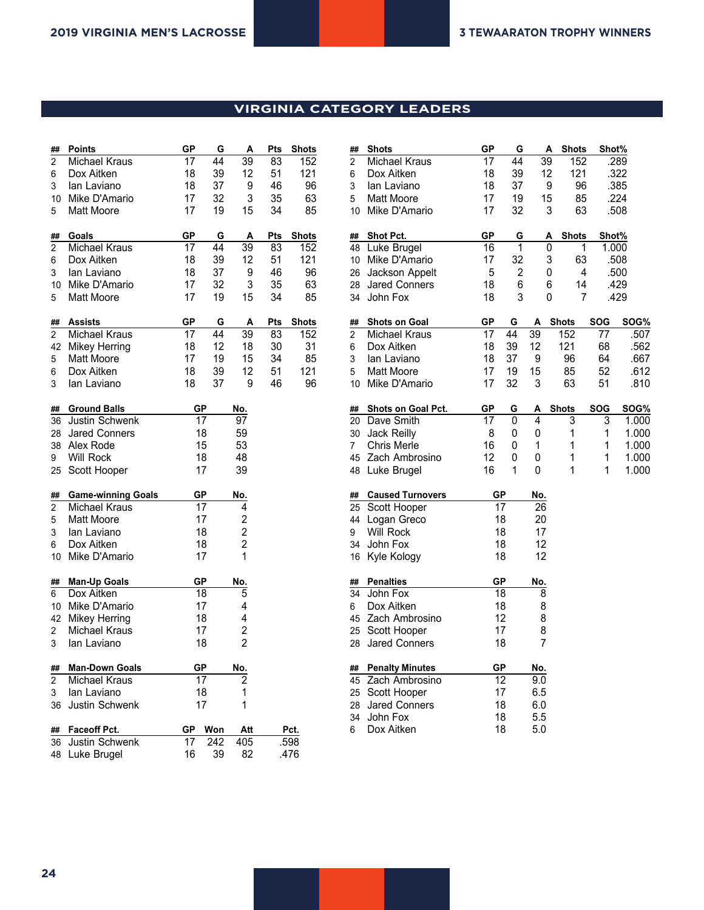## VIRGINIA CATEGORY LEADERS

| ## | Points | GP | G | A | Pts | Shots |
|---|---|---|---|---|---|---|
| 2 | Michael Kraus | 17 | 44 | 39 | 83 | 152 |
| 6 | Dox Aitken | 18 | 39 | 12 | 51 | 121 |
| 3 | Ian Laviano | 18 | 37 | 9 | 46 | 96 |
| 10 | Mike D'Amario | 17 | 32 | 3 | 35 | 63 |
| 5 | Matt Moore | 17 | 19 | 15 | 34 | 85 |

| ## | Goals | GP | G | A | Pts | Shots |
|---|---|---|---|---|---|---|
| 2 | Michael Kraus | 17 | 44 | 39 | 83 | 152 |
| 6 | Dox Aitken | 18 | 39 | 12 | 51 | 121 |
| 3 | Ian Laviano | 18 | 37 | 9 | 46 | 96 |
| 10 | Mike D'Amario | 17 | 32 | 3 | 35 | 63 |
| 5 | Matt Moore | 17 | 19 | 15 | 34 | 85 |

| ## | Assists | GP | G | A | Pts | Shots |
|---|---|---|---|---|---|---|
| 2 | Michael Kraus | 17 | 44 | 39 | 83 | 152 |
| 42 | Mikey Herring | 18 | 12 | 18 | 30 | 31 |
| 5 | Matt Moore | 17 | 19 | 15 | 34 | 85 |
| 6 | Dox Aitken | 18 | 39 | 12 | 51 | 121 |
| 3 | Ian Laviano | 18 | 37 | 9 | 46 | 96 |

| ## | Ground Balls | GP | No. |
|---|---|---|---|
| 36 | Justin Schwenk | 17 | 97 |
| 28 | Jared Conners | 18 | 59 |
| 38 | Alex Rode | 15 | 53 |
| 9 | Will Rock | 18 | 48 |
| 25 | Scott Hooper | 17 | 39 |

| ## | Game-winning Goals | GP | No. |
|---|---|---|---|
| 2 | Michael Kraus | 17 | 4 |
| 5 | Matt Moore | 17 | 2 |
| 3 | Ian Laviano | 18 | 2 |
| 6 | Dox Aitken | 18 | 2 |
| 10 | Mike D'Amario | 17 | 1 |

| ## | Man-Up Goals | GP | No. |
|---|---|---|---|
| 6 | Dox Aitken | 18 | 5 |
| 10 | Mike D'Amario | 17 | 4 |
| 42 | Mikey Herring | 18 | 4 |
| 2 | Michael Kraus | 17 | 2 |
| 3 | Ian Laviano | 18 | 2 |

| ## | Man-Down Goals | GP | No. |
|---|---|---|---|
| 2 | Michael Kraus | 17 | 2 |
| 3 | Ian Laviano | 18 | 1 |
| 36 | Justin Schwenk | 17 | 1 |

| ## | Faceoff Pct. | GP | Won | Att | Pct. |
|---|---|---|---|---|---|
| 36 | Justin Schwenk | 17 | 242 | 405 | .598 |
| 48 | Luke Brugel | 16 | 39 | 82 | .476 |

| ## | Shots | GP | G | A | Shots | Shot% |
|---|---|---|---|---|---|---|
| 2 | Michael Kraus | 17 | 44 | 39 | 152 | .289 |
| 6 | Dox Aitken | 18 | 39 | 12 | 121 | .322 |
| 3 | Ian Laviano | 18 | 37 | 9 | 96 | .385 |
| 5 | Matt Moore | 17 | 19 | 15 | 85 | .224 |
| 10 | Mike D'Amario | 17 | 32 | 3 | 63 | .508 |

| ## | Shot Pct. | GP | G | A | Shots | Shot% |
|---|---|---|---|---|---|---|
| 48 | Luke Brugel | 16 | 1 | 0 | 1 | 1.000 |
| 10 | Mike D'Amario | 17 | 32 | 3 | 63 | .508 |
| 26 | Jackson Appelt | 5 | 2 | 0 | 4 | .500 |
| 28 | Jared Conners | 18 | 6 | 6 | 14 | .429 |
| 34 | John Fox | 18 | 3 | 0 | 7 | .429 |

| ## | Shots on Goal | GP | G | A | Shots | SOG | SOG% |
|---|---|---|---|---|---|---|---|
| 2 | Michael Kraus | 17 | 44 | 39 | 152 | 77 | .507 |
| 6 | Dox Aitken | 18 | 39 | 12 | 121 | 68 | .562 |
| 3 | Ian Laviano | 18 | 37 | 9 | 96 | 64 | .667 |
| 5 | Matt Moore | 17 | 19 | 15 | 85 | 52 | .612 |
| 10 | Mike D'Amario | 17 | 32 | 3 | 63 | 51 | .810 |

| ## | Shots on Goal Pct. | GP | G | A | Shots | SOG | SOG% |
|---|---|---|---|---|---|---|---|
| 20 | Dave Smith | 17 | 0 | 4 | 3 | 3 | 1.000 |
| 30 | Jack Reilly | 8 | 0 | 0 | 1 | 1 | 1.000 |
| 7 | Chris Merle | 16 | 0 | 1 | 1 | 1 | 1.000 |
| 45 | Zach Ambrosino | 12 | 0 | 0 | 1 | 1 | 1.000 |
| 48 | Luke Brugel | 16 | 1 | 0 | 1 | 1 | 1.000 |

| ## | Caused Turnovers | GP | No. |
|---|---|---|---|
| 25 | Scott Hooper | 17 | 26 |
| 44 | Logan Greco | 18 | 20 |
| 9 | Will Rock | 18 | 17 |
| 34 | John Fox | 18 | 12 |
| 16 | Kyle Kology | 18 | 12 |

| ## | Penalties | GP | No. |
|---|---|---|---|
| 34 | John Fox | 18 | 8 |
| 6 | Dox Aitken | 18 | 8 |
| 45 | Zach Ambrosino | 12 | 8 |
| 25 | Scott Hooper | 17 | 8 |
| 28 | Jared Conners | 18 | 7 |

| ## | Penalty Minutes | GP | No. |
|---|---|---|---|
| 45 | Zach Ambrosino | 12 | 9.0 |
| 25 | Scott Hooper | 17 | 6.5 |
| 28 | Jared Conners | 18 | 6.0 |
| 34 | John Fox | 18 | 5.5 |
| 6 | Dox Aitken | 18 | 5.0 |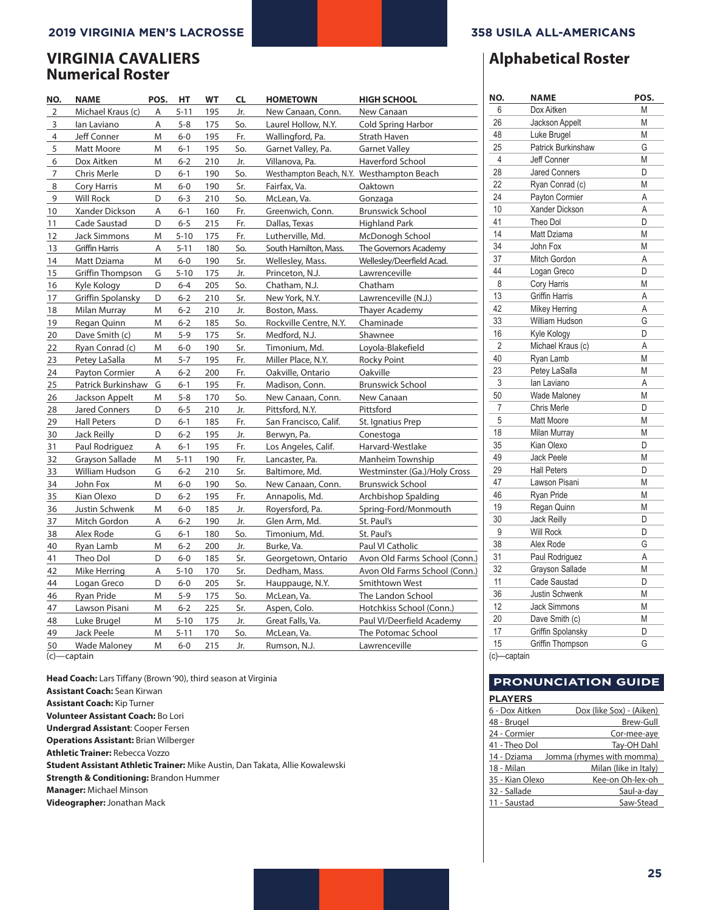## VIRGINIA CAVALIERS
### Numerical Roster

| NO. | NAME | POS. | HT | WT | CL | HOMETOWN | HIGH SCHOOL |
|---|---|---|---|---|---|---|---|
| 2 | Michael Kraus (c) | A | 5-11 | 195 | Jr. | New Canaan, Conn. | New Canaan |
| 3 | Ian Laviano | A | 5-8 | 175 | So. | Laurel Hollow, N.Y. | Cold Spring Harbor |
| 4 | Jeff Conner | M | 6-0 | 195 | Fr. | Wallingford, Pa. | Strath Haven |
| 5 | Matt Moore | M | 6-1 | 195 | So. | Garnet Valley, Pa. | Garnet Valley |
| 6 | Dox Aitken | M | 6-2 | 210 | Jr. | Villanova, Pa. | Haverford School |
| 7 | Chris Merle | D | 6-1 | 190 | So. | Westhampton Beach, N.Y. | Westhampton Beach |
| 8 | Cory Harris | M | 6-0 | 190 | Sr. | Fairfax, Va. | Oaktown |
| 9 | Will Rock | D | 6-3 | 210 | So. | McLean, Va. | Gonzaga |
| 10 | Xander Dickson | A | 6-1 | 160 | Fr. | Greenwich, Conn. | Brunswick School |
| 11 | Cade Saustad | D | 6-5 | 215 | Fr. | Dallas, Texas | Highland Park |
| 12 | Jack Simmons | M | 5-10 | 175 | Fr. | Lutherville, Md. | McDonogh School |
| 13 | Griffin Harris | A | 5-11 | 180 | So. | South Hamilton, Mass. | The Governors Academy |
| 14 | Matt Dziama | M | 6-0 | 190 | Sr. | Wellesley, Mass. | Wellesley/Deerfield Acad. |
| 15 | Griffin Thompson | G | 5-10 | 175 | Jr. | Princeton, N.J. | Lawrenceville |
| 16 | Kyle Kology | D | 6-4 | 205 | So. | Chatham, N.J. | Chatham |
| 17 | Griffin Spolansky | D | 6-2 | 210 | Sr. | New York, N.Y. | Lawrenceville (N.J.) |
| 18 | Milan Murray | M | 6-2 | 210 | Jr. | Boston, Mass. | Thayer Academy |
| 19 | Regan Quinn | M | 6-2 | 185 | So. | Rockville Centre, N.Y. | Chaminade |
| 20 | Dave Smith (c) | M | 5-9 | 175 | Sr. | Medford, N.J. | Shawnee |
| 22 | Ryan Conrad (c) | M | 6-0 | 190 | Sr. | Timonium, Md. | Loyola-Blakefield |
| 23 | Petey LaSalla | M | 5-7 | 195 | Fr. | Miller Place, N.Y. | Rocky Point |
| 24 | Payton Cormier | A | 6-2 | 200 | Fr. | Oakville, Ontario | Oakville |
| 25 | Patrick Burkinshaw | G | 6-1 | 195 | Fr. | Madison, Conn. | Brunswick School |
| 26 | Jackson Appelt | M | 5-8 | 170 | So. | New Canaan, Conn. | New Canaan |
| 28 | Jared Conners | D | 6-5 | 210 | Jr. | Pittsford, N.Y. | Pittsford |
| 29 | Hall Peters | D | 6-1 | 185 | Fr. | San Francisco, Calif. | St. Ignatius Prep |
| 30 | Jack Reilly | D | 6-2 | 195 | Jr. | Berwyn, Pa. | Conestoga |
| 31 | Paul Rodriguez | A | 6-1 | 195 | Fr. | Los Angeles, Calif. | Harvard-Westlake |
| 32 | Grayson Sallade | M | 5-11 | 190 | Fr. | Lancaster, Pa. | Manheim Township |
| 33 | William Hudson | G | 6-2 | 210 | Sr. | Baltimore, Md. | Westminster (Ga.)/Holy Cross |
| 34 | John Fox | M | 6-0 | 190 | So. | New Canaan, Conn. | Brunswick School |
| 35 | Kian Olexo | D | 6-2 | 195 | Fr. | Annapolis, Md. | Archbishop Spalding |
| 36 | Justin Schwenk | M | 6-0 | 185 | Jr. | Royersford, Pa. | Spring-Ford/Monmouth |
| 37 | Mitch Gordon | A | 6-2 | 190 | Jr. | Glen Arm, Md. | St. Paul's |
| 38 | Alex Rode | G | 6-1 | 180 | So. | Timonium, Md. | St. Paul's |
| 40 | Ryan Lamb | M | 6-2 | 200 | Jr. | Burke, Va. | Paul VI Catholic |
| 41 | Theo Dol | D | 6-0 | 185 | Sr. | Georgetown, Ontario | Avon Old Farms School (Conn.) |
| 42 | Mike Herring | A | 5-10 | 170 | Sr. | Dedham, Mass. | Avon Old Farms School (Conn.) |
| 44 | Logan Greco | D | 6-0 | 205 | Sr. | Hauppauge, N.Y. | Smithtown West |
| 46 | Ryan Pride | M | 5-9 | 175 | So. | McLean, Va. | The Landon School |
| 47 | Lawson Pisani | M | 6-2 | 225 | Sr. | Aspen, Colo. | Hotchkiss School (Conn.) |
| 48 | Luke Brugel | M | 5-10 | 175 | Jr. | Great Falls, Va. | Paul VI/Deerfield Academy |
| 49 | Jack Peele | M | 5-11 | 170 | So. | McLean, Va. | The Potomac School |
| 50 | Wade Maloney | M | 6-0 | 215 | Jr. | Rumson, N.J. | Lawrenceville |

(c)—captain

**Head Coach:** Lars Tiffany (Brown '90), third season at Virginia
**Assistant Coach:** Sean Kirwan
**Assistant Coach:** Kip Turner
**Volunteer Assistant Coach:** Bo Lori
**Undergrad Assistant**: Cooper Fersen
**Operations Assistant:** Brian Wilberger
**Athletic Trainer:** Rebecca Vozzo
**Student Assistant Athletic Trainer:** Mike Austin, Dan Takata, Allie Kowalewski
**Strength & Conditioning:** Brandon Hummer
**Manager:** Michael Minson
**Videographer:** Jonathan Mack

## Alphabetical Roster

| NO. | NAME | POS. |
|---|---|---|
| 6 | Dox Aitken | M |
| 26 | Jackson Appelt | M |
| 48 | Luke Brugel | M |
| 25 | Patrick Burkinshaw | G |
| 4 | Jeff Conner | M |
| 28 | Jared Conners | D |
| 22 | Ryan Conrad (c) | M |
| 24 | Payton Cormier | A |
| 10 | Xander Dickson | A |
| 41 | Theo Dol | D |
| 14 | Matt Dziama | M |
| 34 | John Fox | M |
| 37 | Mitch Gordon | A |
| 44 | Logan Greco | D |
| 8 | Cory Harris | M |
| 13 | Griffin Harris | A |
| 42 | Mikey Herring | A |
| 33 | William Hudson | G |
| 16 | Kyle Kology | D |
| 2 | Michael Kraus (c) | A |
| 40 | Ryan Lamb | M |
| 23 | Petey LaSalla | M |
| 3 | Ian Laviano | A |
| 50 | Wade Maloney | M |
| 7 | Chris Merle | D |
| 5 | Matt Moore | M |
| 18 | Milan Murray | M |
| 35 | Kian Olexo | D |
| 49 | Jack Peele | M |
| 29 | Hall Peters | D |
| 47 | Lawson Pisani | M |
| 46 | Ryan Pride | M |
| 19 | Regan Quinn | M |
| 30 | Jack Reilly | D |
| 9 | Will Rock | D |
| 38 | Alex Rode | G |
| 31 | Paul Rodriguez | A |
| 32 | Grayson Sallade | M |
| 11 | Cade Saustad | D |
| 36 | Justin Schwenk | M |
| 12 | Jack Simmons | M |
| 20 | Dave Smith (c) | M |
| 17 | Griffin Spolansky | D |
| 15 | Griffin Thompson | G |

(c)—captain

### PRONUNCIATION GUIDE

| PLAYERS | |
|---|---|
| 6 - Dox Aitken | Dox (like Sox) - (Aiken) |
| 48 - Brugel | Brew-Gull |
| 24 - Cormier | Cor-mee-aye |
| 41 - Theo Dol | Tay-OH Dahl |
| 14 - Dziama | Jomma (rhymes with momma) |
| 18 - Milan | Milan (like in Italy) |
| 35 - Kian Olexo | Kee-on Oh-lex-oh |
| 32 - Sallade | Saul-a-day |
| 11 - Saustad | Saw-Stead |